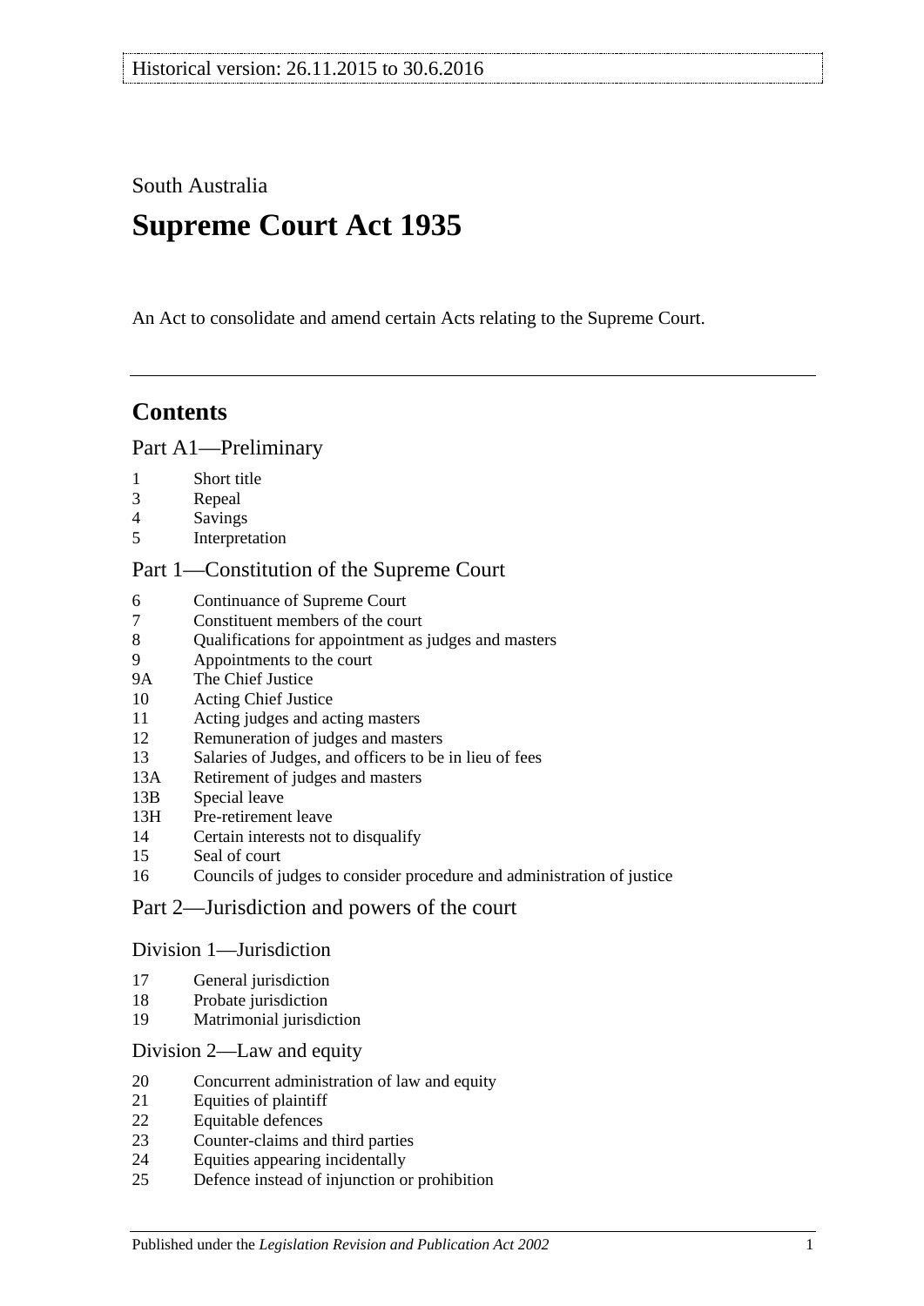Historical version: 26.11.2015 to 30.6.2016

South Australia

# Supreme Court Act 1935

An Act to consolidate and amend certain Acts relating to the Supreme Court.

## Contents

### Part A1—Preliminary

1 Short title
3 Repeal
4 Savings
5 Interpretation

### Part 1—Constitution of the Supreme Court

6 Continuance of Supreme Court
7 Constituent members of the court
8 Qualifications for appointment as judges and masters
9 Appointments to the court
9A The Chief Justice
10 Acting Chief Justice
11 Acting judges and acting masters
12 Remuneration of judges and masters
13 Salaries of Judges, and officers to be in lieu of fees
13A Retirement of judges and masters
13B Special leave
13H Pre-retirement leave
14 Certain interests not to disqualify
15 Seal of court
16 Councils of judges to consider procedure and administration of justice

### Part 2—Jurisdiction and powers of the court

#### Division 1—Jurisdiction

17 General jurisdiction
18 Probate jurisdiction
19 Matrimonial jurisdiction

#### Division 2—Law and equity

20 Concurrent administration of law and equity
21 Equities of plaintiff
22 Equitable defences
23 Counter-claims and third parties
24 Equities appearing incidentally
25 Defence instead of injunction or prohibition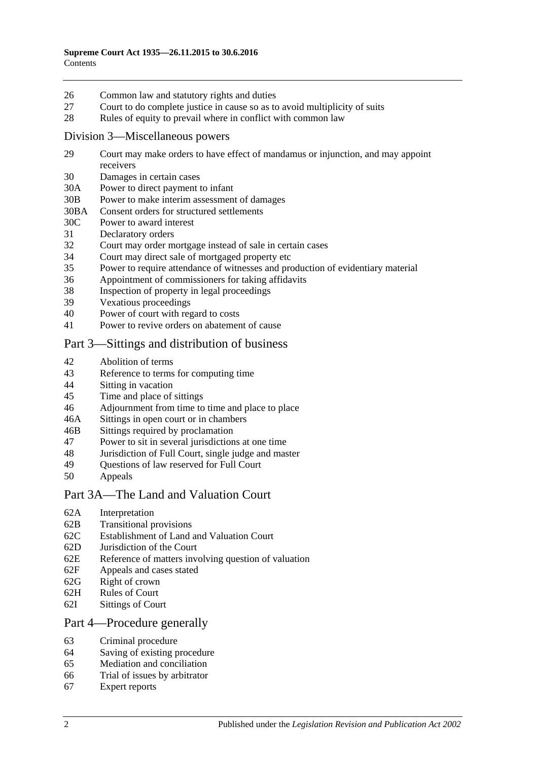26 Common law and statutory rights and duties
27 Court to do complete justice in cause so as to avoid multiplicity of suits
28 Rules of equity to prevail where in conflict with common law

## Division 3—Miscellaneous powers

29 Court may make orders to have effect of mandamus or injunction, and may appoint receivers
30 Damages in certain cases
30A Power to direct payment to infant
30B Power to make interim assessment of damages
30BA Consent orders for structured settlements
30C Power to award interest
31 Declaratory orders
32 Court may order mortgage instead of sale in certain cases
34 Court may direct sale of mortgaged property etc
35 Power to require attendance of witnesses and production of evidentiary material
36 Appointment of commissioners for taking affidavits
38 Inspection of property in legal proceedings
39 Vexatious proceedings
40 Power of court with regard to costs
41 Power to revive orders on abatement of cause

## Part 3—Sittings and distribution of business

42 Abolition of terms
43 Reference to terms for computing time
44 Sitting in vacation
45 Time and place of sittings
46 Adjournment from time to time and place to place
46A Sittings in open court or in chambers
46B Sittings required by proclamation
47 Power to sit in several jurisdictions at one time
48 Jurisdiction of Full Court, single judge and master
49 Questions of law reserved for Full Court
50 Appeals

## Part 3A—The Land and Valuation Court

62A Interpretation
62B Transitional provisions
62C Establishment of Land and Valuation Court
62D Jurisdiction of the Court
62E Reference of matters involving question of valuation
62F Appeals and cases stated
62G Right of crown
62H Rules of Court
62I Sittings of Court

## Part 4—Procedure generally

63 Criminal procedure
64 Saving of existing procedure
65 Mediation and conciliation
66 Trial of issues by arbitrator
67 Expert reports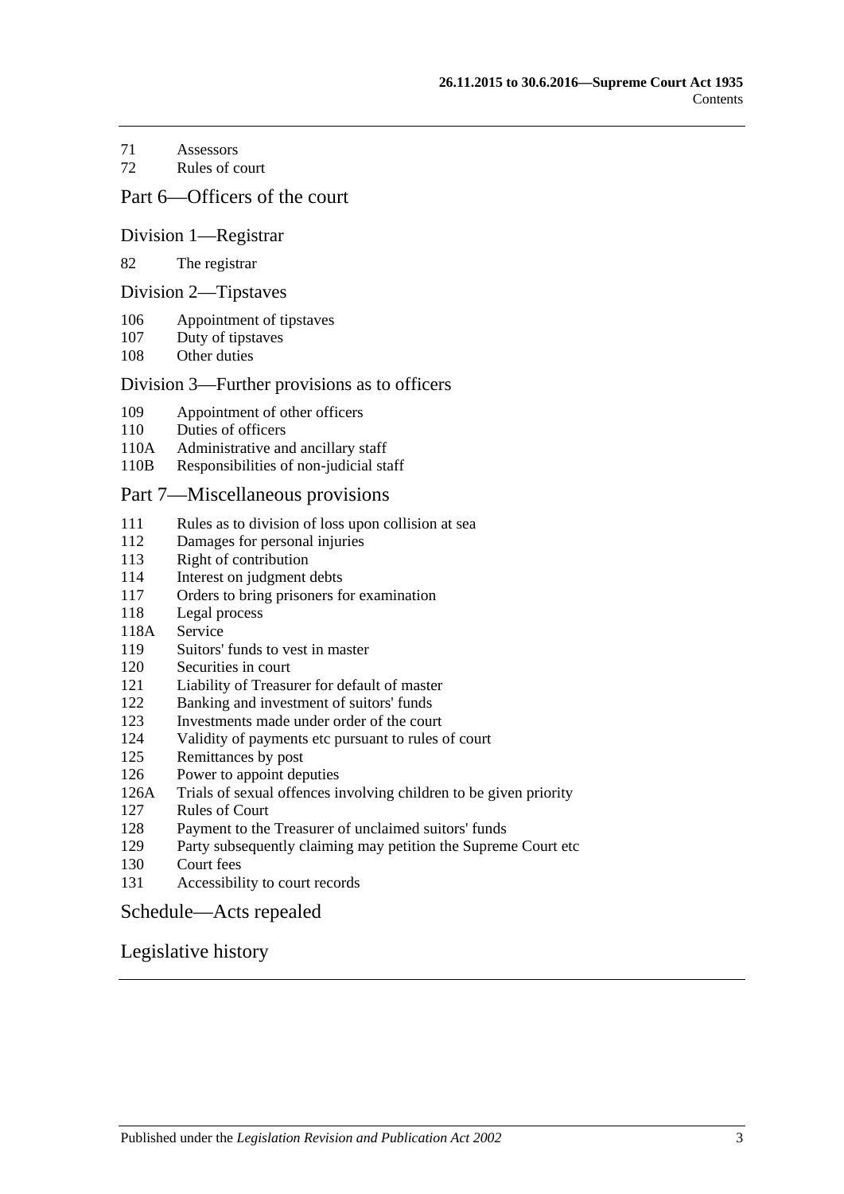71 Assessors
72 Rules of court

## Part 6—Officers of the court

### Division 1—Registrar

82 The registrar

### Division 2—Tipstaves

106 Appointment of tipstaves
107 Duty of tipstaves
108 Other duties

### Division 3—Further provisions as to officers

109 Appointment of other officers
110 Duties of officers
110A Administrative and ancillary staff
110B Responsibilities of non-judicial staff

## Part 7—Miscellaneous provisions

111 Rules as to division of loss upon collision at sea
112 Damages for personal injuries
113 Right of contribution
114 Interest on judgment debts
117 Orders to bring prisoners for examination
118 Legal process
118A Service
119 Suitors' funds to vest in master
120 Securities in court
121 Liability of Treasurer for default of master
122 Banking and investment of suitors' funds
123 Investments made under order of the court
124 Validity of payments etc pursuant to rules of court
125 Remittances by post
126 Power to appoint deputies
126A Trials of sexual offences involving children to be given priority
127 Rules of Court
128 Payment to the Treasurer of unclaimed suitors' funds
129 Party subsequently claiming may petition the Supreme Court etc
130 Court fees
131 Accessibility to court records

## Schedule—Acts repealed

## Legislative history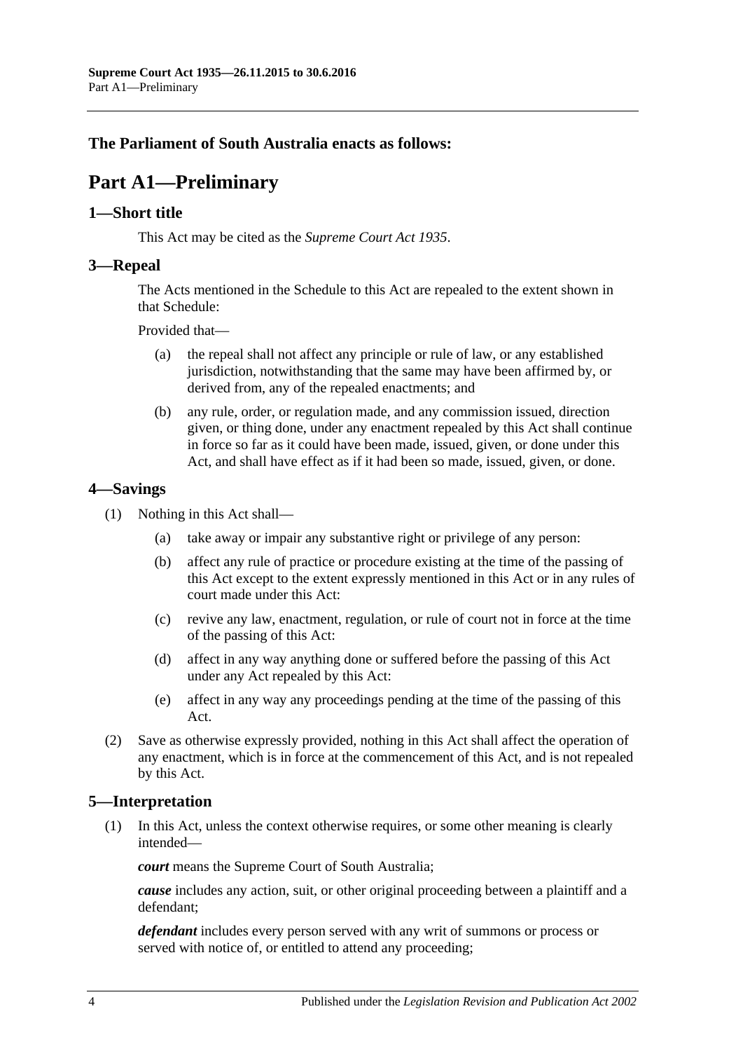**The Parliament of South Australia enacts as follows:**

# Part A1—Preliminary

## 1—Short title

This Act may be cited as the *Supreme Court Act 1935*.

## 3—Repeal

The Acts mentioned in the Schedule to this Act are repealed to the extent shown in that Schedule:

Provided that—

(a) the repeal shall not affect any principle or rule of law, or any established jurisdiction, notwithstanding that the same may have been affirmed by, or derived from, any of the repealed enactments; and

(b) any rule, order, or regulation made, and any commission issued, direction given, or thing done, under any enactment repealed by this Act shall continue in force so far as it could have been made, issued, given, or done under this Act, and shall have effect as if it had been so made, issued, given, or done.

## 4—Savings

(1) Nothing in this Act shall—

(a) take away or impair any substantive right or privilege of any person:

(b) affect any rule of practice or procedure existing at the time of the passing of this Act except to the extent expressly mentioned in this Act or in any rules of court made under this Act:

(c) revive any law, enactment, regulation, or rule of court not in force at the time of the passing of this Act:

(d) affect in any way anything done or suffered before the passing of this Act under any Act repealed by this Act:

(e) affect in any way any proceedings pending at the time of the passing of this Act.

(2) Save as otherwise expressly provided, nothing in this Act shall affect the operation of any enactment, which is in force at the commencement of this Act, and is not repealed by this Act.

## 5—Interpretation

(1) In this Act, unless the context otherwise requires, or some other meaning is clearly intended—

***court*** means the Supreme Court of South Australia;

***cause*** includes any action, suit, or other original proceeding between a plaintiff and a defendant;

***defendant*** includes every person served with any writ of summons or process or served with notice of, or entitled to attend any proceeding;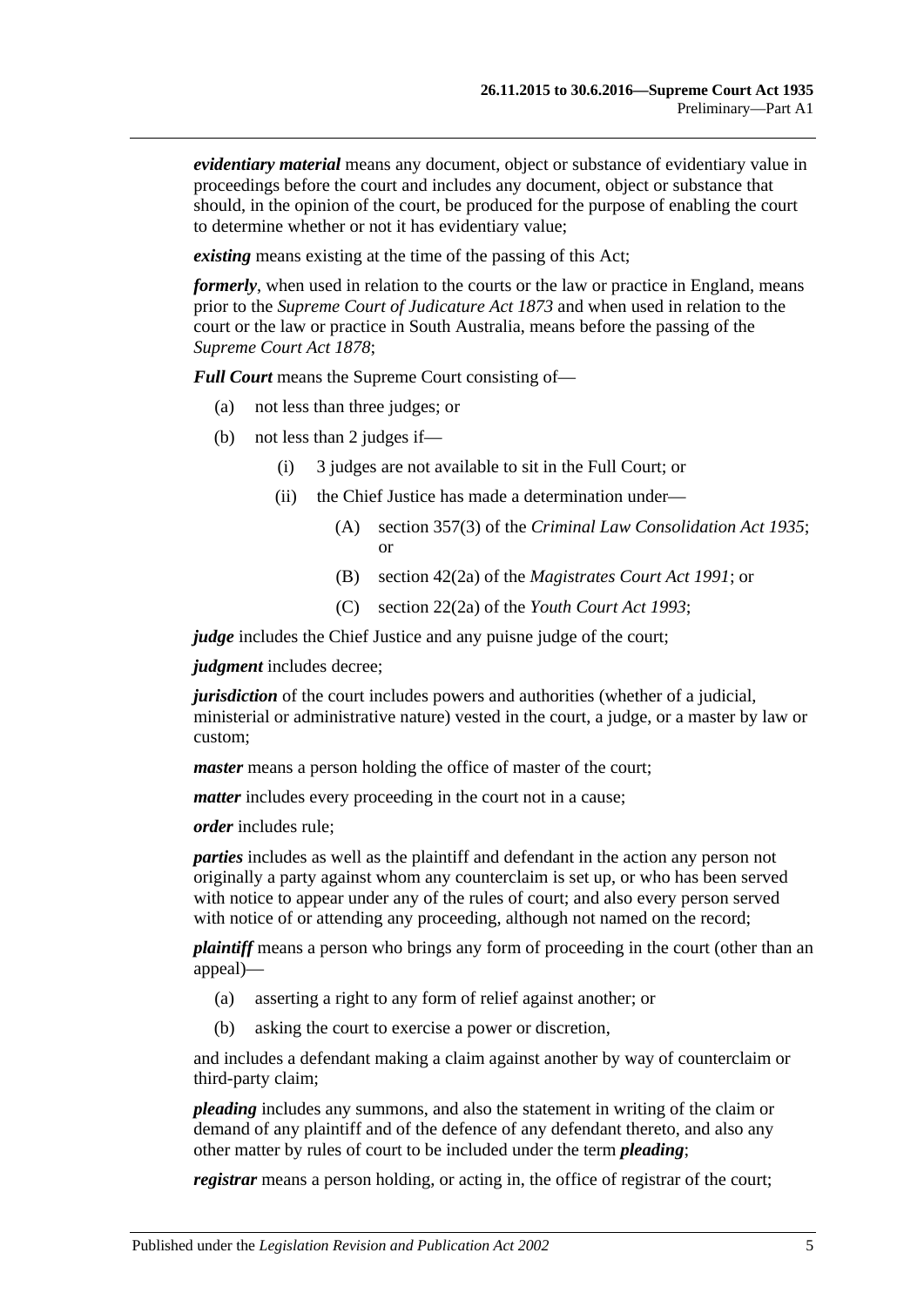***evidentiary material*** means any document, object or substance of evidentiary value in proceedings before the court and includes any document, object or substance that should, in the opinion of the court, be produced for the purpose of enabling the court to determine whether or not it has evidentiary value;

***existing*** means existing at the time of the passing of this Act;

***formerly***, when used in relation to the courts or the law or practice in England, means prior to the *Supreme Court of Judicature Act 1873* and when used in relation to the court or the law or practice in South Australia, means before the passing of the *Supreme Court Act 1878*;

***Full Court*** means the Supreme Court consisting of—

- (a) not less than three judges; or
- (b) not less than 2 judges if—
  - (i) 3 judges are not available to sit in the Full Court; or
  - (ii) the Chief Justice has made a determination under—
    - (A) section 357(3) of the *Criminal Law Consolidation Act 1935*; or
    - (B) section 42(2a) of the *Magistrates Court Act 1991*; or
    - (C) section 22(2a) of the *Youth Court Act 1993*;

***judge*** includes the Chief Justice and any puisne judge of the court;

***judgment*** includes decree;

***jurisdiction*** of the court includes powers and authorities (whether of a judicial, ministerial or administrative nature) vested in the court, a judge, or a master by law or custom;

***master*** means a person holding the office of master of the court;

***matter*** includes every proceeding in the court not in a cause;

***order*** includes rule;

***parties*** includes as well as the plaintiff and defendant in the action any person not originally a party against whom any counterclaim is set up, or who has been served with notice to appear under any of the rules of court; and also every person served with notice of or attending any proceeding, although not named on the record;

***plaintiff*** means a person who brings any form of proceeding in the court (other than an appeal)—

- (a) asserting a right to any form of relief against another; or
- (b) asking the court to exercise a power or discretion,

and includes a defendant making a claim against another by way of counterclaim or third-party claim;

***pleading*** includes any summons, and also the statement in writing of the claim or demand of any plaintiff and of the defence of any defendant thereto, and also any other matter by rules of court to be included under the term ***pleading***;

***registrar*** means a person holding, or acting in, the office of registrar of the court;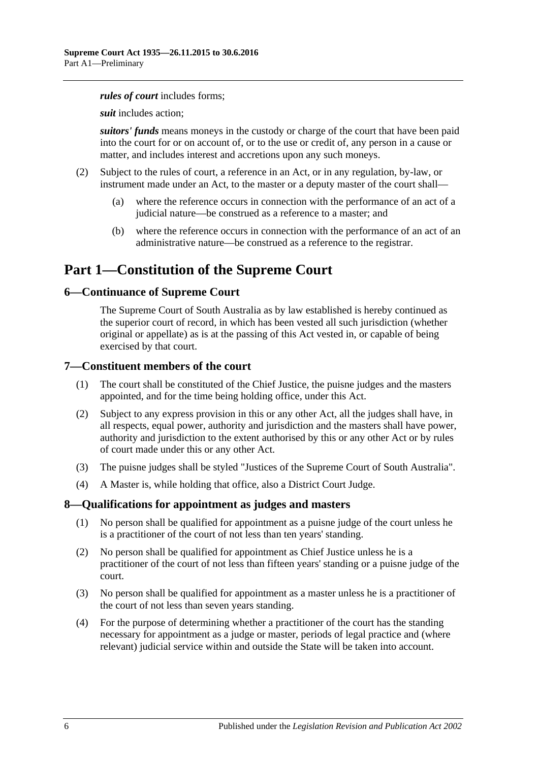***rules of court*** includes forms;

***suit*** includes action;

***suitors' funds*** means moneys in the custody or charge of the court that have been paid into the court for or on account of, or to the use or credit of, any person in a cause or matter, and includes interest and accretions upon any such moneys.

(2) Subject to the rules of court, a reference in an Act, or in any regulation, by-law, or instrument made under an Act, to the master or a deputy master of the court shall—

(a) where the reference occurs in connection with the performance of an act of a judicial nature—be construed as a reference to a master; and

(b) where the reference occurs in connection with the performance of an act of an administrative nature—be construed as a reference to the registrar.

# Part 1—Constitution of the Supreme Court

## 6—Continuance of Supreme Court

The Supreme Court of South Australia as by law established is hereby continued as the superior court of record, in which has been vested all such jurisdiction (whether original or appellate) as is at the passing of this Act vested in, or capable of being exercised by that court.

## 7—Constituent members of the court

(1) The court shall be constituted of the Chief Justice, the puisne judges and the masters appointed, and for the time being holding office, under this Act.

(2) Subject to any express provision in this or any other Act, all the judges shall have, in all respects, equal power, authority and jurisdiction and the masters shall have power, authority and jurisdiction to the extent authorised by this or any other Act or by rules of court made under this or any other Act.

(3) The puisne judges shall be styled "Justices of the Supreme Court of South Australia".

(4) A Master is, while holding that office, also a District Court Judge.

## 8—Qualifications for appointment as judges and masters

(1) No person shall be qualified for appointment as a puisne judge of the court unless he is a practitioner of the court of not less than ten years' standing.

(2) No person shall be qualified for appointment as Chief Justice unless he is a practitioner of the court of not less than fifteen years' standing or a puisne judge of the court.

(3) No person shall be qualified for appointment as a master unless he is a practitioner of the court of not less than seven years standing.

(4) For the purpose of determining whether a practitioner of the court has the standing necessary for appointment as a judge or master, periods of legal practice and (where relevant) judicial service within and outside the State will be taken into account.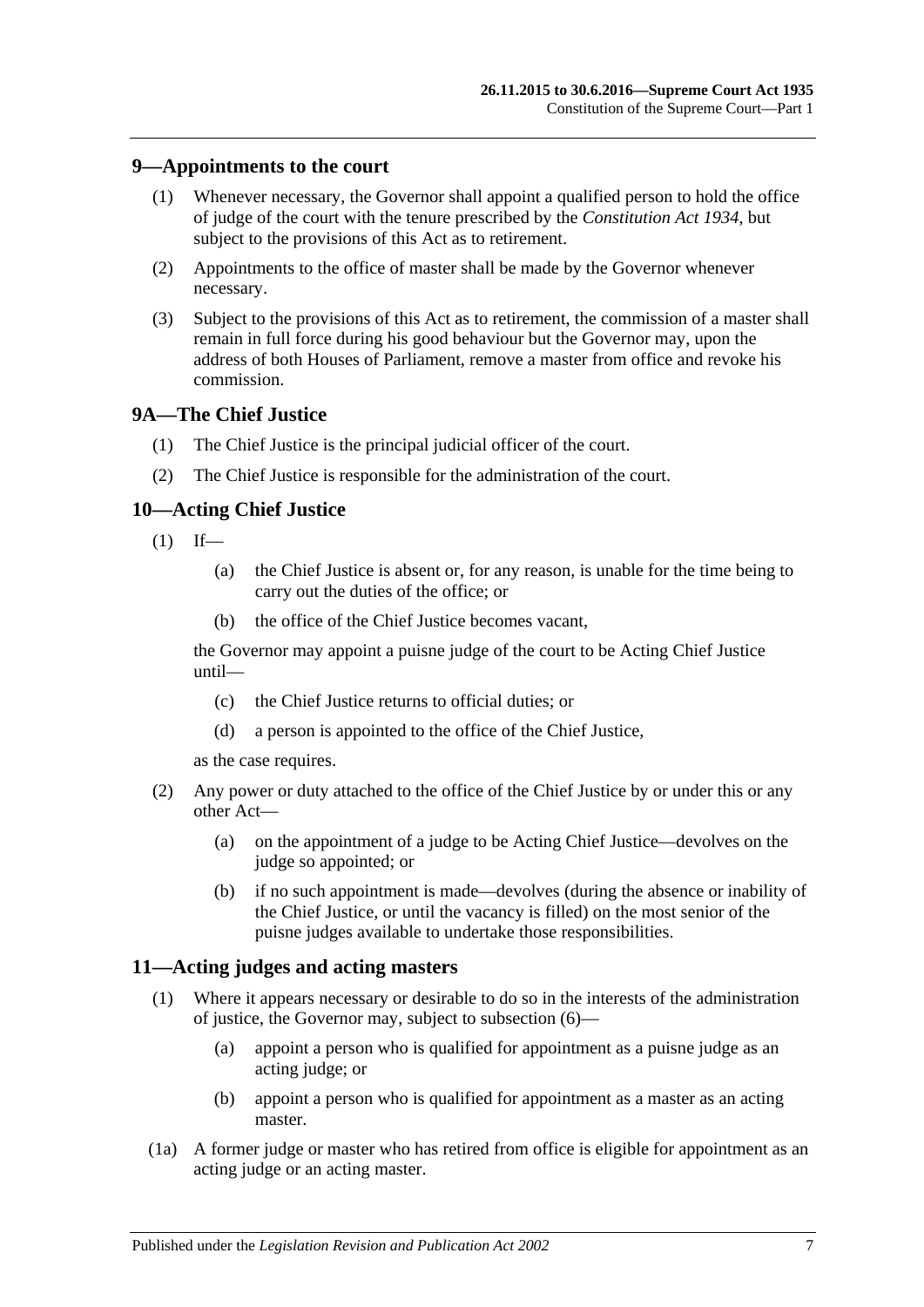## 9—Appointments to the court

(1) Whenever necessary, the Governor shall appoint a qualified person to hold the office of judge of the court with the tenure prescribed by the *Constitution Act 1934*, but subject to the provisions of this Act as to retirement.

(2) Appointments to the office of master shall be made by the Governor whenever necessary.

(3) Subject to the provisions of this Act as to retirement, the commission of a master shall remain in full force during his good behaviour but the Governor may, upon the address of both Houses of Parliament, remove a master from office and revoke his commission.

## 9A—The Chief Justice

(1) The Chief Justice is the principal judicial officer of the court.

(2) The Chief Justice is responsible for the administration of the court.

## 10—Acting Chief Justice

(1) If—

(a) the Chief Justice is absent or, for any reason, is unable for the time being to carry out the duties of the office; or

(b) the office of the Chief Justice becomes vacant,

the Governor may appoint a puisne judge of the court to be Acting Chief Justice until—

(c) the Chief Justice returns to official duties; or

(d) a person is appointed to the office of the Chief Justice,

as the case requires.

(2) Any power or duty attached to the office of the Chief Justice by or under this or any other Act—

(a) on the appointment of a judge to be Acting Chief Justice—devolves on the judge so appointed; or

(b) if no such appointment is made—devolves (during the absence or inability of the Chief Justice, or until the vacancy is filled) on the most senior of the puisne judges available to undertake those responsibilities.

## 11—Acting judges and acting masters

(1) Where it appears necessary or desirable to do so in the interests of the administration of justice, the Governor may, subject to subsection (6)—

(a) appoint a person who is qualified for appointment as a puisne judge as an acting judge; or

(b) appoint a person who is qualified for appointment as a master as an acting master.

(1a) A former judge or master who has retired from office is eligible for appointment as an acting judge or an acting master.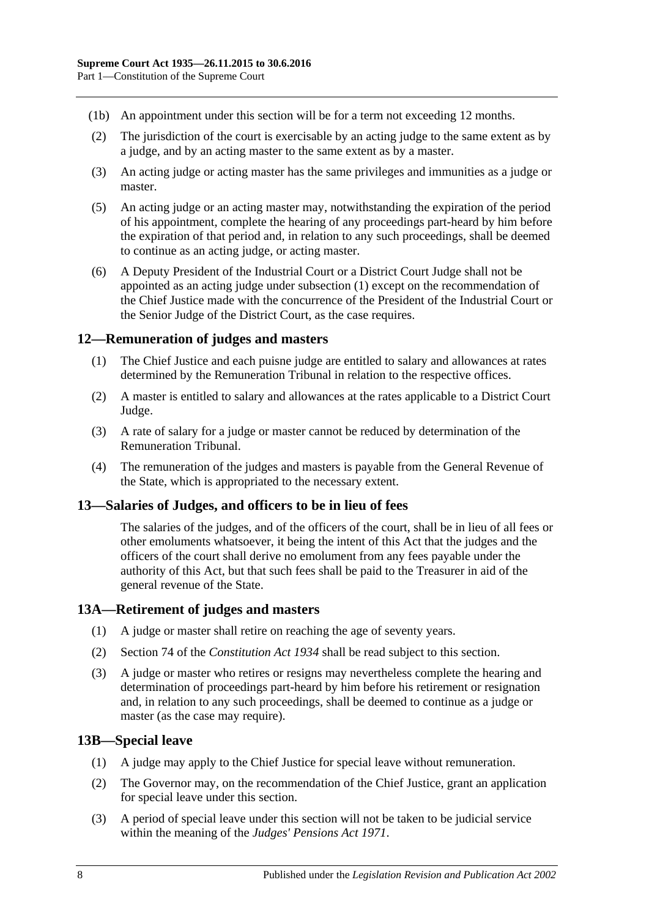(1b) An appointment under this section will be for a term not exceeding 12 months.

(2) The jurisdiction of the court is exercisable by an acting judge to the same extent as by a judge, and by an acting master to the same extent as by a master.

(3) An acting judge or acting master has the same privileges and immunities as a judge or master.

(5) An acting judge or an acting master may, notwithstanding the expiration of the period of his appointment, complete the hearing of any proceedings part-heard by him before the expiration of that period and, in relation to any such proceedings, shall be deemed to continue as an acting judge, or acting master.

(6) A Deputy President of the Industrial Court or a District Court Judge shall not be appointed as an acting judge under subsection (1) except on the recommendation of the Chief Justice made with the concurrence of the President of the Industrial Court or the Senior Judge of the District Court, as the case requires.

## 12—Remuneration of judges and masters

(1) The Chief Justice and each puisne judge are entitled to salary and allowances at rates determined by the Remuneration Tribunal in relation to the respective offices.

(2) A master is entitled to salary and allowances at the rates applicable to a District Court Judge.

(3) A rate of salary for a judge or master cannot be reduced by determination of the Remuneration Tribunal.

(4) The remuneration of the judges and masters is payable from the General Revenue of the State, which is appropriated to the necessary extent.

## 13—Salaries of Judges, and officers to be in lieu of fees

The salaries of the judges, and of the officers of the court, shall be in lieu of all fees or other emoluments whatsoever, it being the intent of this Act that the judges and the officers of the court shall derive no emolument from any fees payable under the authority of this Act, but that such fees shall be paid to the Treasurer in aid of the general revenue of the State.

## 13A—Retirement of judges and masters

(1) A judge or master shall retire on reaching the age of seventy years.

(2) Section 74 of the *Constitution Act 1934* shall be read subject to this section.

(3) A judge or master who retires or resigns may nevertheless complete the hearing and determination of proceedings part-heard by him before his retirement or resignation and, in relation to any such proceedings, shall be deemed to continue as a judge or master (as the case may require).

## 13B—Special leave

(1) A judge may apply to the Chief Justice for special leave without remuneration.

(2) The Governor may, on the recommendation of the Chief Justice, grant an application for special leave under this section.

(3) A period of special leave under this section will not be taken to be judicial service within the meaning of the *Judges' Pensions Act 1971*.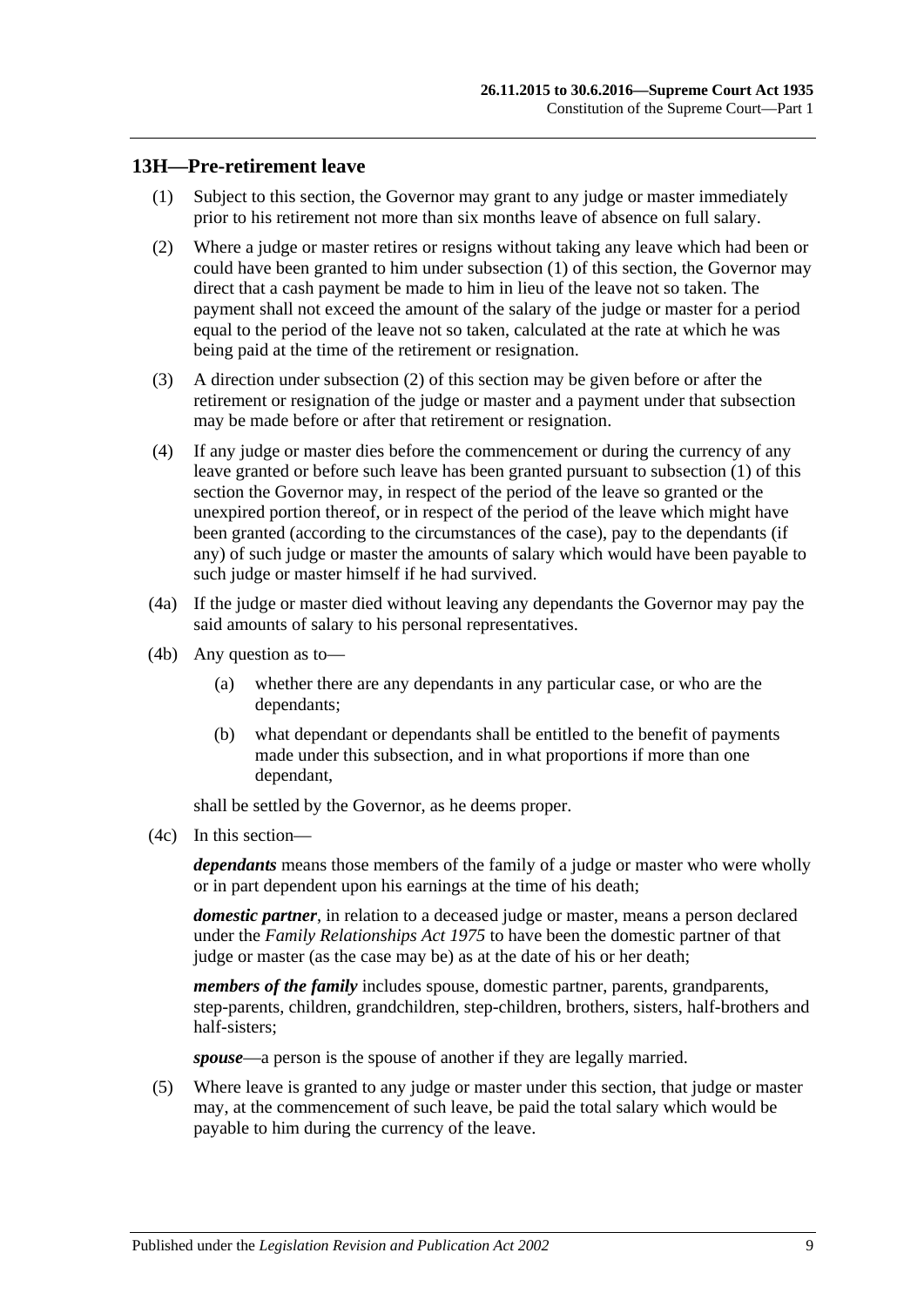## 13H—Pre-retirement leave

(1) Subject to this section, the Governor may grant to any judge or master immediately prior to his retirement not more than six months leave of absence on full salary.

(2) Where a judge or master retires or resigns without taking any leave which had been or could have been granted to him under subsection (1) of this section, the Governor may direct that a cash payment be made to him in lieu of the leave not so taken. The payment shall not exceed the amount of the salary of the judge or master for a period equal to the period of the leave not so taken, calculated at the rate at which he was being paid at the time of the retirement or resignation.

(3) A direction under subsection (2) of this section may be given before or after the retirement or resignation of the judge or master and a payment under that subsection may be made before or after that retirement or resignation.

(4) If any judge or master dies before the commencement or during the currency of any leave granted or before such leave has been granted pursuant to subsection (1) of this section the Governor may, in respect of the period of the leave so granted or the unexpired portion thereof, or in respect of the period of the leave which might have been granted (according to the circumstances of the case), pay to the dependants (if any) of such judge or master the amounts of salary which would have been payable to such judge or master himself if he had survived.

(4a) If the judge or master died without leaving any dependants the Governor may pay the said amounts of salary to his personal representatives.

(4b) Any question as to—

(a) whether there are any dependants in any particular case, or who are the dependants;

(b) what dependant or dependants shall be entitled to the benefit of payments made under this subsection, and in what proportions if more than one dependant,

shall be settled by the Governor, as he deems proper.

(4c) In this section—

***dependants*** means those members of the family of a judge or master who were wholly or in part dependent upon his earnings at the time of his death;

***domestic partner***, in relation to a deceased judge or master, means a person declared under the *Family Relationships Act 1975* to have been the domestic partner of that judge or master (as the case may be) as at the date of his or her death;

***members of the family*** includes spouse, domestic partner, parents, grandparents, step-parents, children, grandchildren, step-children, brothers, sisters, half-brothers and half-sisters;

***spouse***—a person is the spouse of another if they are legally married.

(5) Where leave is granted to any judge or master under this section, that judge or master may, at the commencement of such leave, be paid the total salary which would be payable to him during the currency of the leave.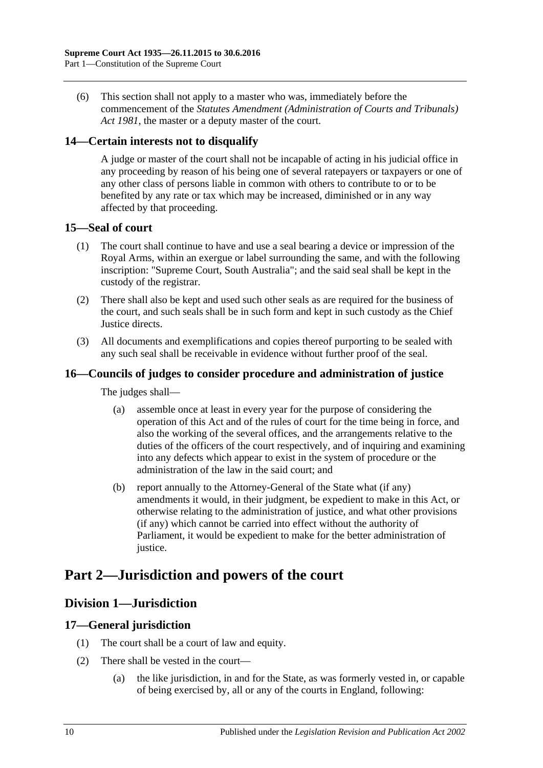(6) This section shall not apply to a master who was, immediately before the commencement of the *Statutes Amendment (Administration of Courts and Tribunals) Act 1981*, the master or a deputy master of the court.

### 14—Certain interests not to disqualify

A judge or master of the court shall not be incapable of acting in his judicial office in any proceeding by reason of his being one of several ratepayers or taxpayers or one of any other class of persons liable in common with others to contribute to or to be benefited by any rate or tax which may be increased, diminished or in any way affected by that proceeding.

### 15—Seal of court

(1) The court shall continue to have and use a seal bearing a device or impression of the Royal Arms, within an exergue or label surrounding the same, and with the following inscription: "Supreme Court, South Australia"; and the said seal shall be kept in the custody of the registrar.

(2) There shall also be kept and used such other seals as are required for the business of the court, and such seals shall be in such form and kept in such custody as the Chief Justice directs.

(3) All documents and exemplifications and copies thereof purporting to be sealed with any such seal shall be receivable in evidence without further proof of the seal.

### 16—Councils of judges to consider procedure and administration of justice

The judges shall—

(a) assemble once at least in every year for the purpose of considering the operation of this Act and of the rules of court for the time being in force, and also the working of the several offices, and the arrangements relative to the duties of the officers of the court respectively, and of inquiring and examining into any defects which appear to exist in the system of procedure or the administration of the law in the said court; and

(b) report annually to the Attorney-General of the State what (if any) amendments it would, in their judgment, be expedient to make in this Act, or otherwise relating to the administration of justice, and what other provisions (if any) which cannot be carried into effect without the authority of Parliament, it would be expedient to make for the better administration of justice.

# Part 2—Jurisdiction and powers of the court

## Division 1—Jurisdiction

### 17—General jurisdiction

(1) The court shall be a court of law and equity.

(2) There shall be vested in the court—

(a) the like jurisdiction, in and for the State, as was formerly vested in, or capable of being exercised by, all or any of the courts in England, following: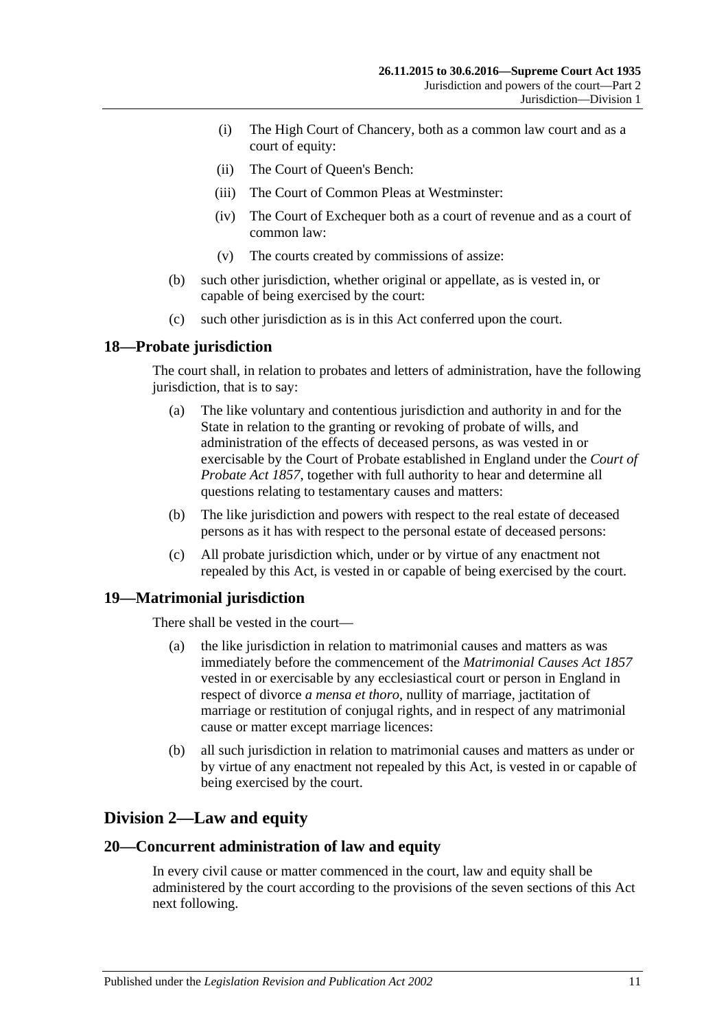(i) The High Court of Chancery, both as a common law court and as a court of equity:

(ii) The Court of Queen's Bench:

(iii) The Court of Common Pleas at Westminster:

(iv) The Court of Exchequer both as a court of revenue and as a court of common law:

(v) The courts created by commissions of assize:

(b) such other jurisdiction, whether original or appellate, as is vested in, or capable of being exercised by the court:

(c) such other jurisdiction as is in this Act conferred upon the court.

## 18—Probate jurisdiction

The court shall, in relation to probates and letters of administration, have the following jurisdiction, that is to say:

(a) The like voluntary and contentious jurisdiction and authority in and for the State in relation to the granting or revoking of probate of wills, and administration of the effects of deceased persons, as was vested in or exercisable by the Court of Probate established in England under the *Court of Probate Act 1857*, together with full authority to hear and determine all questions relating to testamentary causes and matters:

(b) The like jurisdiction and powers with respect to the real estate of deceased persons as it has with respect to the personal estate of deceased persons:

(c) All probate jurisdiction which, under or by virtue of any enactment not repealed by this Act, is vested in or capable of being exercised by the court.

## 19—Matrimonial jurisdiction

There shall be vested in the court—

(a) the like jurisdiction in relation to matrimonial causes and matters as was immediately before the commencement of the *Matrimonial Causes Act 1857* vested in or exercisable by any ecclesiastical court or person in England in respect of divorce *a mensa et thoro*, nullity of marriage, jactitation of marriage or restitution of conjugal rights, and in respect of any matrimonial cause or matter except marriage licences:

(b) all such jurisdiction in relation to matrimonial causes and matters as under or by virtue of any enactment not repealed by this Act, is vested in or capable of being exercised by the court.

# Division 2—Law and equity

## 20—Concurrent administration of law and equity

In every civil cause or matter commenced in the court, law and equity shall be administered by the court according to the provisions of the seven sections of this Act next following.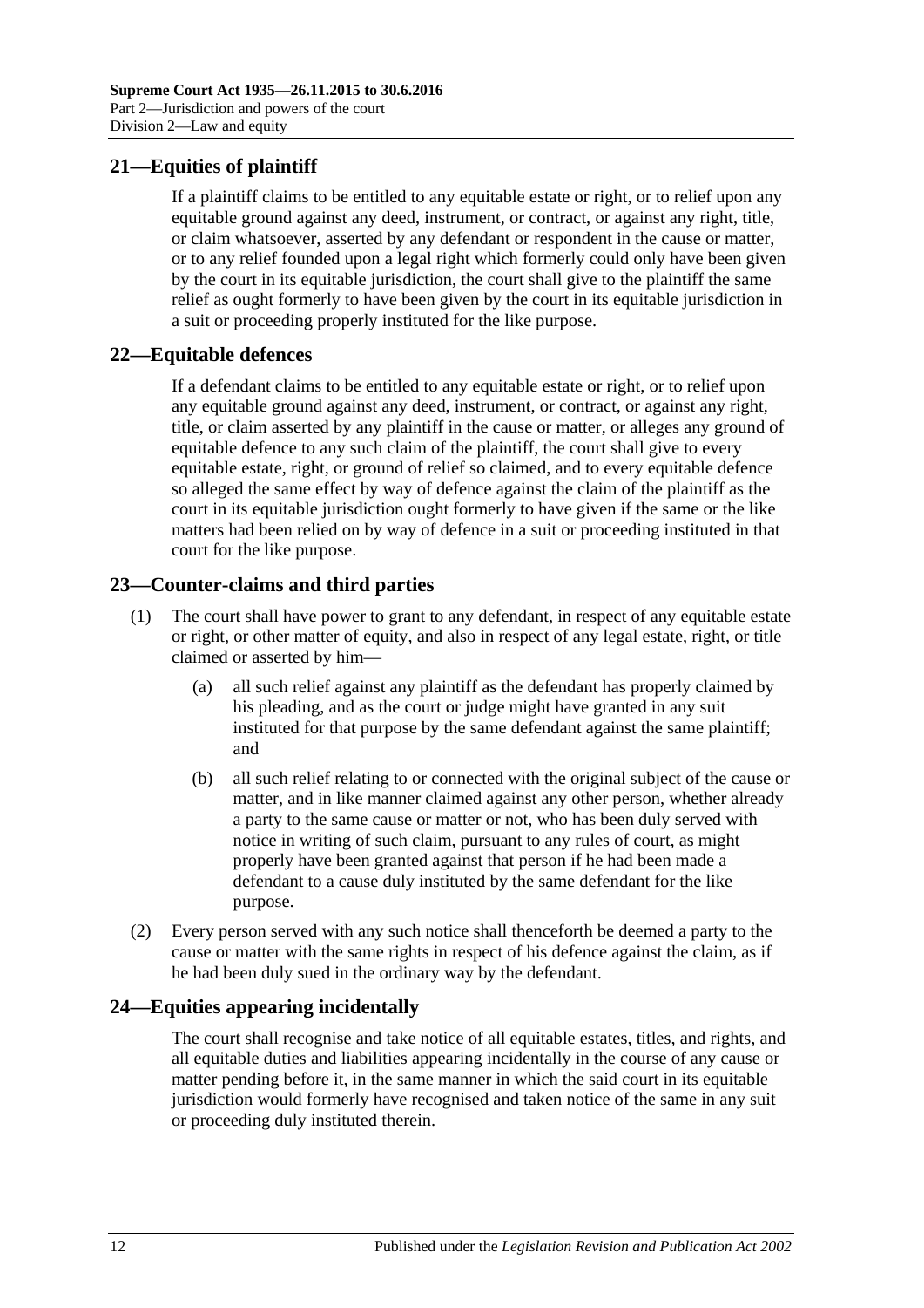## 21—Equities of plaintiff

If a plaintiff claims to be entitled to any equitable estate or right, or to relief upon any equitable ground against any deed, instrument, or contract, or against any right, title, or claim whatsoever, asserted by any defendant or respondent in the cause or matter, or to any relief founded upon a legal right which formerly could only have been given by the court in its equitable jurisdiction, the court shall give to the plaintiff the same relief as ought formerly to have been given by the court in its equitable jurisdiction in a suit or proceeding properly instituted for the like purpose.

## 22—Equitable defences

If a defendant claims to be entitled to any equitable estate or right, or to relief upon any equitable ground against any deed, instrument, or contract, or against any right, title, or claim asserted by any plaintiff in the cause or matter, or alleges any ground of equitable defence to any such claim of the plaintiff, the court shall give to every equitable estate, right, or ground of relief so claimed, and to every equitable defence so alleged the same effect by way of defence against the claim of the plaintiff as the court in its equitable jurisdiction ought formerly to have given if the same or the like matters had been relied on by way of defence in a suit or proceeding instituted in that court for the like purpose.

## 23—Counter-claims and third parties

(1) The court shall have power to grant to any defendant, in respect of any equitable estate or right, or other matter of equity, and also in respect of any legal estate, right, or title claimed or asserted by him—

(a) all such relief against any plaintiff as the defendant has properly claimed by his pleading, and as the court or judge might have granted in any suit instituted for that purpose by the same defendant against the same plaintiff; and

(b) all such relief relating to or connected with the original subject of the cause or matter, and in like manner claimed against any other person, whether already a party to the same cause or matter or not, who has been duly served with notice in writing of such claim, pursuant to any rules of court, as might properly have been granted against that person if he had been made a defendant to a cause duly instituted by the same defendant for the like purpose.

(2) Every person served with any such notice shall thenceforth be deemed a party to the cause or matter with the same rights in respect of his defence against the claim, as if he had been duly sued in the ordinary way by the defendant.

## 24—Equities appearing incidentally

The court shall recognise and take notice of all equitable estates, titles, and rights, and all equitable duties and liabilities appearing incidentally in the course of any cause or matter pending before it, in the same manner in which the said court in its equitable jurisdiction would formerly have recognised and taken notice of the same in any suit or proceeding duly instituted therein.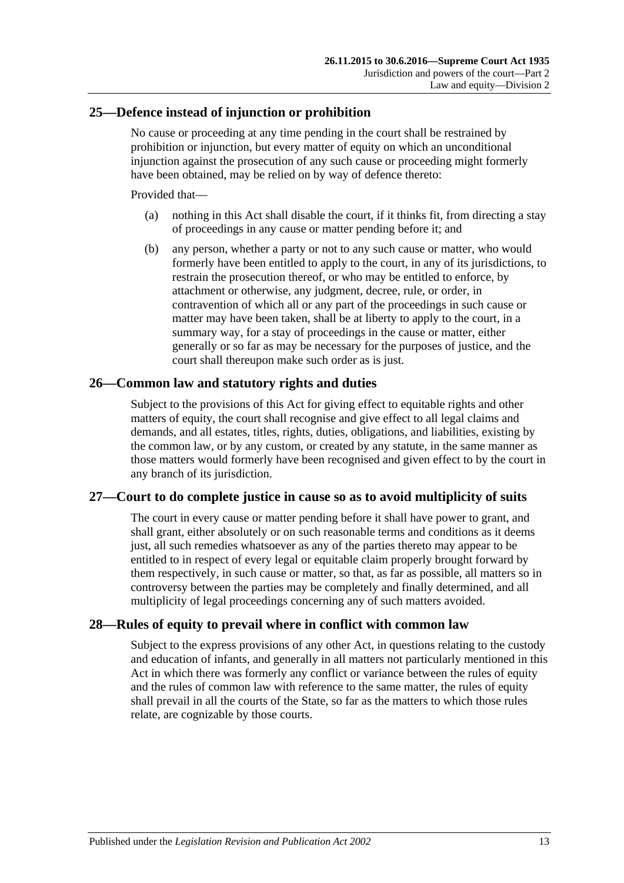## 25—Defence instead of injunction or prohibition

No cause or proceeding at any time pending in the court shall be restrained by prohibition or injunction, but every matter of equity on which an unconditional injunction against the prosecution of any such cause or proceeding might formerly have been obtained, may be relied on by way of defence thereto:

Provided that—

(a) nothing in this Act shall disable the court, if it thinks fit, from directing a stay of proceedings in any cause or matter pending before it; and

(b) any person, whether a party or not to any such cause or matter, who would formerly have been entitled to apply to the court, in any of its jurisdictions, to restrain the prosecution thereof, or who may be entitled to enforce, by attachment or otherwise, any judgment, decree, rule, or order, in contravention of which all or any part of the proceedings in such cause or matter may have been taken, shall be at liberty to apply to the court, in a summary way, for a stay of proceedings in the cause or matter, either generally or so far as may be necessary for the purposes of justice, and the court shall thereupon make such order as is just.

## 26—Common law and statutory rights and duties

Subject to the provisions of this Act for giving effect to equitable rights and other matters of equity, the court shall recognise and give effect to all legal claims and demands, and all estates, titles, rights, duties, obligations, and liabilities, existing by the common law, or by any custom, or created by any statute, in the same manner as those matters would formerly have been recognised and given effect to by the court in any branch of its jurisdiction.

## 27—Court to do complete justice in cause so as to avoid multiplicity of suits

The court in every cause or matter pending before it shall have power to grant, and shall grant, either absolutely or on such reasonable terms and conditions as it deems just, all such remedies whatsoever as any of the parties thereto may appear to be entitled to in respect of every legal or equitable claim properly brought forward by them respectively, in such cause or matter, so that, as far as possible, all matters so in controversy between the parties may be completely and finally determined, and all multiplicity of legal proceedings concerning any of such matters avoided.

## 28—Rules of equity to prevail where in conflict with common law

Subject to the express provisions of any other Act, in questions relating to the custody and education of infants, and generally in all matters not particularly mentioned in this Act in which there was formerly any conflict or variance between the rules of equity and the rules of common law with reference to the same matter, the rules of equity shall prevail in all the courts of the State, so far as the matters to which those rules relate, are cognizable by those courts.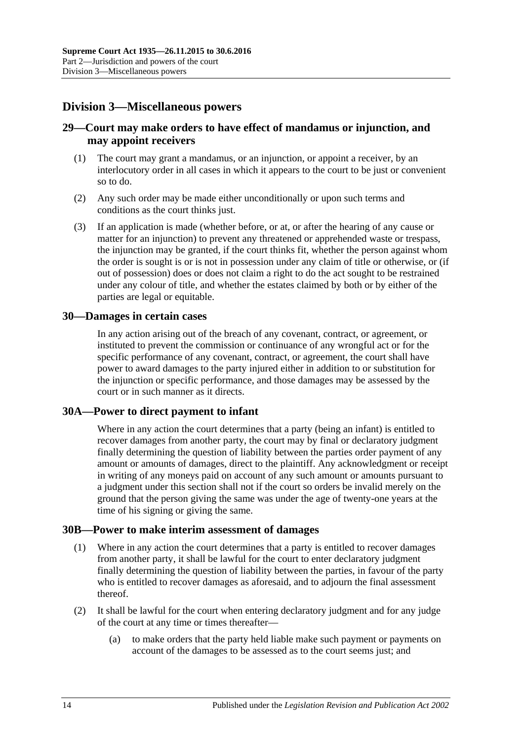## Division 3—Miscellaneous powers

### 29—Court may make orders to have effect of mandamus or injunction, and may appoint receivers

(1) The court may grant a mandamus, or an injunction, or appoint a receiver, by an interlocutory order in all cases in which it appears to the court to be just or convenient so to do.

(2) Any such order may be made either unconditionally or upon such terms and conditions as the court thinks just.

(3) If an application is made (whether before, or at, or after the hearing of any cause or matter for an injunction) to prevent any threatened or apprehended waste or trespass, the injunction may be granted, if the court thinks fit, whether the person against whom the order is sought is or is not in possession under any claim of title or otherwise, or (if out of possession) does or does not claim a right to do the act sought to be restrained under any colour of title, and whether the estates claimed by both or by either of the parties are legal or equitable.

### 30—Damages in certain cases

In any action arising out of the breach of any covenant, contract, or agreement, or instituted to prevent the commission or continuance of any wrongful act or for the specific performance of any covenant, contract, or agreement, the court shall have power to award damages to the party injured either in addition to or substitution for the injunction or specific performance, and those damages may be assessed by the court or in such manner as it directs.

### 30A—Power to direct payment to infant

Where in any action the court determines that a party (being an infant) is entitled to recover damages from another party, the court may by final or declaratory judgment finally determining the question of liability between the parties order payment of any amount or amounts of damages, direct to the plaintiff. Any acknowledgment or receipt in writing of any moneys paid on account of any such amount or amounts pursuant to a judgment under this section shall not if the court so orders be invalid merely on the ground that the person giving the same was under the age of twenty-one years at the time of his signing or giving the same.

### 30B—Power to make interim assessment of damages

(1) Where in any action the court determines that a party is entitled to recover damages from another party, it shall be lawful for the court to enter declaratory judgment finally determining the question of liability between the parties, in favour of the party who is entitled to recover damages as aforesaid, and to adjourn the final assessment thereof.

(2) It shall be lawful for the court when entering declaratory judgment and for any judge of the court at any time or times thereafter—

(a) to make orders that the party held liable make such payment or payments on account of the damages to be assessed as to the court seems just; and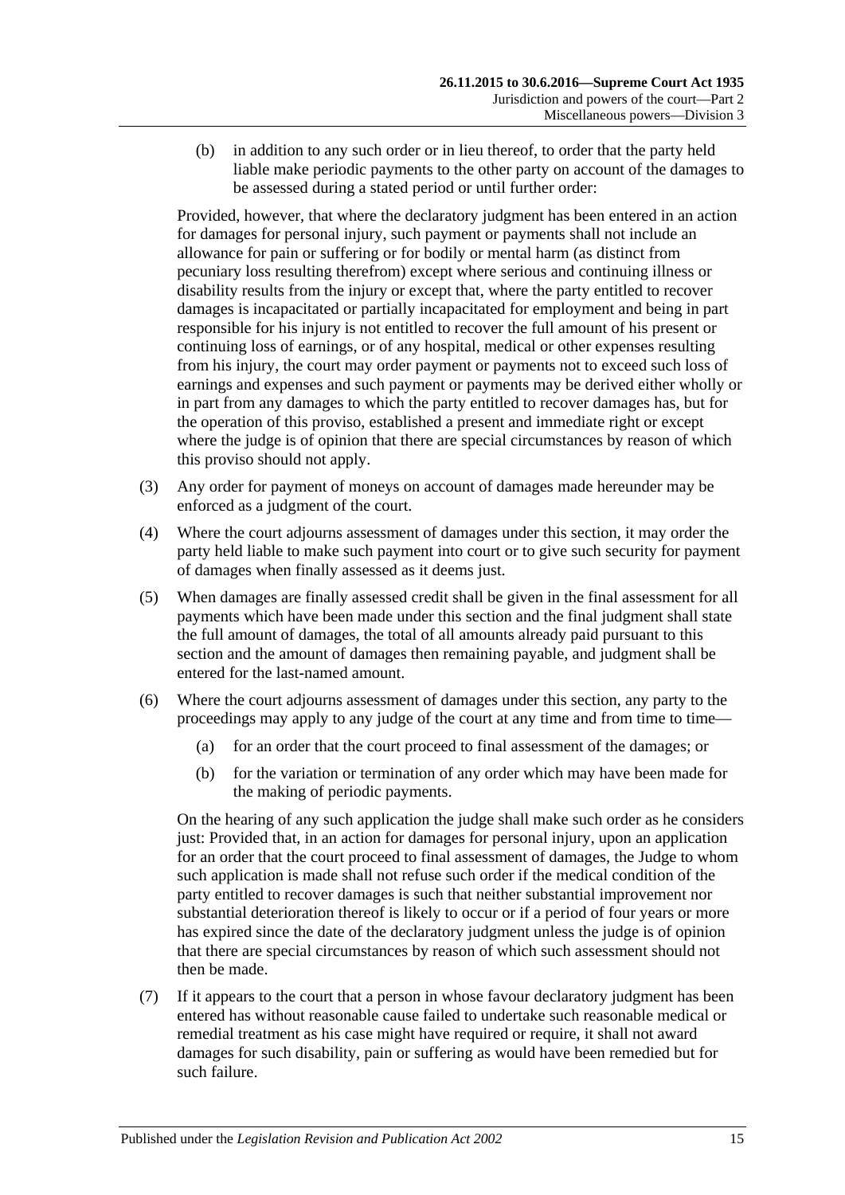(b) in addition to any such order or in lieu thereof, to order that the party held liable make periodic payments to the other party on account of the damages to be assessed during a stated period or until further order:

Provided, however, that where the declaratory judgment has been entered in an action for damages for personal injury, such payment or payments shall not include an allowance for pain or suffering or for bodily or mental harm (as distinct from pecuniary loss resulting therefrom) except where serious and continuing illness or disability results from the injury or except that, where the party entitled to recover damages is incapacitated or partially incapacitated for employment and being in part responsible for his injury is not entitled to recover the full amount of his present or continuing loss of earnings, or of any hospital, medical or other expenses resulting from his injury, the court may order payment or payments not to exceed such loss of earnings and expenses and such payment or payments may be derived either wholly or in part from any damages to which the party entitled to recover damages has, but for the operation of this proviso, established a present and immediate right or except where the judge is of opinion that there are special circumstances by reason of which this proviso should not apply.

(3) Any order for payment of moneys on account of damages made hereunder may be enforced as a judgment of the court.

(4) Where the court adjourns assessment of damages under this section, it may order the party held liable to make such payment into court or to give such security for payment of damages when finally assessed as it deems just.

(5) When damages are finally assessed credit shall be given in the final assessment for all payments which have been made under this section and the final judgment shall state the full amount of damages, the total of all amounts already paid pursuant to this section and the amount of damages then remaining payable, and judgment shall be entered for the last-named amount.

(6) Where the court adjourns assessment of damages under this section, any party to the proceedings may apply to any judge of the court at any time and from time to time—

(a) for an order that the court proceed to final assessment of the damages; or

(b) for the variation or termination of any order which may have been made for the making of periodic payments.

On the hearing of any such application the judge shall make such order as he considers just: Provided that, in an action for damages for personal injury, upon an application for an order that the court proceed to final assessment of damages, the Judge to whom such application is made shall not refuse such order if the medical condition of the party entitled to recover damages is such that neither substantial improvement nor substantial deterioration thereof is likely to occur or if a period of four years or more has expired since the date of the declaratory judgment unless the judge is of opinion that there are special circumstances by reason of which such assessment should not then be made.

(7) If it appears to the court that a person in whose favour declaratory judgment has been entered has without reasonable cause failed to undertake such reasonable medical or remedial treatment as his case might have required or require, it shall not award damages for such disability, pain or suffering as would have been remedied but for such failure.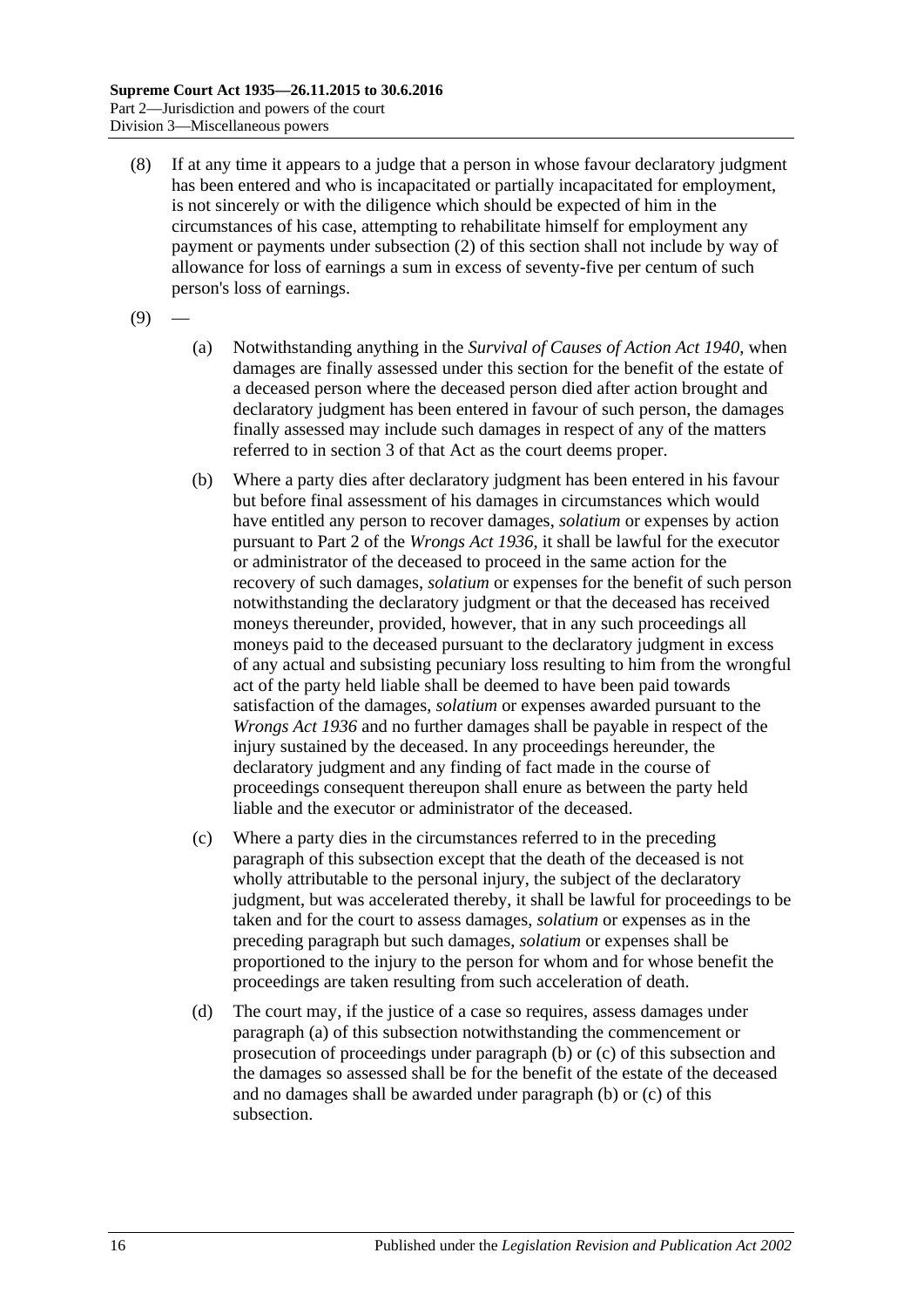(8) If at any time it appears to a judge that a person in whose favour declaratory judgment has been entered and who is incapacitated or partially incapacitated for employment, is not sincerely or with the diligence which should be expected of him in the circumstances of his case, attempting to rehabilitate himself for employment any payment or payments under subsection (2) of this section shall not include by way of allowance for loss of earnings a sum in excess of seventy-five per centum of such person's loss of earnings.

(9) —

(a) Notwithstanding anything in the *Survival of Causes of Action Act 1940*, when damages are finally assessed under this section for the benefit of the estate of a deceased person where the deceased person died after action brought and declaratory judgment has been entered in favour of such person, the damages finally assessed may include such damages in respect of any of the matters referred to in section 3 of that Act as the court deems proper.

(b) Where a party dies after declaratory judgment has been entered in his favour but before final assessment of his damages in circumstances which would have entitled any person to recover damages, *solatium* or expenses by action pursuant to Part 2 of the *Wrongs Act 1936*, it shall be lawful for the executor or administrator of the deceased to proceed in the same action for the recovery of such damages, *solatium* or expenses for the benefit of such person notwithstanding the declaratory judgment or that the deceased has received moneys thereunder, provided, however, that in any such proceedings all moneys paid to the deceased pursuant to the declaratory judgment in excess of any actual and subsisting pecuniary loss resulting to him from the wrongful act of the party held liable shall be deemed to have been paid towards satisfaction of the damages, *solatium* or expenses awarded pursuant to the *Wrongs Act 1936* and no further damages shall be payable in respect of the injury sustained by the deceased. In any proceedings hereunder, the declaratory judgment and any finding of fact made in the course of proceedings consequent thereupon shall enure as between the party held liable and the executor or administrator of the deceased.

(c) Where a party dies in the circumstances referred to in the preceding paragraph of this subsection except that the death of the deceased is not wholly attributable to the personal injury, the subject of the declaratory judgment, but was accelerated thereby, it shall be lawful for proceedings to be taken and for the court to assess damages, *solatium* or expenses as in the preceding paragraph but such damages, *solatium* or expenses shall be proportioned to the injury to the person for whom and for whose benefit the proceedings are taken resulting from such acceleration of death.

(d) The court may, if the justice of a case so requires, assess damages under paragraph (a) of this subsection notwithstanding the commencement or prosecution of proceedings under paragraph (b) or (c) of this subsection and the damages so assessed shall be for the benefit of the estate of the deceased and no damages shall be awarded under paragraph (b) or (c) of this subsection.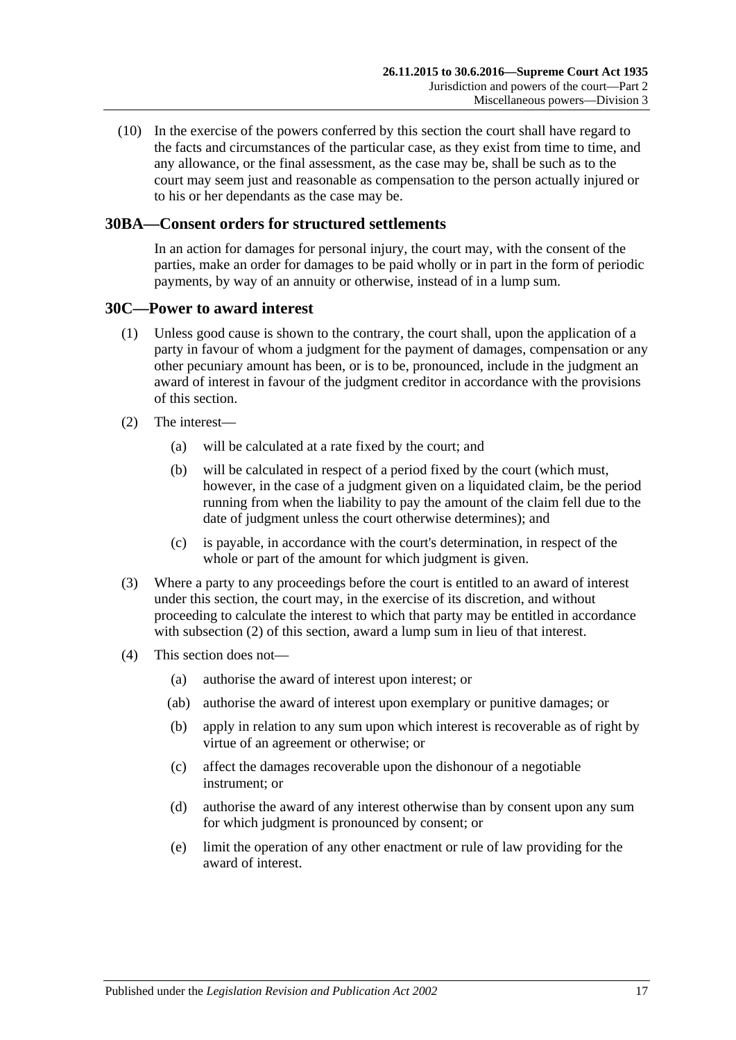(10) In the exercise of the powers conferred by this section the court shall have regard to the facts and circumstances of the particular case, as they exist from time to time, and any allowance, or the final assessment, as the case may be, shall be such as to the court may seem just and reasonable as compensation to the person actually injured or to his or her dependants as the case may be.

## 30BA—Consent orders for structured settlements

In an action for damages for personal injury, the court may, with the consent of the parties, make an order for damages to be paid wholly or in part in the form of periodic payments, by way of an annuity or otherwise, instead of in a lump sum.

## 30C—Power to award interest

(1) Unless good cause is shown to the contrary, the court shall, upon the application of a party in favour of whom a judgment for the payment of damages, compensation or any other pecuniary amount has been, or is to be, pronounced, include in the judgment an award of interest in favour of the judgment creditor in accordance with the provisions of this section.

(2) The interest—

- (a) will be calculated at a rate fixed by the court; and
- (b) will be calculated in respect of a period fixed by the court (which must, however, in the case of a judgment given on a liquidated claim, be the period running from when the liability to pay the amount of the claim fell due to the date of judgment unless the court otherwise determines); and
- (c) is payable, in accordance with the court's determination, in respect of the whole or part of the amount for which judgment is given.

(3) Where a party to any proceedings before the court is entitled to an award of interest under this section, the court may, in the exercise of its discretion, and without proceeding to calculate the interest to which that party may be entitled in accordance with subsection (2) of this section, award a lump sum in lieu of that interest.

(4) This section does not—

- (a) authorise the award of interest upon interest; or
- (ab) authorise the award of interest upon exemplary or punitive damages; or
- (b) apply in relation to any sum upon which interest is recoverable as of right by virtue of an agreement or otherwise; or
- (c) affect the damages recoverable upon the dishonour of a negotiable instrument; or
- (d) authorise the award of any interest otherwise than by consent upon any sum for which judgment is pronounced by consent; or
- (e) limit the operation of any other enactment or rule of law providing for the award of interest.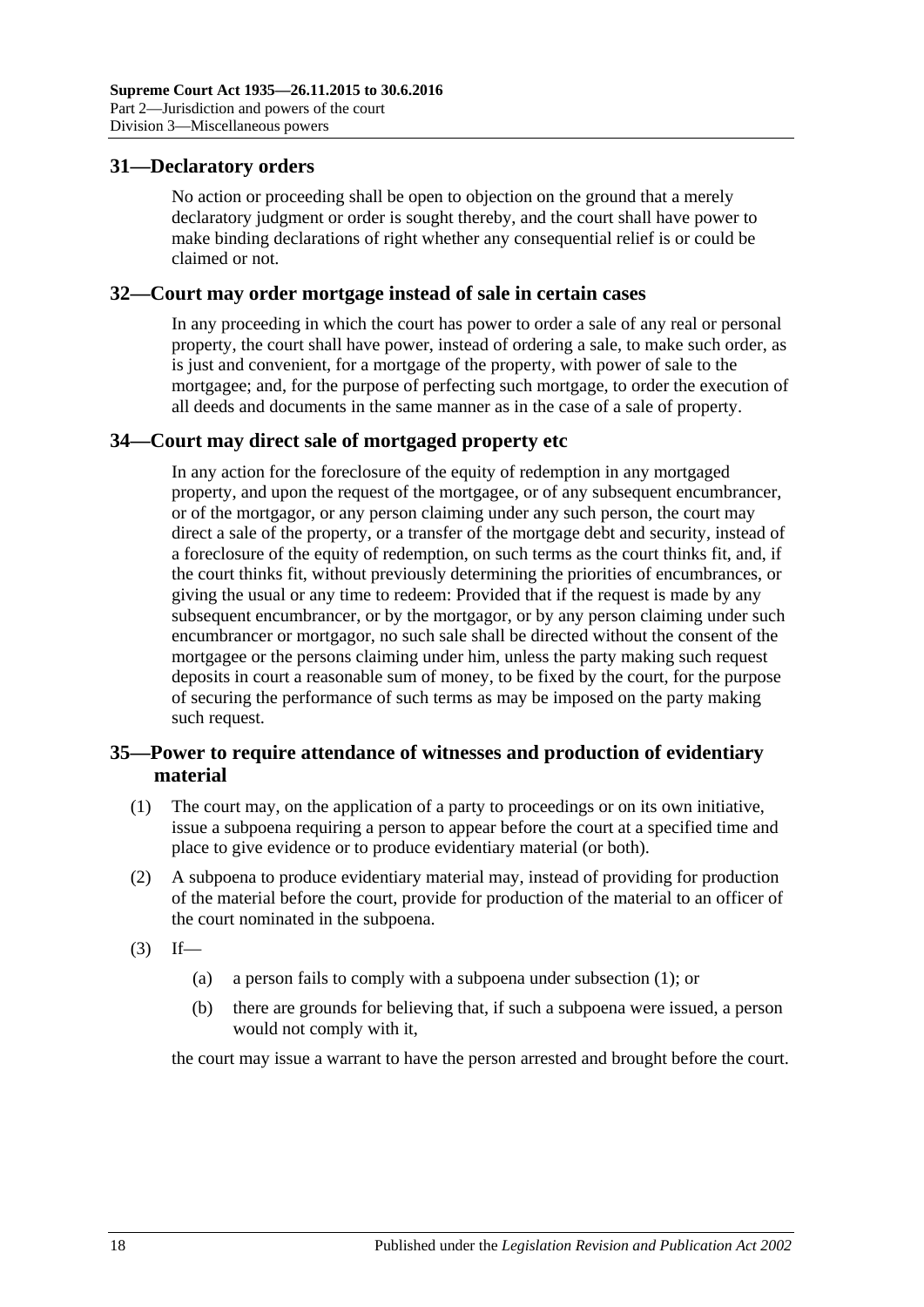## 31—Declaratory orders

No action or proceeding shall be open to objection on the ground that a merely declaratory judgment or order is sought thereby, and the court shall have power to make binding declarations of right whether any consequential relief is or could be claimed or not.

## 32—Court may order mortgage instead of sale in certain cases

In any proceeding in which the court has power to order a sale of any real or personal property, the court shall have power, instead of ordering a sale, to make such order, as is just and convenient, for a mortgage of the property, with power of sale to the mortgagee; and, for the purpose of perfecting such mortgage, to order the execution of all deeds and documents in the same manner as in the case of a sale of property.

## 34—Court may direct sale of mortgaged property etc

In any action for the foreclosure of the equity of redemption in any mortgaged property, and upon the request of the mortgagee, or of any subsequent encumbrancer, or of the mortgagor, or any person claiming under any such person, the court may direct a sale of the property, or a transfer of the mortgage debt and security, instead of a foreclosure of the equity of redemption, on such terms as the court thinks fit, and, if the court thinks fit, without previously determining the priorities of encumbrances, or giving the usual or any time to redeem: Provided that if the request is made by any subsequent encumbrancer, or by the mortgagor, or by any person claiming under such encumbrancer or mortgagor, no such sale shall be directed without the consent of the mortgagee or the persons claiming under him, unless the party making such request deposits in court a reasonable sum of money, to be fixed by the court, for the purpose of securing the performance of such terms as may be imposed on the party making such request.

## 35—Power to require attendance of witnesses and production of evidentiary material

(1) The court may, on the application of a party to proceedings or on its own initiative, issue a subpoena requiring a person to appear before the court at a specified time and place to give evidence or to produce evidentiary material (or both).

(2) A subpoena to produce evidentiary material may, instead of providing for production of the material before the court, provide for production of the material to an officer of the court nominated in the subpoena.

(3) If—

(a) a person fails to comply with a subpoena under subsection (1); or

(b) there are grounds for believing that, if such a subpoena were issued, a person would not comply with it,

the court may issue a warrant to have the person arrested and brought before the court.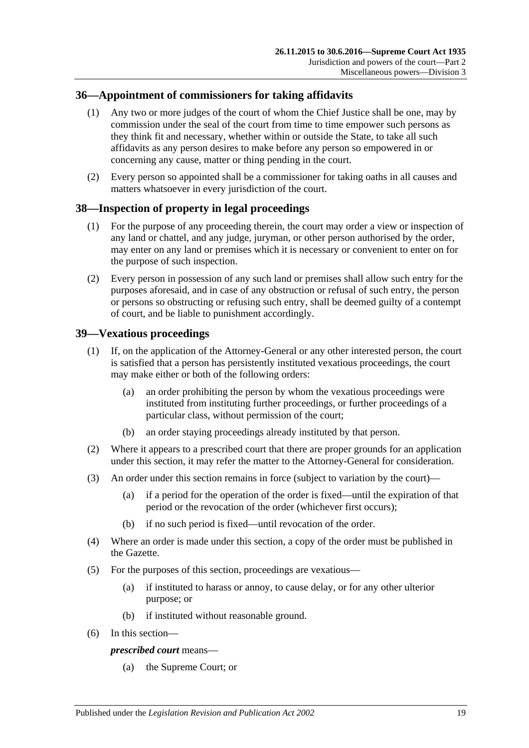## 36—Appointment of commissioners for taking affidavits

(1) Any two or more judges of the court of whom the Chief Justice shall be one, may by commission under the seal of the court from time to time empower such persons as they think fit and necessary, whether within or outside the State, to take all such affidavits as any person desires to make before any person so empowered in or concerning any cause, matter or thing pending in the court.

(2) Every person so appointed shall be a commissioner for taking oaths in all causes and matters whatsoever in every jurisdiction of the court.

## 38—Inspection of property in legal proceedings

(1) For the purpose of any proceeding therein, the court may order a view or inspection of any land or chattel, and any judge, juryman, or other person authorised by the order, may enter on any land or premises which it is necessary or convenient to enter on for the purpose of such inspection.

(2) Every person in possession of any such land or premises shall allow such entry for the purposes aforesaid, and in case of any obstruction or refusal of such entry, the person or persons so obstructing or refusing such entry, shall be deemed guilty of a contempt of court, and be liable to punishment accordingly.

## 39—Vexatious proceedings

(1) If, on the application of the Attorney-General or any other interested person, the court is satisfied that a person has persistently instituted vexatious proceedings, the court may make either or both of the following orders:

(a) an order prohibiting the person by whom the vexatious proceedings were instituted from instituting further proceedings, or further proceedings of a particular class, without permission of the court;

(b) an order staying proceedings already instituted by that person.

(2) Where it appears to a prescribed court that there are proper grounds for an application under this section, it may refer the matter to the Attorney-General for consideration.

(3) An order under this section remains in force (subject to variation by the court)—

(a) if a period for the operation of the order is fixed—until the expiration of that period or the revocation of the order (whichever first occurs);

(b) if no such period is fixed—until revocation of the order.

(4) Where an order is made under this section, a copy of the order must be published in the Gazette.

(5) For the purposes of this section, proceedings are vexatious—

(a) if instituted to harass or annoy, to cause delay, or for any other ulterior purpose; or

(b) if instituted without reasonable ground.

(6) In this section—

***prescribed court*** means—

(a) the Supreme Court; or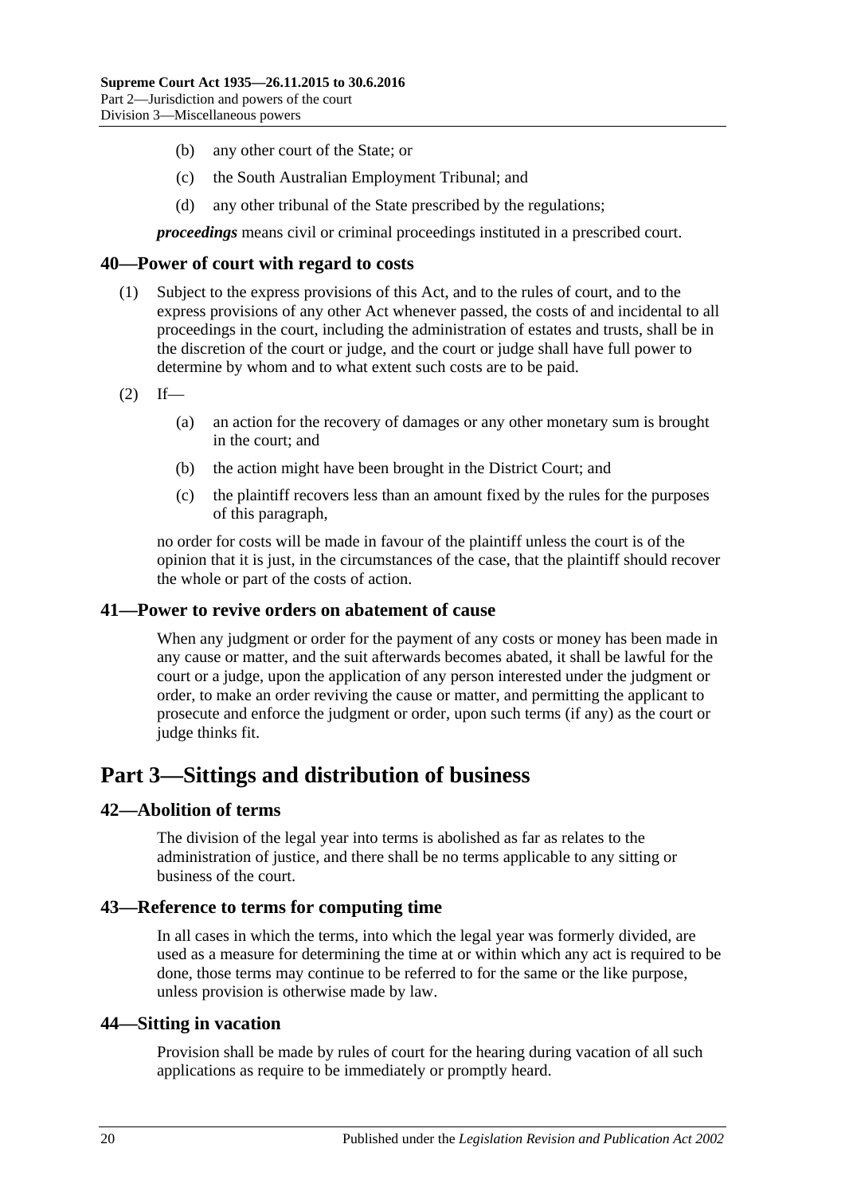(b) any other court of the State; or

(c) the South Australian Employment Tribunal; and

(d) any other tribunal of the State prescribed by the regulations;

***proceedings*** means civil or criminal proceedings instituted in a prescribed court.

### 40—Power of court with regard to costs

(1) Subject to the express provisions of this Act, and to the rules of court, and to the express provisions of any other Act whenever passed, the costs of and incidental to all proceedings in the court, including the administration of estates and trusts, shall be in the discretion of the court or judge, and the court or judge shall have full power to determine by whom and to what extent such costs are to be paid.

(2) If—

(a) an action for the recovery of damages or any other monetary sum is brought in the court; and

(b) the action might have been brought in the District Court; and

(c) the plaintiff recovers less than an amount fixed by the rules for the purposes of this paragraph,

no order for costs will be made in favour of the plaintiff unless the court is of the opinion that it is just, in the circumstances of the case, that the plaintiff should recover the whole or part of the costs of action.

### 41—Power to revive orders on abatement of cause

When any judgment or order for the payment of any costs or money has been made in any cause or matter, and the suit afterwards becomes abated, it shall be lawful for the court or a judge, upon the application of any person interested under the judgment or order, to make an order reviving the cause or matter, and permitting the applicant to prosecute and enforce the judgment or order, upon such terms (if any) as the court or judge thinks fit.

## Part 3—Sittings and distribution of business

### 42—Abolition of terms

The division of the legal year into terms is abolished as far as relates to the administration of justice, and there shall be no terms applicable to any sitting or business of the court.

### 43—Reference to terms for computing time

In all cases in which the terms, into which the legal year was formerly divided, are used as a measure for determining the time at or within which any act is required to be done, those terms may continue to be referred to for the same or the like purpose, unless provision is otherwise made by law.

### 44—Sitting in vacation

Provision shall be made by rules of court for the hearing during vacation of all such applications as require to be immediately or promptly heard.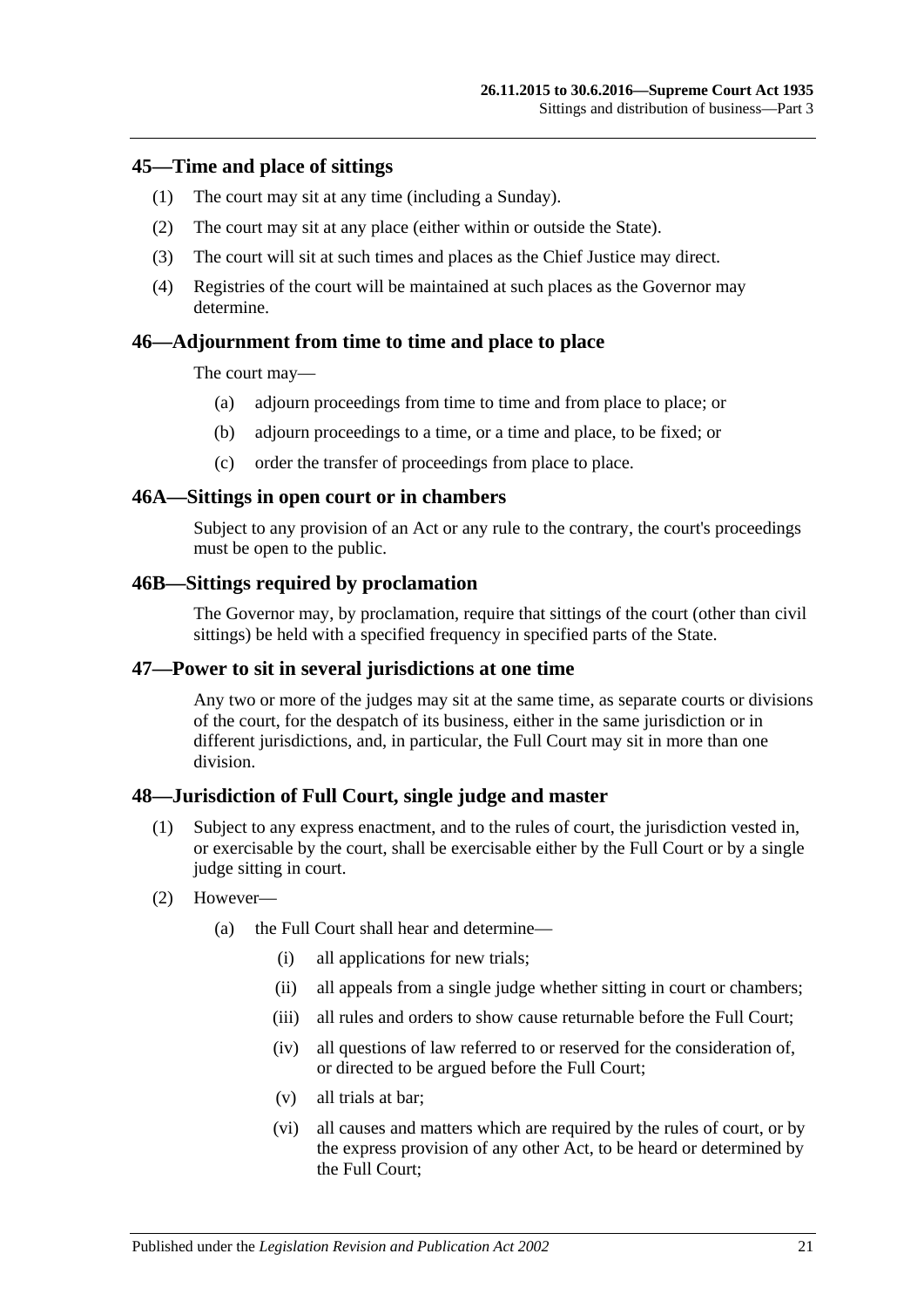## 45—Time and place of sittings

(1) The court may sit at any time (including a Sunday).

(2) The court may sit at any place (either within or outside the State).

(3) The court will sit at such times and places as the Chief Justice may direct.

(4) Registries of the court will be maintained at such places as the Governor may determine.

## 46—Adjournment from time to time and place to place

The court may—

(a) adjourn proceedings from time to time and from place to place; or

(b) adjourn proceedings to a time, or a time and place, to be fixed; or

(c) order the transfer of proceedings from place to place.

## 46A—Sittings in open court or in chambers

Subject to any provision of an Act or any rule to the contrary, the court's proceedings must be open to the public.

## 46B—Sittings required by proclamation

The Governor may, by proclamation, require that sittings of the court (other than civil sittings) be held with a specified frequency in specified parts of the State.

## 47—Power to sit in several jurisdictions at one time

Any two or more of the judges may sit at the same time, as separate courts or divisions of the court, for the despatch of its business, either in the same jurisdiction or in different jurisdictions, and, in particular, the Full Court may sit in more than one division.

## 48—Jurisdiction of Full Court, single judge and master

(1) Subject to any express enactment, and to the rules of court, the jurisdiction vested in, or exercisable by the court, shall be exercisable either by the Full Court or by a single judge sitting in court.

(2) However—

(a) the Full Court shall hear and determine—

(i) all applications for new trials;

(ii) all appeals from a single judge whether sitting in court or chambers;

(iii) all rules and orders to show cause returnable before the Full Court;

(iv) all questions of law referred to or reserved for the consideration of, or directed to be argued before the Full Court;

(v) all trials at bar;

(vi) all causes and matters which are required by the rules of court, or by the express provision of any other Act, to be heard or determined by the Full Court;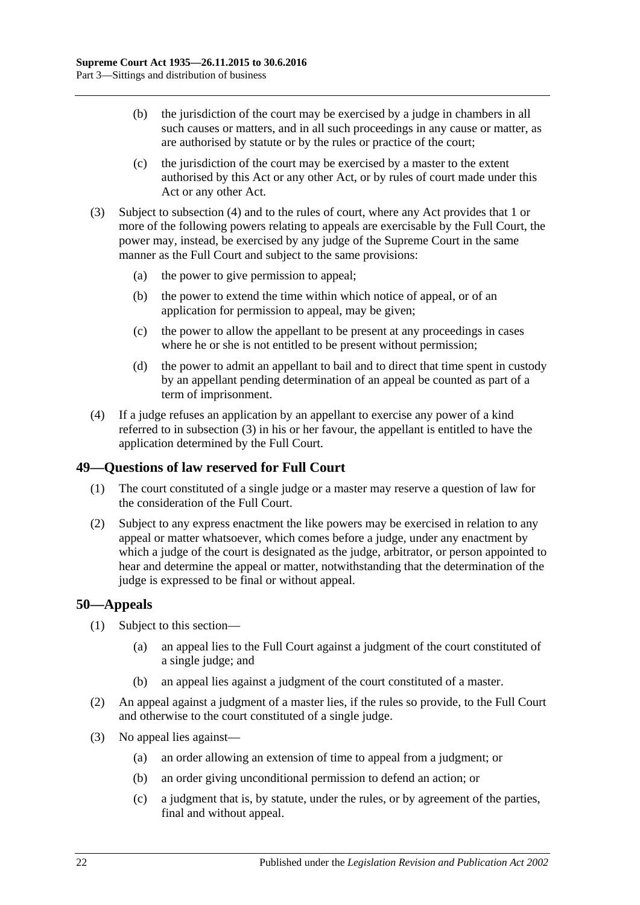(b) the jurisdiction of the court may be exercised by a judge in chambers in all such causes or matters, and in all such proceedings in any cause or matter, as are authorised by statute or by the rules or practice of the court;

(c) the jurisdiction of the court may be exercised by a master to the extent authorised by this Act or any other Act, or by rules of court made under this Act or any other Act.

(3) Subject to subsection (4) and to the rules of court, where any Act provides that 1 or more of the following powers relating to appeals are exercisable by the Full Court, the power may, instead, be exercised by any judge of the Supreme Court in the same manner as the Full Court and subject to the same provisions:

(a) the power to give permission to appeal;

(b) the power to extend the time within which notice of appeal, or of an application for permission to appeal, may be given;

(c) the power to allow the appellant to be present at any proceedings in cases where he or she is not entitled to be present without permission;

(d) the power to admit an appellant to bail and to direct that time spent in custody by an appellant pending determination of an appeal be counted as part of a term of imprisonment.

(4) If a judge refuses an application by an appellant to exercise any power of a kind referred to in subsection (3) in his or her favour, the appellant is entitled to have the application determined by the Full Court.

## 49—Questions of law reserved for Full Court

(1) The court constituted of a single judge or a master may reserve a question of law for the consideration of the Full Court.

(2) Subject to any express enactment the like powers may be exercised in relation to any appeal or matter whatsoever, which comes before a judge, under any enactment by which a judge of the court is designated as the judge, arbitrator, or person appointed to hear and determine the appeal or matter, notwithstanding that the determination of the judge is expressed to be final or without appeal.

## 50—Appeals

(1) Subject to this section—

(a) an appeal lies to the Full Court against a judgment of the court constituted of a single judge; and

(b) an appeal lies against a judgment of the court constituted of a master.

(2) An appeal against a judgment of a master lies, if the rules so provide, to the Full Court and otherwise to the court constituted of a single judge.

(3) No appeal lies against—

(a) an order allowing an extension of time to appeal from a judgment; or

(b) an order giving unconditional permission to defend an action; or

(c) a judgment that is, by statute, under the rules, or by agreement of the parties, final and without appeal.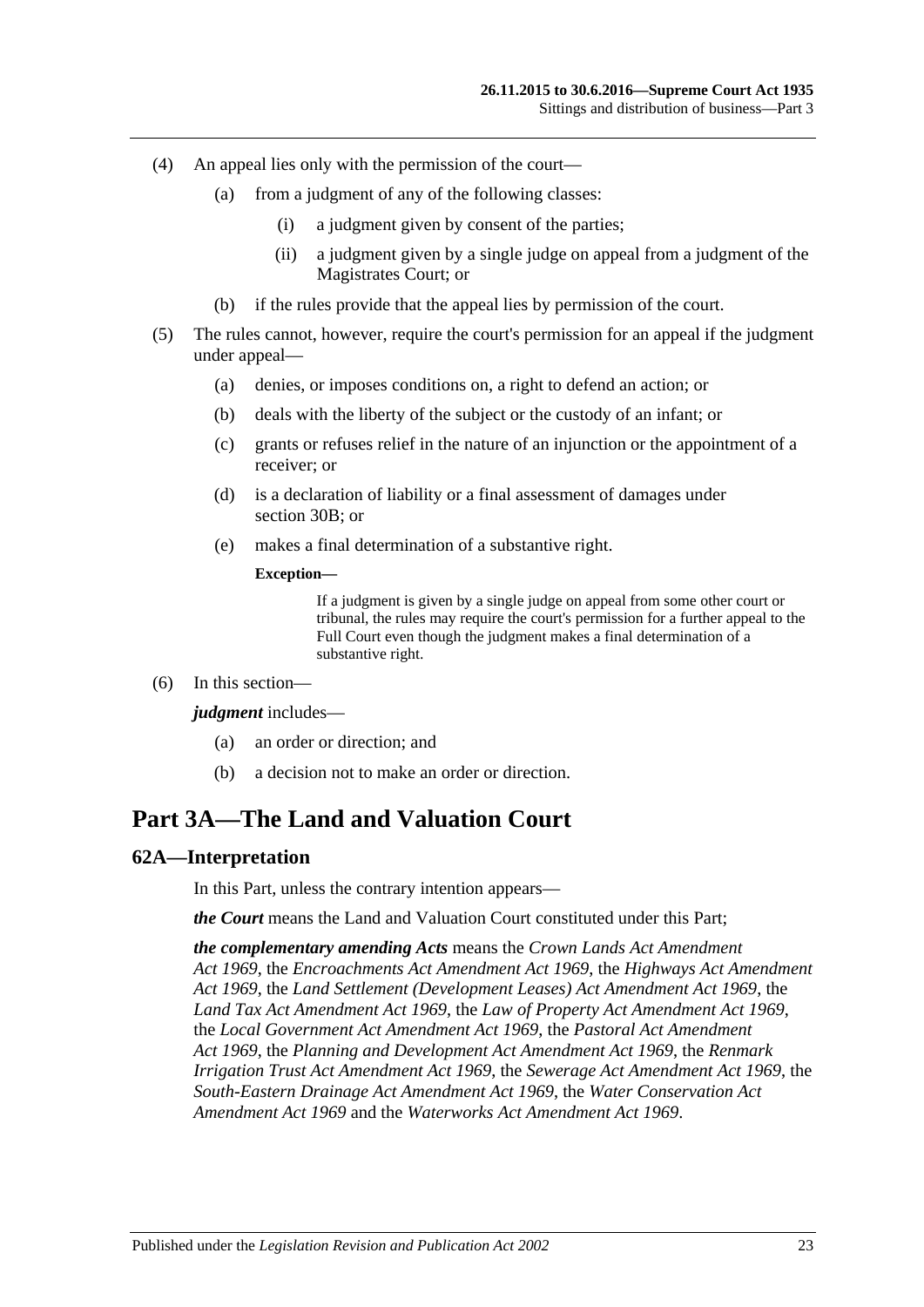(4) An appeal lies only with the permission of the court—

(a) from a judgment of any of the following classes:

(i) a judgment given by consent of the parties;

(ii) a judgment given by a single judge on appeal from a judgment of the Magistrates Court; or

(b) if the rules provide that the appeal lies by permission of the court.

(5) The rules cannot, however, require the court's permission for an appeal if the judgment under appeal—

(a) denies, or imposes conditions on, a right to defend an action; or

(b) deals with the liberty of the subject or the custody of an infant; or

(c) grants or refuses relief in the nature of an injunction or the appointment of a receiver; or

(d) is a declaration of liability or a final assessment of damages under section 30B; or

(e) makes a final determination of a substantive right.

**Exception—**

If a judgment is given by a single judge on appeal from some other court or tribunal, the rules may require the court's permission for a further appeal to the Full Court even though the judgment makes a final determination of a substantive right.

(6) In this section—

***judgment*** includes—

(a) an order or direction; and

(b) a decision not to make an order or direction.

# Part 3A—The Land and Valuation Court

## 62A—Interpretation

In this Part, unless the contrary intention appears—

***the Court*** means the Land and Valuation Court constituted under this Part;

***the complementary amending Acts*** means the *Crown Lands Act Amendment Act 1969*, the *Encroachments Act Amendment Act 1969*, the *Highways Act Amendment Act 1969*, the *Land Settlement (Development Leases) Act Amendment Act 1969*, the *Land Tax Act Amendment Act 1969*, the *Law of Property Act Amendment Act 1969*, the *Local Government Act Amendment Act 1969*, the *Pastoral Act Amendment Act 1969*, the *Planning and Development Act Amendment Act 1969*, the *Renmark Irrigation Trust Act Amendment Act 1969*, the *Sewerage Act Amendment Act 1969*, the *South-Eastern Drainage Act Amendment Act 1969*, the *Water Conservation Act Amendment Act 1969* and the *Waterworks Act Amendment Act 1969*.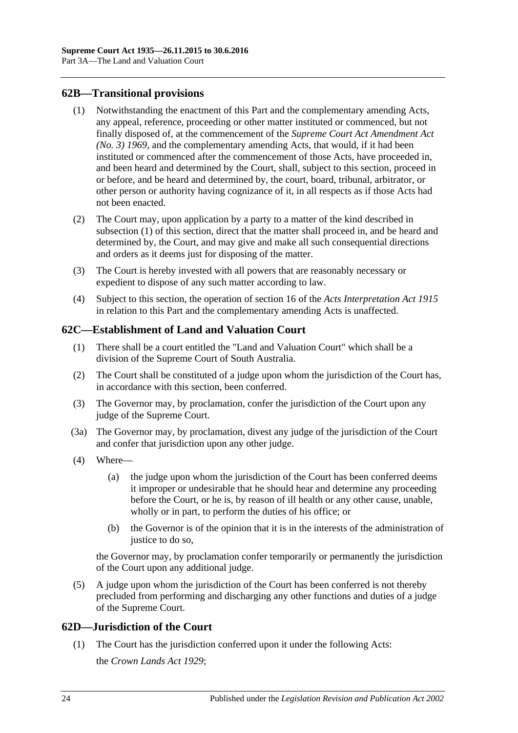## 62B—Transitional provisions

(1) Notwithstanding the enactment of this Part and the complementary amending Acts, any appeal, reference, proceeding or other matter instituted or commenced, but not finally disposed of, at the commencement of the *Supreme Court Act Amendment Act (No. 3) 1969*, and the complementary amending Acts, that would, if it had been instituted or commenced after the commencement of those Acts, have proceeded in, and been heard and determined by the Court, shall, subject to this section, proceed in or before, and be heard and determined by, the court, board, tribunal, arbitrator, or other person or authority having cognizance of it, in all respects as if those Acts had not been enacted.

(2) The Court may, upon application by a party to a matter of the kind described in subsection (1) of this section, direct that the matter shall proceed in, and be heard and determined by, the Court, and may give and make all such consequential directions and orders as it deems just for disposing of the matter.

(3) The Court is hereby invested with all powers that are reasonably necessary or expedient to dispose of any such matter according to law.

(4) Subject to this section, the operation of section 16 of the *Acts Interpretation Act 1915* in relation to this Part and the complementary amending Acts is unaffected.

## 62C—Establishment of Land and Valuation Court

(1) There shall be a court entitled the "Land and Valuation Court" which shall be a division of the Supreme Court of South Australia.

(2) The Court shall be constituted of a judge upon whom the jurisdiction of the Court has, in accordance with this section, been conferred.

(3) The Governor may, by proclamation, confer the jurisdiction of the Court upon any judge of the Supreme Court.

(3a) The Governor may, by proclamation, divest any judge of the jurisdiction of the Court and confer that jurisdiction upon any other judge.

(4) Where—

(a) the judge upon whom the jurisdiction of the Court has been conferred deems it improper or undesirable that he should hear and determine any proceeding before the Court, or he is, by reason of ill health or any other cause, unable, wholly or in part, to perform the duties of his office; or

(b) the Governor is of the opinion that it is in the interests of the administration of justice to do so,

the Governor may, by proclamation confer temporarily or permanently the jurisdiction of the Court upon any additional judge.

(5) A judge upon whom the jurisdiction of the Court has been conferred is not thereby precluded from performing and discharging any other functions and duties of a judge of the Supreme Court.

## 62D—Jurisdiction of the Court

(1) The Court has the jurisdiction conferred upon it under the following Acts:

the *Crown Lands Act 1929*;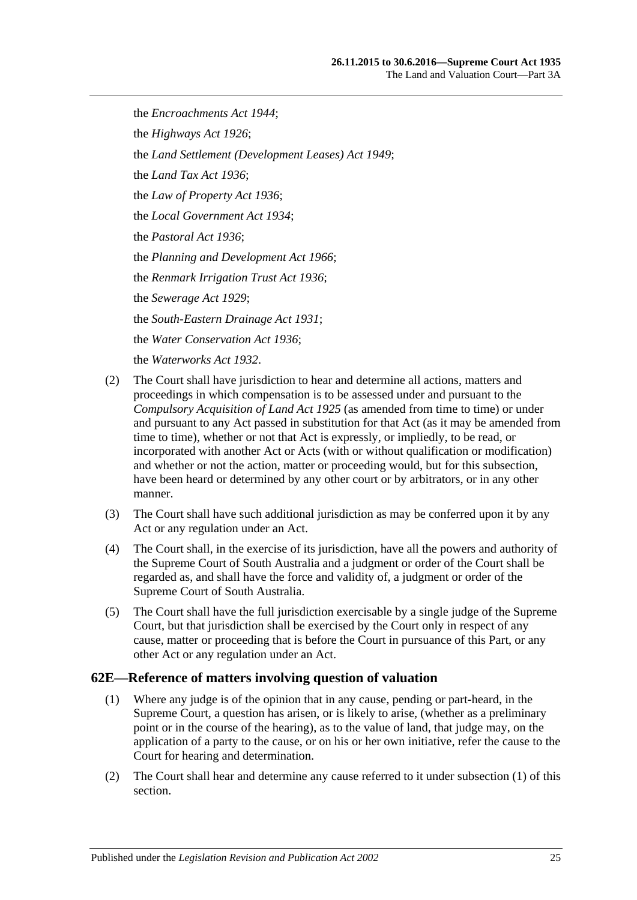the *Encroachments Act 1944*;

the *Highways Act 1926*;

the *Land Settlement (Development Leases) Act 1949*;

the *Land Tax Act 1936*;

the *Law of Property Act 1936*;

the *Local Government Act 1934*;

the *Pastoral Act 1936*;

the *Planning and Development Act 1966*;

the *Renmark Irrigation Trust Act 1936*;

the *Sewerage Act 1929*;

the *South-Eastern Drainage Act 1931*;

the *Water Conservation Act 1936*;

the *Waterworks Act 1932*.

(2) The Court shall have jurisdiction to hear and determine all actions, matters and proceedings in which compensation is to be assessed under and pursuant to the *Compulsory Acquisition of Land Act 1925* (as amended from time to time) or under and pursuant to any Act passed in substitution for that Act (as it may be amended from time to time), whether or not that Act is expressly, or impliedly, to be read, or incorporated with another Act or Acts (with or without qualification or modification) and whether or not the action, matter or proceeding would, but for this subsection, have been heard or determined by any other court or by arbitrators, or in any other manner.

(3) The Court shall have such additional jurisdiction as may be conferred upon it by any Act or any regulation under an Act.

(4) The Court shall, in the exercise of its jurisdiction, have all the powers and authority of the Supreme Court of South Australia and a judgment or order of the Court shall be regarded as, and shall have the force and validity of, a judgment or order of the Supreme Court of South Australia.

(5) The Court shall have the full jurisdiction exercisable by a single judge of the Supreme Court, but that jurisdiction shall be exercised by the Court only in respect of any cause, matter or proceeding that is before the Court in pursuance of this Part, or any other Act or any regulation under an Act.

## 62E—Reference of matters involving question of valuation

(1) Where any judge is of the opinion that in any cause, pending or part-heard, in the Supreme Court, a question has arisen, or is likely to arise, (whether as a preliminary point or in the course of the hearing), as to the value of land, that judge may, on the application of a party to the cause, or on his or her own initiative, refer the cause to the Court for hearing and determination.

(2) The Court shall hear and determine any cause referred to it under subsection (1) of this section.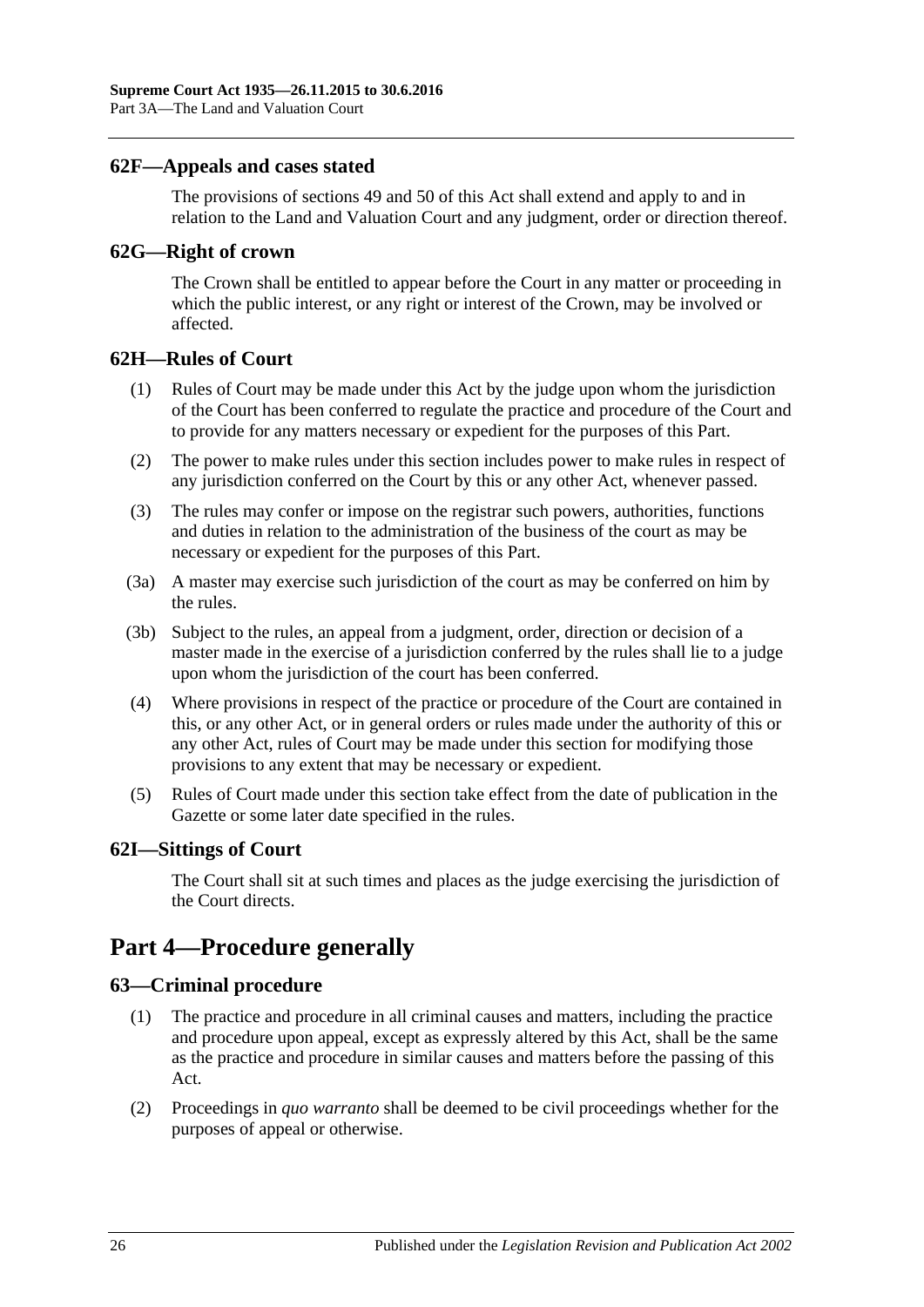### 62F—Appeals and cases stated

The provisions of sections 49 and 50 of this Act shall extend and apply to and in relation to the Land and Valuation Court and any judgment, order or direction thereof.

### 62G—Right of crown

The Crown shall be entitled to appear before the Court in any matter or proceeding in which the public interest, or any right or interest of the Crown, may be involved or affected.

### 62H—Rules of Court

(1) Rules of Court may be made under this Act by the judge upon whom the jurisdiction of the Court has been conferred to regulate the practice and procedure of the Court and to provide for any matters necessary or expedient for the purposes of this Part.

(2) The power to make rules under this section includes power to make rules in respect of any jurisdiction conferred on the Court by this or any other Act, whenever passed.

(3) The rules may confer or impose on the registrar such powers, authorities, functions and duties in relation to the administration of the business of the court as may be necessary or expedient for the purposes of this Part.

(3a) A master may exercise such jurisdiction of the court as may be conferred on him by the rules.

(3b) Subject to the rules, an appeal from a judgment, order, direction or decision of a master made in the exercise of a jurisdiction conferred by the rules shall lie to a judge upon whom the jurisdiction of the court has been conferred.

(4) Where provisions in respect of the practice or procedure of the Court are contained in this, or any other Act, or in general orders or rules made under the authority of this or any other Act, rules of Court may be made under this section for modifying those provisions to any extent that may be necessary or expedient.

(5) Rules of Court made under this section take effect from the date of publication in the Gazette or some later date specified in the rules.

### 62I—Sittings of Court

The Court shall sit at such times and places as the judge exercising the jurisdiction of the Court directs.

## Part 4—Procedure generally

### 63—Criminal procedure

(1) The practice and procedure in all criminal causes and matters, including the practice and procedure upon appeal, except as expressly altered by this Act, shall be the same as the practice and procedure in similar causes and matters before the passing of this Act.

(2) Proceedings in *quo warranto* shall be deemed to be civil proceedings whether for the purposes of appeal or otherwise.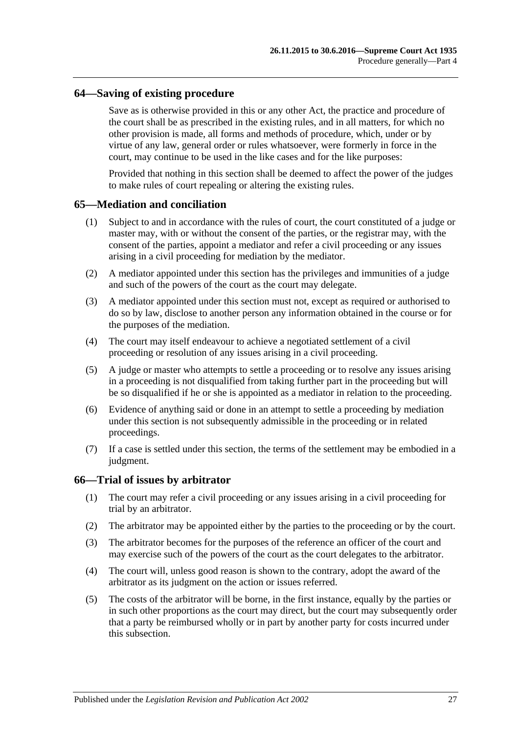## 64—Saving of existing procedure

Save as is otherwise provided in this or any other Act, the practice and procedure of the court shall be as prescribed in the existing rules, and in all matters, for which no other provision is made, all forms and methods of procedure, which, under or by virtue of any law, general order or rules whatsoever, were formerly in force in the court, may continue to be used in the like cases and for the like purposes:

Provided that nothing in this section shall be deemed to affect the power of the judges to make rules of court repealing or altering the existing rules.

## 65—Mediation and conciliation

(1) Subject to and in accordance with the rules of court, the court constituted of a judge or master may, with or without the consent of the parties, or the registrar may, with the consent of the parties, appoint a mediator and refer a civil proceeding or any issues arising in a civil proceeding for mediation by the mediator.

(2) A mediator appointed under this section has the privileges and immunities of a judge and such of the powers of the court as the court may delegate.

(3) A mediator appointed under this section must not, except as required or authorised to do so by law, disclose to another person any information obtained in the course or for the purposes of the mediation.

(4) The court may itself endeavour to achieve a negotiated settlement of a civil proceeding or resolution of any issues arising in a civil proceeding.

(5) A judge or master who attempts to settle a proceeding or to resolve any issues arising in a proceeding is not disqualified from taking further part in the proceeding but will be so disqualified if he or she is appointed as a mediator in relation to the proceeding.

(6) Evidence of anything said or done in an attempt to settle a proceeding by mediation under this section is not subsequently admissible in the proceeding or in related proceedings.

(7) If a case is settled under this section, the terms of the settlement may be embodied in a judgment.

## 66—Trial of issues by arbitrator

(1) The court may refer a civil proceeding or any issues arising in a civil proceeding for trial by an arbitrator.

(2) The arbitrator may be appointed either by the parties to the proceeding or by the court.

(3) The arbitrator becomes for the purposes of the reference an officer of the court and may exercise such of the powers of the court as the court delegates to the arbitrator.

(4) The court will, unless good reason is shown to the contrary, adopt the award of the arbitrator as its judgment on the action or issues referred.

(5) The costs of the arbitrator will be borne, in the first instance, equally by the parties or in such other proportions as the court may direct, but the court may subsequently order that a party be reimbursed wholly or in part by another party for costs incurred under this subsection.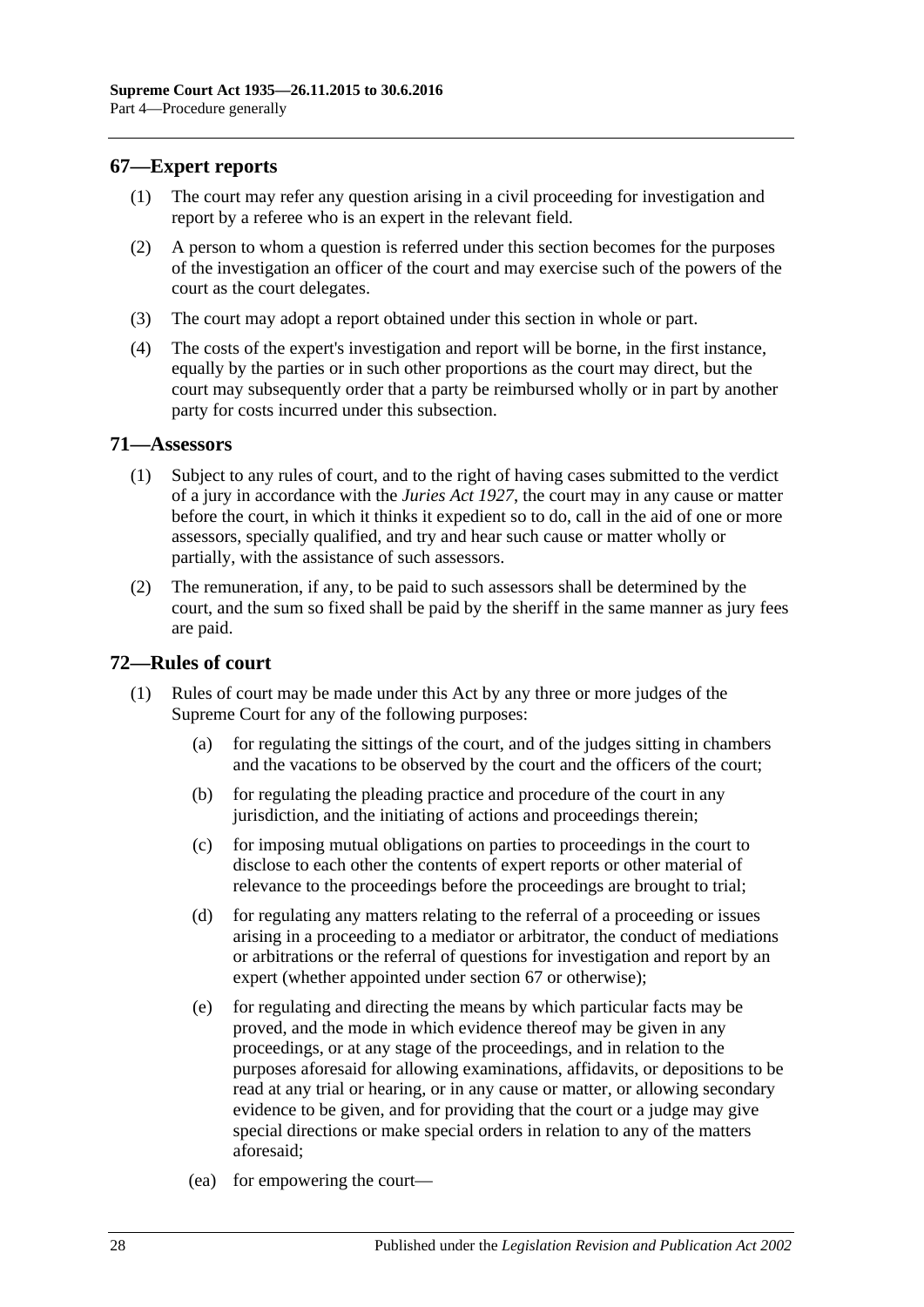## 67—Expert reports

(1) The court may refer any question arising in a civil proceeding for investigation and report by a referee who is an expert in the relevant field.

(2) A person to whom a question is referred under this section becomes for the purposes of the investigation an officer of the court and may exercise such of the powers of the court as the court delegates.

(3) The court may adopt a report obtained under this section in whole or part.

(4) The costs of the expert's investigation and report will be borne, in the first instance, equally by the parties or in such other proportions as the court may direct, but the court may subsequently order that a party be reimbursed wholly or in part by another party for costs incurred under this subsection.

## 71—Assessors

(1) Subject to any rules of court, and to the right of having cases submitted to the verdict of a jury in accordance with the *Juries Act 1927*, the court may in any cause or matter before the court, in which it thinks it expedient so to do, call in the aid of one or more assessors, specially qualified, and try and hear such cause or matter wholly or partially, with the assistance of such assessors.

(2) The remuneration, if any, to be paid to such assessors shall be determined by the court, and the sum so fixed shall be paid by the sheriff in the same manner as jury fees are paid.

## 72—Rules of court

(1) Rules of court may be made under this Act by any three or more judges of the Supreme Court for any of the following purposes:

(a) for regulating the sittings of the court, and of the judges sitting in chambers and the vacations to be observed by the court and the officers of the court;

(b) for regulating the pleading practice and procedure of the court in any jurisdiction, and the initiating of actions and proceedings therein;

(c) for imposing mutual obligations on parties to proceedings in the court to disclose to each other the contents of expert reports or other material of relevance to the proceedings before the proceedings are brought to trial;

(d) for regulating any matters relating to the referral of a proceeding or issues arising in a proceeding to a mediator or arbitrator, the conduct of mediations or arbitrations or the referral of questions for investigation and report by an expert (whether appointed under section 67 or otherwise);

(e) for regulating and directing the means by which particular facts may be proved, and the mode in which evidence thereof may be given in any proceedings, or at any stage of the proceedings, and in relation to the purposes aforesaid for allowing examinations, affidavits, or depositions to be read at any trial or hearing, or in any cause or matter, or allowing secondary evidence to be given, and for providing that the court or a judge may give special directions or make special orders in relation to any of the matters aforesaid;

(ea) for empowering the court—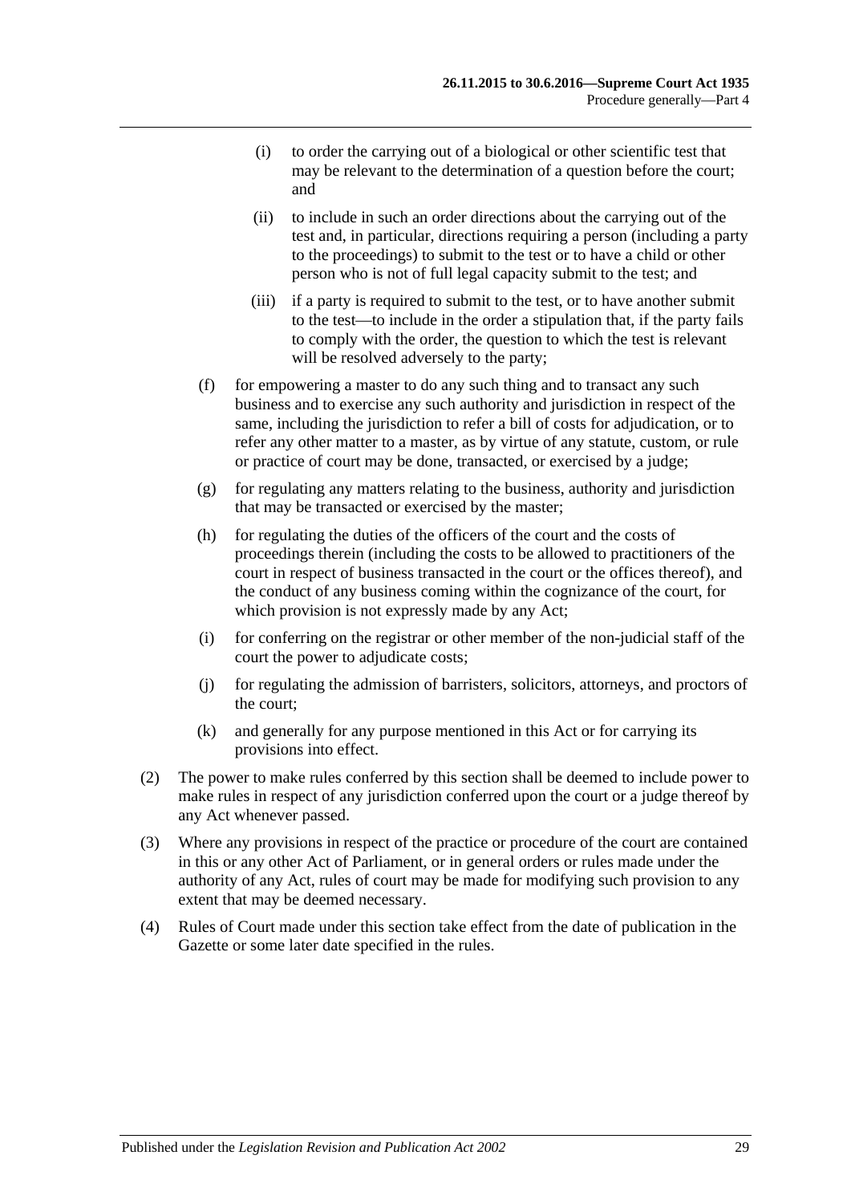(i) to order the carrying out of a biological or other scientific test that may be relevant to the determination of a question before the court; and

(ii) to include in such an order directions about the carrying out of the test and, in particular, directions requiring a person (including a party to the proceedings) to submit to the test or to have a child or other person who is not of full legal capacity submit to the test; and

(iii) if a party is required to submit to the test, or to have another submit to the test—to include in the order a stipulation that, if the party fails to comply with the order, the question to which the test is relevant will be resolved adversely to the party;

(f) for empowering a master to do any such thing and to transact any such business and to exercise any such authority and jurisdiction in respect of the same, including the jurisdiction to refer a bill of costs for adjudication, or to refer any other matter to a master, as by virtue of any statute, custom, or rule or practice of court may be done, transacted, or exercised by a judge;

(g) for regulating any matters relating to the business, authority and jurisdiction that may be transacted or exercised by the master;

(h) for regulating the duties of the officers of the court and the costs of proceedings therein (including the costs to be allowed to practitioners of the court in respect of business transacted in the court or the offices thereof), and the conduct of any business coming within the cognizance of the court, for which provision is not expressly made by any Act;

(i) for conferring on the registrar or other member of the non-judicial staff of the court the power to adjudicate costs;

(j) for regulating the admission of barristers, solicitors, attorneys, and proctors of the court;

(k) and generally for any purpose mentioned in this Act or for carrying its provisions into effect.

(2) The power to make rules conferred by this section shall be deemed to include power to make rules in respect of any jurisdiction conferred upon the court or a judge thereof by any Act whenever passed.

(3) Where any provisions in respect of the practice or procedure of the court are contained in this or any other Act of Parliament, or in general orders or rules made under the authority of any Act, rules of court may be made for modifying such provision to any extent that may be deemed necessary.

(4) Rules of Court made under this section take effect from the date of publication in the Gazette or some later date specified in the rules.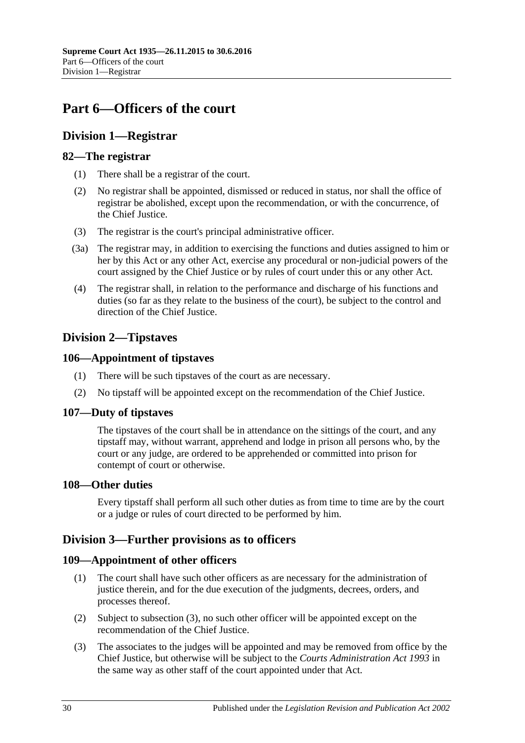# Part 6—Officers of the court

## Division 1—Registrar

### 82—The registrar

(1) There shall be a registrar of the court.

(2) No registrar shall be appointed, dismissed or reduced in status, nor shall the office of registrar be abolished, except upon the recommendation, or with the concurrence, of the Chief Justice.

(3) The registrar is the court's principal administrative officer.

(3a) The registrar may, in addition to exercising the functions and duties assigned to him or her by this Act or any other Act, exercise any procedural or non-judicial powers of the court assigned by the Chief Justice or by rules of court under this or any other Act.

(4) The registrar shall, in relation to the performance and discharge of his functions and duties (so far as they relate to the business of the court), be subject to the control and direction of the Chief Justice.

## Division 2—Tipstaves

### 106—Appointment of tipstaves

(1) There will be such tipstaves of the court as are necessary.

(2) No tipstaff will be appointed except on the recommendation of the Chief Justice.

### 107—Duty of tipstaves

The tipstaves of the court shall be in attendance on the sittings of the court, and any tipstaff may, without warrant, apprehend and lodge in prison all persons who, by the court or any judge, are ordered to be apprehended or committed into prison for contempt of court or otherwise.

### 108—Other duties

Every tipstaff shall perform all such other duties as from time to time are by the court or a judge or rules of court directed to be performed by him.

## Division 3—Further provisions as to officers

### 109—Appointment of other officers

(1) The court shall have such other officers as are necessary for the administration of justice therein, and for the due execution of the judgments, decrees, orders, and processes thereof.

(2) Subject to subsection (3), no such other officer will be appointed except on the recommendation of the Chief Justice.

(3) The associates to the judges will be appointed and may be removed from office by the Chief Justice, but otherwise will be subject to the *Courts Administration Act 1993* in the same way as other staff of the court appointed under that Act.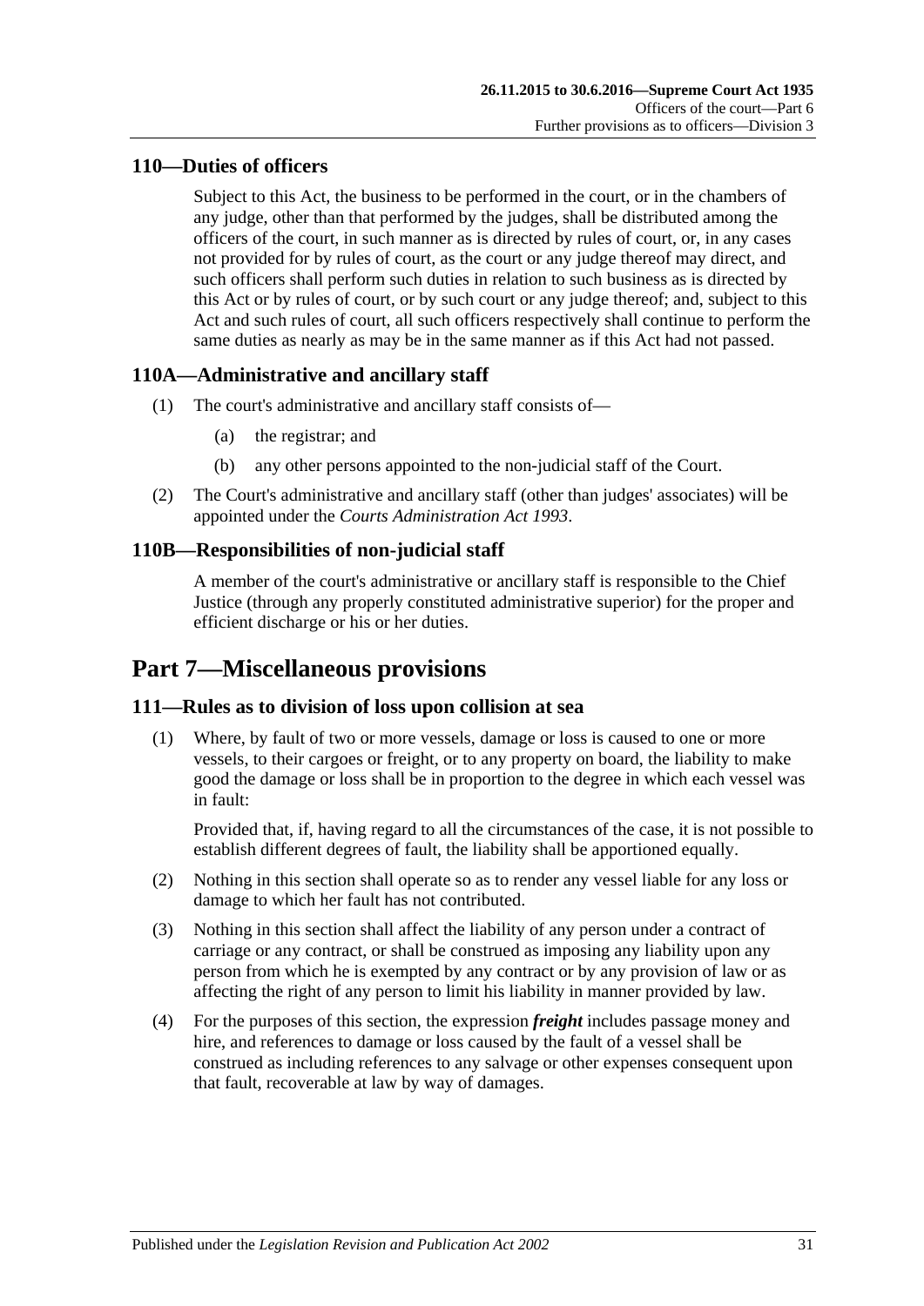### 110—Duties of officers

Subject to this Act, the business to be performed in the court, or in the chambers of any judge, other than that performed by the judges, shall be distributed among the officers of the court, in such manner as is directed by rules of court, or, in any cases not provided for by rules of court, as the court or any judge thereof may direct, and such officers shall perform such duties in relation to such business as is directed by this Act or by rules of court, or by such court or any judge thereof; and, subject to this Act and such rules of court, all such officers respectively shall continue to perform the same duties as nearly as may be in the same manner as if this Act had not passed.

### 110A—Administrative and ancillary staff

(1) The court's administrative and ancillary staff consists of—

- (a) the registrar; and
- (b) any other persons appointed to the non-judicial staff of the Court.

(2) The Court's administrative and ancillary staff (other than judges' associates) will be appointed under the *Courts Administration Act 1993*.

### 110B—Responsibilities of non-judicial staff

A member of the court's administrative or ancillary staff is responsible to the Chief Justice (through any properly constituted administrative superior) for the proper and efficient discharge or his or her duties.

## Part 7—Miscellaneous provisions

### 111—Rules as to division of loss upon collision at sea

(1) Where, by fault of two or more vessels, damage or loss is caused to one or more vessels, to their cargoes or freight, or to any property on board, the liability to make good the damage or loss shall be in proportion to the degree in which each vessel was in fault:

Provided that, if, having regard to all the circumstances of the case, it is not possible to establish different degrees of fault, the liability shall be apportioned equally.

(2) Nothing in this section shall operate so as to render any vessel liable for any loss or damage to which her fault has not contributed.

(3) Nothing in this section shall affect the liability of any person under a contract of carriage or any contract, or shall be construed as imposing any liability upon any person from which he is exempted by any contract or by any provision of law or as affecting the right of any person to limit his liability in manner provided by law.

(4) For the purposes of this section, the expression ***freight*** includes passage money and hire, and references to damage or loss caused by the fault of a vessel shall be construed as including references to any salvage or other expenses consequent upon that fault, recoverable at law by way of damages.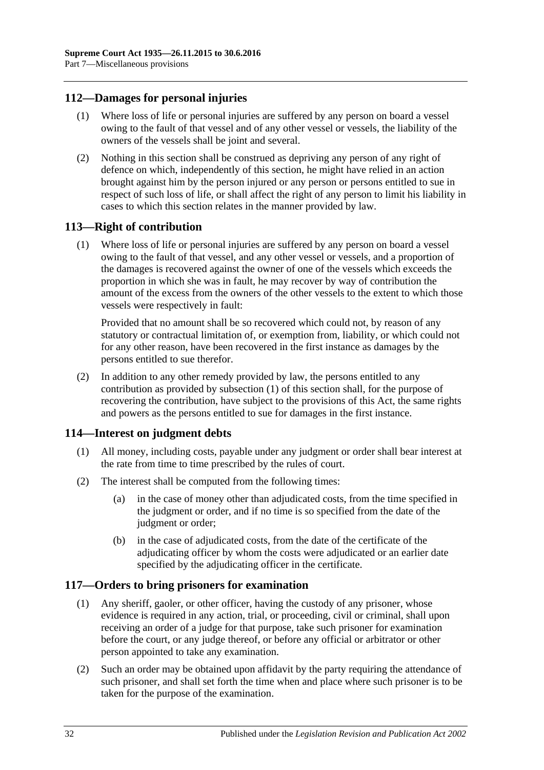## 112—Damages for personal injuries

(1) Where loss of life or personal injuries are suffered by any person on board a vessel owing to the fault of that vessel and of any other vessel or vessels, the liability of the owners of the vessels shall be joint and several.

(2) Nothing in this section shall be construed as depriving any person of any right of defence on which, independently of this section, he might have relied in an action brought against him by the person injured or any person or persons entitled to sue in respect of such loss of life, or shall affect the right of any person to limit his liability in cases to which this section relates in the manner provided by law.

## 113—Right of contribution

(1) Where loss of life or personal injuries are suffered by any person on board a vessel owing to the fault of that vessel, and any other vessel or vessels, and a proportion of the damages is recovered against the owner of one of the vessels which exceeds the proportion in which she was in fault, he may recover by way of contribution the amount of the excess from the owners of the other vessels to the extent to which those vessels were respectively in fault:

Provided that no amount shall be so recovered which could not, by reason of any statutory or contractual limitation of, or exemption from, liability, or which could not for any other reason, have been recovered in the first instance as damages by the persons entitled to sue therefor.

(2) In addition to any other remedy provided by law, the persons entitled to any contribution as provided by subsection (1) of this section shall, for the purpose of recovering the contribution, have subject to the provisions of this Act, the same rights and powers as the persons entitled to sue for damages in the first instance.

## 114—Interest on judgment debts

(1) All money, including costs, payable under any judgment or order shall bear interest at the rate from time to time prescribed by the rules of court.

(2) The interest shall be computed from the following times:

(a) in the case of money other than adjudicated costs, from the time specified in the judgment or order, and if no time is so specified from the date of the judgment or order;

(b) in the case of adjudicated costs, from the date of the certificate of the adjudicating officer by whom the costs were adjudicated or an earlier date specified by the adjudicating officer in the certificate.

## 117—Orders to bring prisoners for examination

(1) Any sheriff, gaoler, or other officer, having the custody of any prisoner, whose evidence is required in any action, trial, or proceeding, civil or criminal, shall upon receiving an order of a judge for that purpose, take such prisoner for examination before the court, or any judge thereof, or before any official or arbitrator or other person appointed to take any examination.

(2) Such an order may be obtained upon affidavit by the party requiring the attendance of such prisoner, and shall set forth the time when and place where such prisoner is to be taken for the purpose of the examination.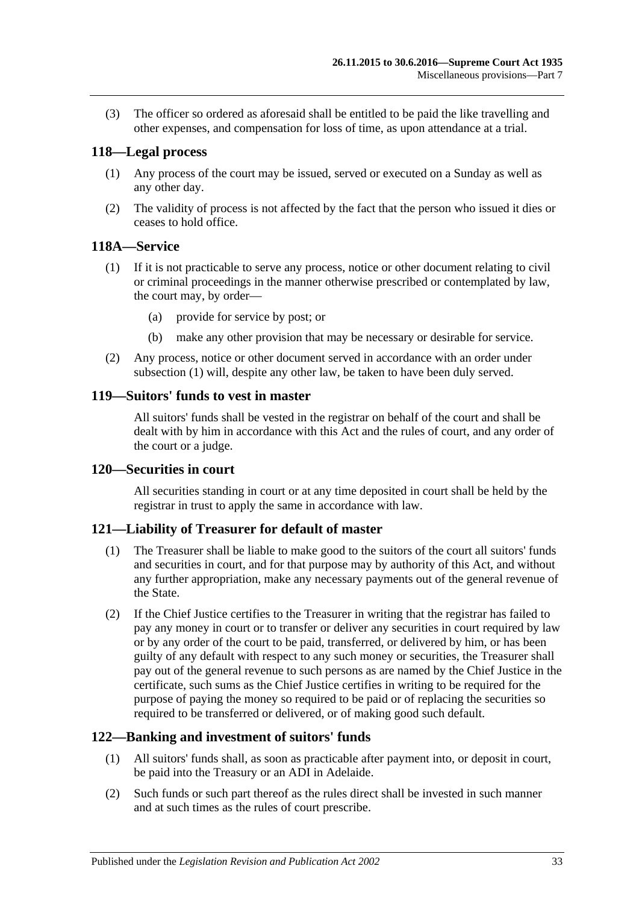(3) The officer so ordered as aforesaid shall be entitled to be paid the like travelling and other expenses, and compensation for loss of time, as upon attendance at a trial.

## 118—Legal process

(1) Any process of the court may be issued, served or executed on a Sunday as well as any other day.

(2) The validity of process is not affected by the fact that the person who issued it dies or ceases to hold office.

## 118A—Service

(1) If it is not practicable to serve any process, notice or other document relating to civil or criminal proceedings in the manner otherwise prescribed or contemplated by law, the court may, by order—

(a) provide for service by post; or

(b) make any other provision that may be necessary or desirable for service.

(2) Any process, notice or other document served in accordance with an order under subsection (1) will, despite any other law, be taken to have been duly served.

## 119—Suitors' funds to vest in master

All suitors' funds shall be vested in the registrar on behalf of the court and shall be dealt with by him in accordance with this Act and the rules of court, and any order of the court or a judge.

## 120—Securities in court

All securities standing in court or at any time deposited in court shall be held by the registrar in trust to apply the same in accordance with law.

## 121—Liability of Treasurer for default of master

(1) The Treasurer shall be liable to make good to the suitors of the court all suitors' funds and securities in court, and for that purpose may by authority of this Act, and without any further appropriation, make any necessary payments out of the general revenue of the State.

(2) If the Chief Justice certifies to the Treasurer in writing that the registrar has failed to pay any money in court or to transfer or deliver any securities in court required by law or by any order of the court to be paid, transferred, or delivered by him, or has been guilty of any default with respect to any such money or securities, the Treasurer shall pay out of the general revenue to such persons as are named by the Chief Justice in the certificate, such sums as the Chief Justice certifies in writing to be required for the purpose of paying the money so required to be paid or of replacing the securities so required to be transferred or delivered, or of making good such default.

## 122—Banking and investment of suitors' funds

(1) All suitors' funds shall, as soon as practicable after payment into, or deposit in court, be paid into the Treasury or an ADI in Adelaide.

(2) Such funds or such part thereof as the rules direct shall be invested in such manner and at such times as the rules of court prescribe.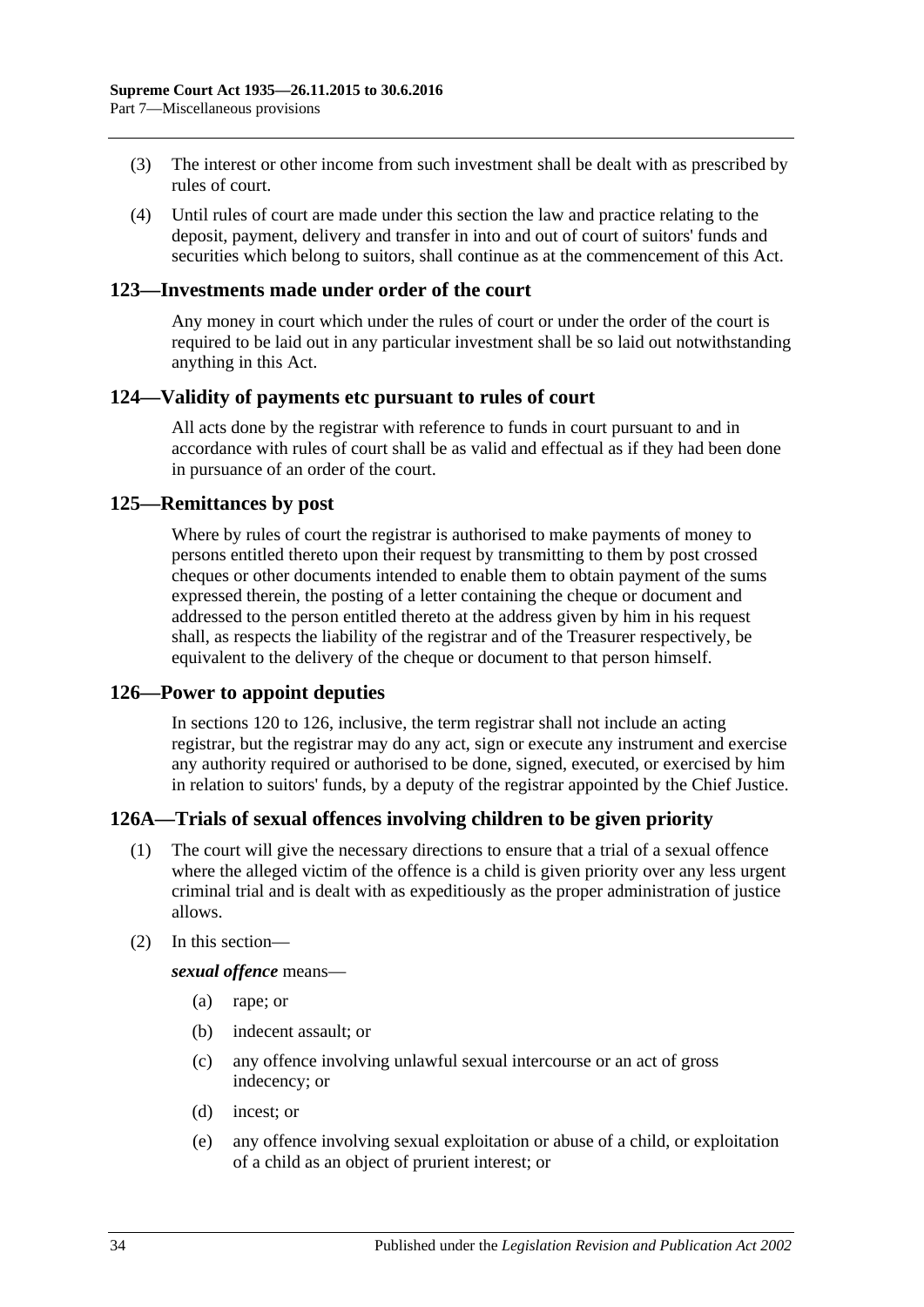(3) The interest or other income from such investment shall be dealt with as prescribed by rules of court.

(4) Until rules of court are made under this section the law and practice relating to the deposit, payment, delivery and transfer in into and out of court of suitors' funds and securities which belong to suitors, shall continue as at the commencement of this Act.

## 123—Investments made under order of the court

Any money in court which under the rules of court or under the order of the court is required to be laid out in any particular investment shall be so laid out notwithstanding anything in this Act.

## 124—Validity of payments etc pursuant to rules of court

All acts done by the registrar with reference to funds in court pursuant to and in accordance with rules of court shall be as valid and effectual as if they had been done in pursuance of an order of the court.

## 125—Remittances by post

Where by rules of court the registrar is authorised to make payments of money to persons entitled thereto upon their request by transmitting to them by post crossed cheques or other documents intended to enable them to obtain payment of the sums expressed therein, the posting of a letter containing the cheque or document and addressed to the person entitled thereto at the address given by him in his request shall, as respects the liability of the registrar and of the Treasurer respectively, be equivalent to the delivery of the cheque or document to that person himself.

## 126—Power to appoint deputies

In sections 120 to 126, inclusive, the term registrar shall not include an acting registrar, but the registrar may do any act, sign or execute any instrument and exercise any authority required or authorised to be done, signed, executed, or exercised by him in relation to suitors' funds, by a deputy of the registrar appointed by the Chief Justice.

## 126A—Trials of sexual offences involving children to be given priority

(1) The court will give the necessary directions to ensure that a trial of a sexual offence where the alleged victim of the offence is a child is given priority over any less urgent criminal trial and is dealt with as expeditiously as the proper administration of justice allows.

(2) In this section—

***sexual offence*** means—

(a) rape; or

(b) indecent assault; or

(c) any offence involving unlawful sexual intercourse or an act of gross indecency; or

(d) incest; or

(e) any offence involving sexual exploitation or abuse of a child, or exploitation of a child as an object of prurient interest; or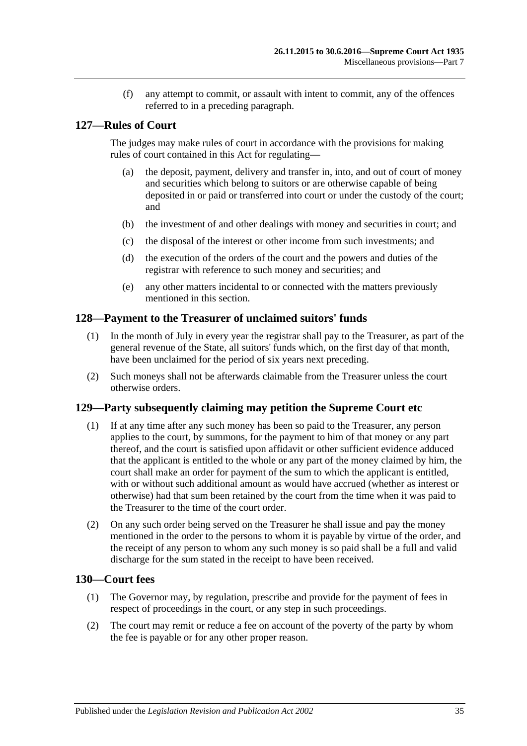(f) any attempt to commit, or assault with intent to commit, any of the offences referred to in a preceding paragraph.

## 127—Rules of Court

The judges may make rules of court in accordance with the provisions for making rules of court contained in this Act for regulating—

(a) the deposit, payment, delivery and transfer in, into, and out of court of money and securities which belong to suitors or are otherwise capable of being deposited in or paid or transferred into court or under the custody of the court; and

(b) the investment of and other dealings with money and securities in court; and

(c) the disposal of the interest or other income from such investments; and

(d) the execution of the orders of the court and the powers and duties of the registrar with reference to such money and securities; and

(e) any other matters incidental to or connected with the matters previously mentioned in this section.

## 128—Payment to the Treasurer of unclaimed suitors' funds

(1) In the month of July in every year the registrar shall pay to the Treasurer, as part of the general revenue of the State, all suitors' funds which, on the first day of that month, have been unclaimed for the period of six years next preceding.

(2) Such moneys shall not be afterwards claimable from the Treasurer unless the court otherwise orders.

## 129—Party subsequently claiming may petition the Supreme Court etc

(1) If at any time after any such money has been so paid to the Treasurer, any person applies to the court, by summons, for the payment to him of that money or any part thereof, and the court is satisfied upon affidavit or other sufficient evidence adduced that the applicant is entitled to the whole or any part of the money claimed by him, the court shall make an order for payment of the sum to which the applicant is entitled, with or without such additional amount as would have accrued (whether as interest or otherwise) had that sum been retained by the court from the time when it was paid to the Treasurer to the time of the court order.

(2) On any such order being served on the Treasurer he shall issue and pay the money mentioned in the order to the persons to whom it is payable by virtue of the order, and the receipt of any person to whom any such money is so paid shall be a full and valid discharge for the sum stated in the receipt to have been received.

## 130—Court fees

(1) The Governor may, by regulation, prescribe and provide for the payment of fees in respect of proceedings in the court, or any step in such proceedings.

(2) The court may remit or reduce a fee on account of the poverty of the party by whom the fee is payable or for any other proper reason.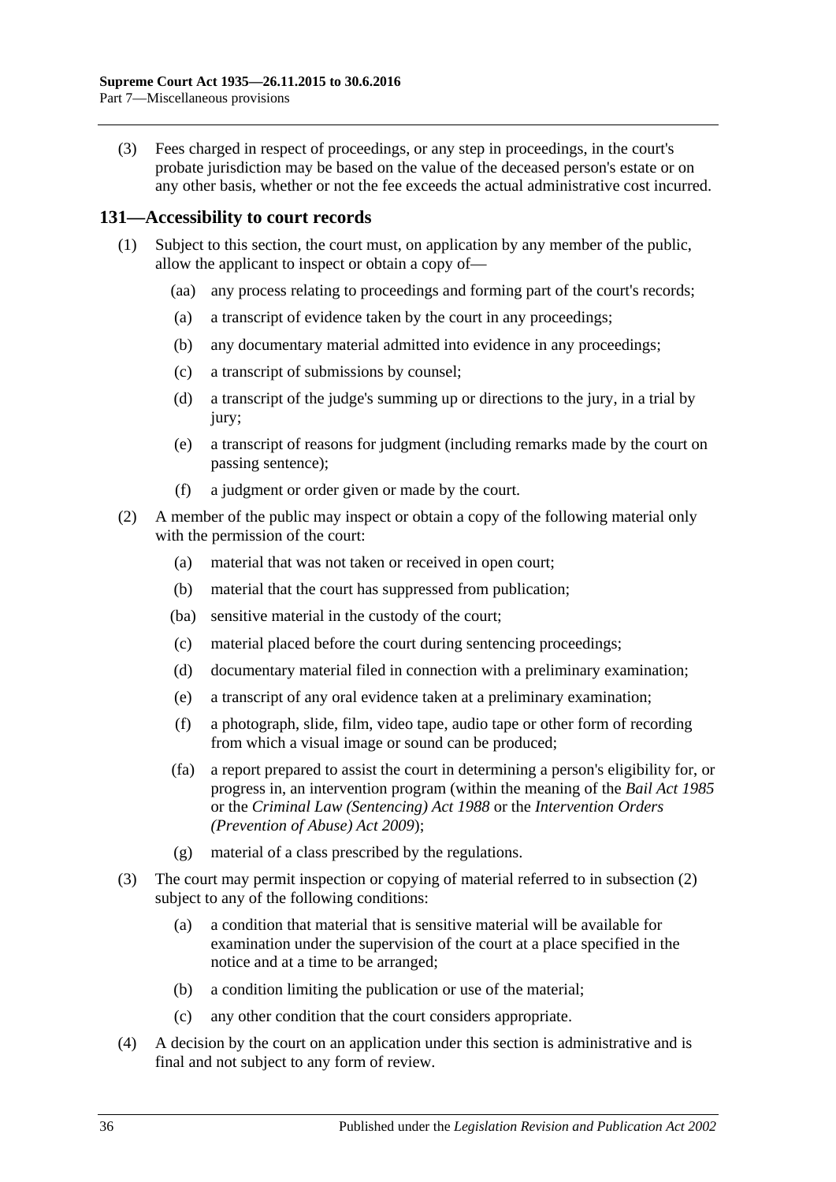(3) Fees charged in respect of proceedings, or any step in proceedings, in the court's probate jurisdiction may be based on the value of the deceased person's estate or on any other basis, whether or not the fee exceeds the actual administrative cost incurred.

## 131—Accessibility to court records

(1) Subject to this section, the court must, on application by any member of the public, allow the applicant to inspect or obtain a copy of—

(aa) any process relating to proceedings and forming part of the court's records;

(a) a transcript of evidence taken by the court in any proceedings;

(b) any documentary material admitted into evidence in any proceedings;

(c) a transcript of submissions by counsel;

(d) a transcript of the judge's summing up or directions to the jury, in a trial by jury;

(e) a transcript of reasons for judgment (including remarks made by the court on passing sentence);

(f) a judgment or order given or made by the court.

(2) A member of the public may inspect or obtain a copy of the following material only with the permission of the court:

(a) material that was not taken or received in open court;

(b) material that the court has suppressed from publication;

(ba) sensitive material in the custody of the court;

(c) material placed before the court during sentencing proceedings;

(d) documentary material filed in connection with a preliminary examination;

(e) a transcript of any oral evidence taken at a preliminary examination;

(f) a photograph, slide, film, video tape, audio tape or other form of recording from which a visual image or sound can be produced;

(fa) a report prepared to assist the court in determining a person's eligibility for, or progress in, an intervention program (within the meaning of the *Bail Act 1985* or the *Criminal Law (Sentencing) Act 1988* or the *Intervention Orders (Prevention of Abuse) Act 2009*);

(g) material of a class prescribed by the regulations.

(3) The court may permit inspection or copying of material referred to in subsection (2) subject to any of the following conditions:

(a) a condition that material that is sensitive material will be available for examination under the supervision of the court at a place specified in the notice and at a time to be arranged;

(b) a condition limiting the publication or use of the material;

(c) any other condition that the court considers appropriate.

(4) A decision by the court on an application under this section is administrative and is final and not subject to any form of review.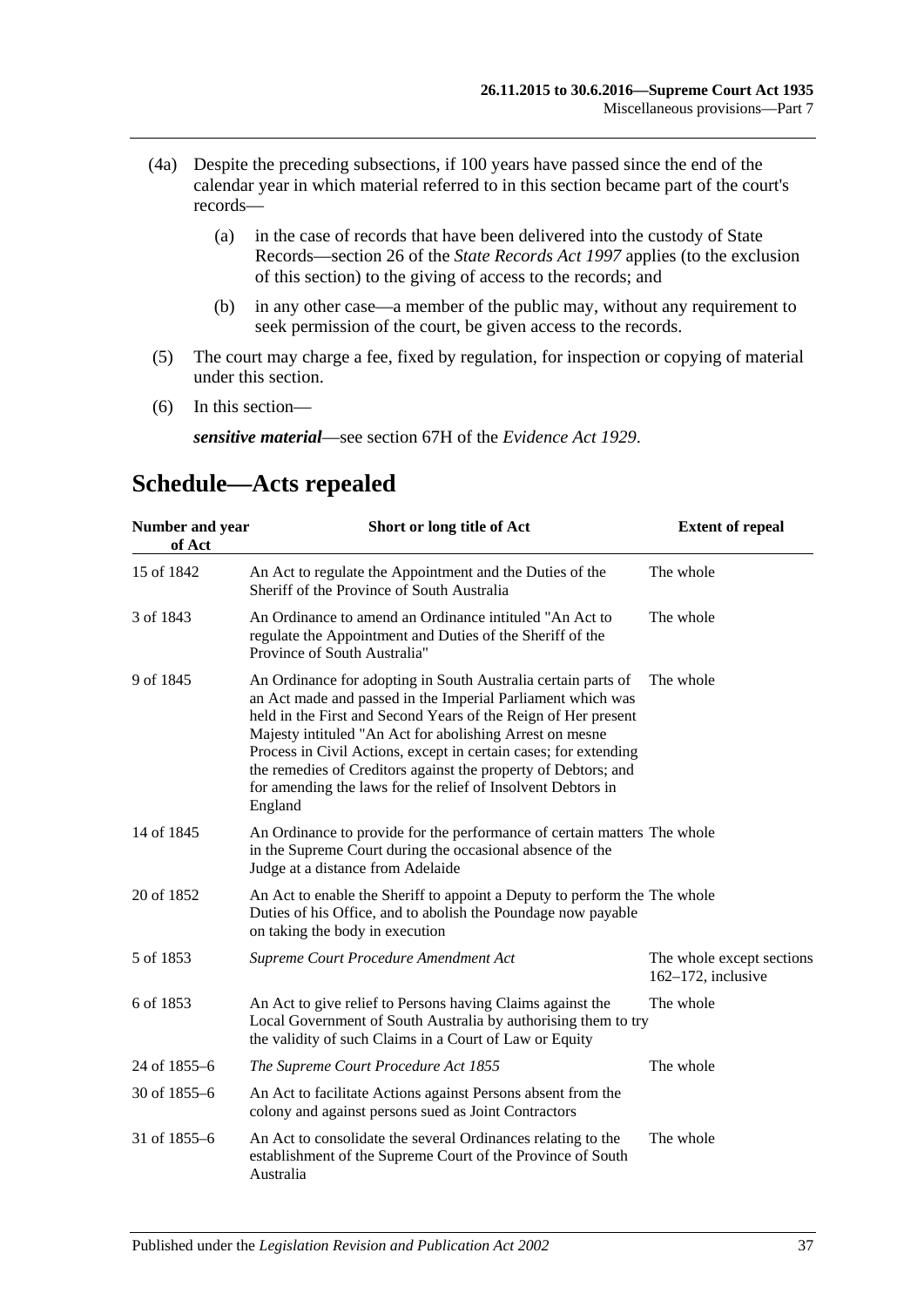(4a) Despite the preceding subsections, if 100 years have passed since the end of the calendar year in which material referred to in this section became part of the court's records—

(a) in the case of records that have been delivered into the custody of State Records—section 26 of the *State Records Act 1997* applies (to the exclusion of this section) to the giving of access to the records; and

(b) in any other case—a member of the public may, without any requirement to seek permission of the court, be given access to the records.

(5) The court may charge a fee, fixed by regulation, for inspection or copying of material under this section.

(6) In this section—

***sensitive material***—see section 67H of the *Evidence Act 1929*.

# Schedule—Acts repealed

| Number and year of Act | Short or long title of Act | Extent of repeal |
|---|---|---|
| 15 of 1842 | An Act to regulate the Appointment and the Duties of the Sheriff of the Province of South Australia | The whole |
| 3 of 1843 | An Ordinance to amend an Ordinance intituled "An Act to regulate the Appointment and Duties of the Sheriff of the Province of South Australia" | The whole |
| 9 of 1845 | An Ordinance for adopting in South Australia certain parts of an Act made and passed in the Imperial Parliament which was held in the First and Second Years of the Reign of Her present Majesty intituled "An Act for abolishing Arrest on mesne Process in Civil Actions, except in certain cases; for extending the remedies of Creditors against the property of Debtors; and for amending the laws for the relief of Insolvent Debtors in England | The whole |
| 14 of 1845 | An Ordinance to provide for the performance of certain matters in the Supreme Court during the occasional absence of the Judge at a distance from Adelaide | The whole |
| 20 of 1852 | An Act to enable the Sheriff to appoint a Deputy to perform the Duties of his Office, and to abolish the Poundage now payable on taking the body in execution | The whole |
| 5 of 1853 | *Supreme Court Procedure Amendment Act* | The whole except sections 162–172, inclusive |
| 6 of 1853 | An Act to give relief to Persons having Claims against the Local Government of South Australia by authorising them to try the validity of such Claims in a Court of Law or Equity | The whole |
| 24 of 1855–6 | *The Supreme Court Procedure Act 1855* | The whole |
| 30 of 1855–6 | An Act to facilitate Actions against Persons absent from the colony and against persons sued as Joint Contractors | |
| 31 of 1855–6 | An Act to consolidate the several Ordinances relating to the establishment of the Supreme Court of the Province of South Australia | The whole |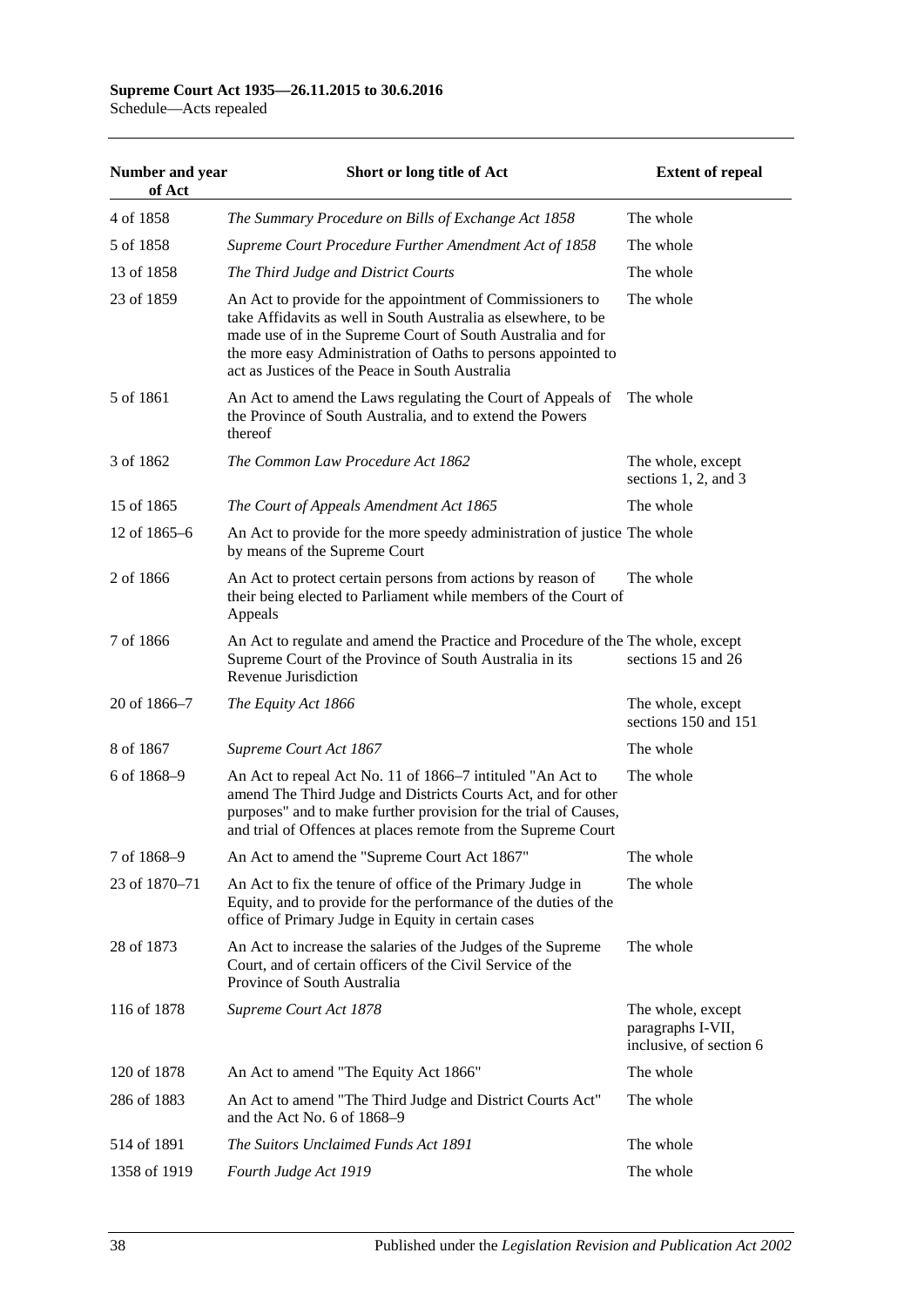| Number and year of Act | Short or long title of Act | Extent of repeal |
|---|---|---|
| 4 of 1858 | *The Summary Procedure on Bills of Exchange Act 1858* | The whole |
| 5 of 1858 | *Supreme Court Procedure Further Amendment Act of 1858* | The whole |
| 13 of 1858 | *The Third Judge and District Courts* | The whole |
| 23 of 1859 | An Act to provide for the appointment of Commissioners to take Affidavits as well in South Australia as elsewhere, to be made use of in the Supreme Court of South Australia and for the more easy Administration of Oaths to persons appointed to act as Justices of the Peace in South Australia | The whole |
| 5 of 1861 | An Act to amend the Laws regulating the Court of Appeals of the Province of South Australia, and to extend the Powers thereof | The whole |
| 3 of 1862 | *The Common Law Procedure Act 1862* | The whole, except sections 1, 2, and 3 |
| 15 of 1865 | *The Court of Appeals Amendment Act 1865* | The whole |
| 12 of 1865–6 | An Act to provide for the more speedy administration of justice by means of the Supreme Court | The whole |
| 2 of 1866 | An Act to protect certain persons from actions by reason of their being elected to Parliament while members of the Court of Appeals | The whole |
| 7 of 1866 | An Act to regulate and amend the Practice and Procedure of the Supreme Court of the Province of South Australia in its Revenue Jurisdiction | The whole, except sections 15 and 26 |
| 20 of 1866–7 | *The Equity Act 1866* | The whole, except sections 150 and 151 |
| 8 of 1867 | *Supreme Court Act 1867* | The whole |
| 6 of 1868–9 | An Act to repeal Act No. 11 of 1866–7 intituled "An Act to amend The Third Judge and Districts Courts Act, and for other purposes" and to make further provision for the trial of Causes, and trial of Offences at places remote from the Supreme Court | The whole |
| 7 of 1868–9 | An Act to amend the "Supreme Court Act 1867" | The whole |
| 23 of 1870–71 | An Act to fix the tenure of office of the Primary Judge in Equity, and to provide for the performance of the duties of the office of Primary Judge in Equity in certain cases | The whole |
| 28 of 1873 | An Act to increase the salaries of the Judges of the Supreme Court, and of certain officers of the Civil Service of the Province of South Australia | The whole |
| 116 of 1878 | *Supreme Court Act 1878* | The whole, except paragraphs I-VII, inclusive, of section 6 |
| 120 of 1878 | An Act to amend "The Equity Act 1866" | The whole |
| 286 of 1883 | An Act to amend "The Third Judge and District Courts Act" and the Act No. 6 of 1868–9 | The whole |
| 514 of 1891 | *The Suitors Unclaimed Funds Act 1891* | The whole |
| 1358 of 1919 | *Fourth Judge Act 1919* | The whole |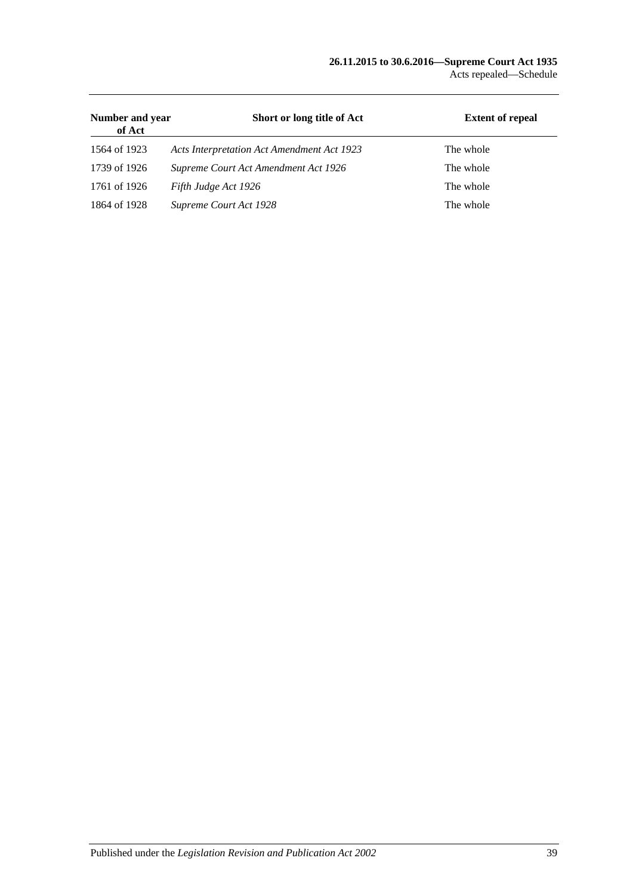| Number and year of Act | Short or long title of Act | Extent of repeal |
|---|---|---|
| 1564 of 1923 | *Acts Interpretation Act Amendment Act 1923* | The whole |
| 1739 of 1926 | *Supreme Court Act Amendment Act 1926* | The whole |
| 1761 of 1926 | *Fifth Judge Act 1926* | The whole |
| 1864 of 1928 | *Supreme Court Act 1928* | The whole |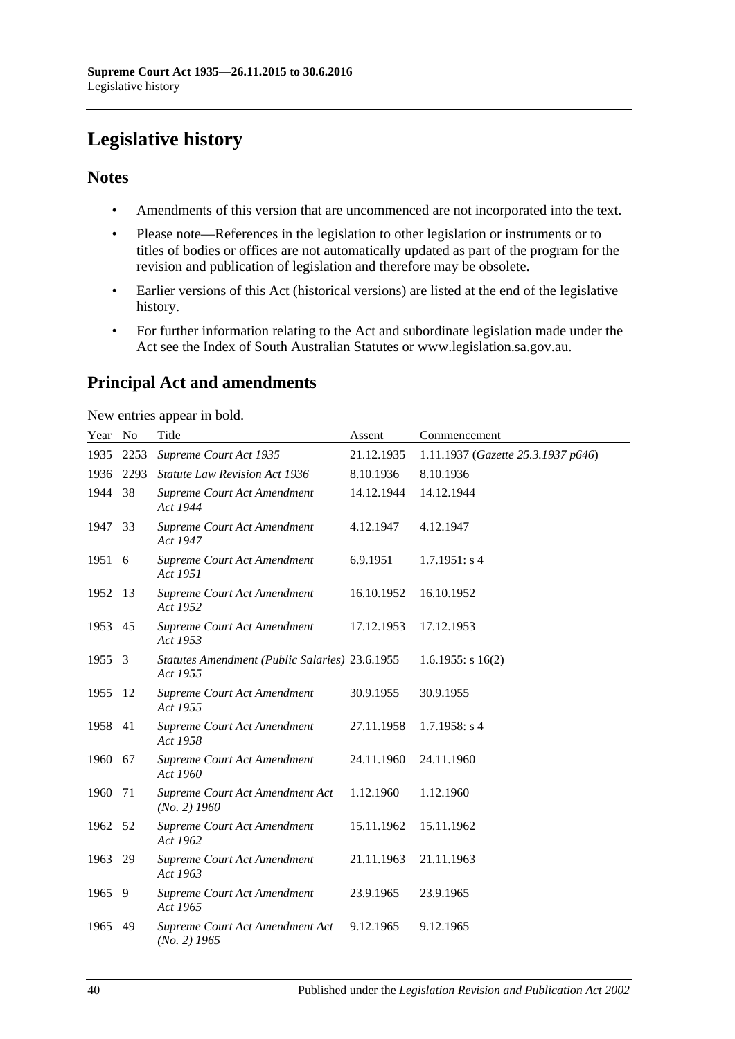# Legislative history

## Notes

- Amendments of this version that are uncommenced are not incorporated into the text.
- Please note—References in the legislation to other legislation or instruments or to titles of bodies or offices are not automatically updated as part of the program for the revision and publication of legislation and therefore may be obsolete.
- Earlier versions of this Act (historical versions) are listed at the end of the legislative history.
- For further information relating to the Act and subordinate legislation made under the Act see the Index of South Australian Statutes or www.legislation.sa.gov.au.

## Principal Act and amendments

New entries appear in bold.

| Year | No | Title | Assent | Commencement |
|---|---|---|---|---|
| 1935 | 2253 | *Supreme Court Act 1935* | 21.12.1935 | 1.11.1937 (*Gazette 25.3.1937 p646*) |
| 1936 | 2293 | *Statute Law Revision Act 1936* | 8.10.1936 | 8.10.1936 |
| 1944 | 38 | *Supreme Court Act Amendment Act 1944* | 14.12.1944 | 14.12.1944 |
| 1947 | 33 | *Supreme Court Act Amendment Act 1947* | 4.12.1947 | 4.12.1947 |
| 1951 | 6 | *Supreme Court Act Amendment Act 1951* | 6.9.1951 | 1.7.1951: s 4 |
| 1952 | 13 | *Supreme Court Act Amendment Act 1952* | 16.10.1952 | 16.10.1952 |
| 1953 | 45 | *Supreme Court Act Amendment Act 1953* | 17.12.1953 | 17.12.1953 |
| 1955 | 3 | *Statutes Amendment (Public Salaries) Act 1955* | 23.6.1955 | 1.6.1955: s 16(2) |
| 1955 | 12 | *Supreme Court Act Amendment Act 1955* | 30.9.1955 | 30.9.1955 |
| 1958 | 41 | *Supreme Court Act Amendment Act 1958* | 27.11.1958 | 1.7.1958: s 4 |
| 1960 | 67 | *Supreme Court Act Amendment Act 1960* | 24.11.1960 | 24.11.1960 |
| 1960 | 71 | *Supreme Court Act Amendment Act (No. 2) 1960* | 1.12.1960 | 1.12.1960 |
| 1962 | 52 | *Supreme Court Act Amendment Act 1962* | 15.11.1962 | 15.11.1962 |
| 1963 | 29 | *Supreme Court Act Amendment Act 1963* | 21.11.1963 | 21.11.1963 |
| 1965 | 9 | *Supreme Court Act Amendment Act 1965* | 23.9.1965 | 23.9.1965 |
| 1965 | 49 | *Supreme Court Act Amendment Act (No. 2) 1965* | 9.12.1965 | 9.12.1965 |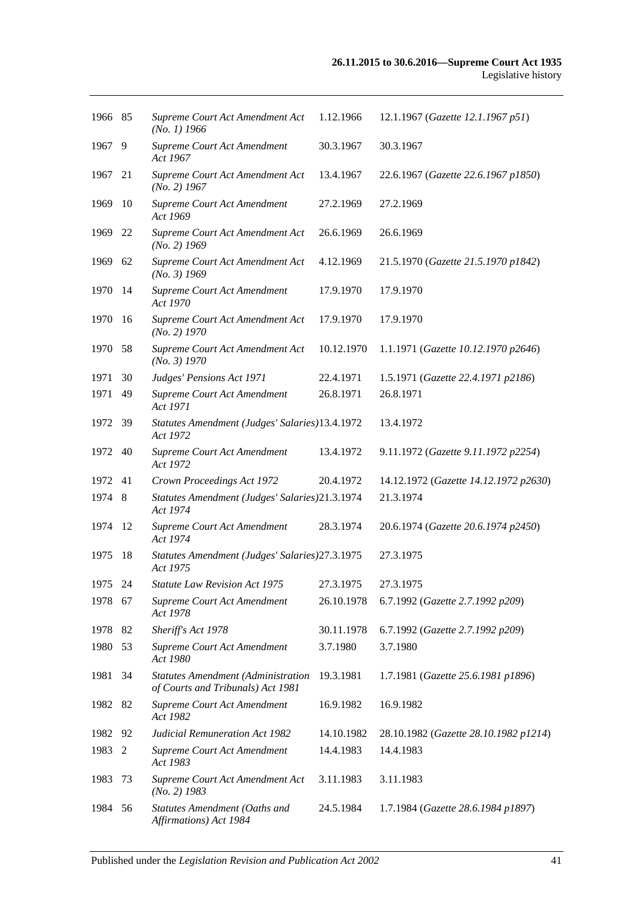| | | | | |
|---|---|---|---|---|
| 1966 | 85 | *Supreme Court Act Amendment Act (No. 1) 1966* | 1.12.1966 | 12.1.1967 (*Gazette 12.1.1967 p51*) |
| 1967 | 9 | *Supreme Court Act Amendment Act 1967* | 30.3.1967 | 30.3.1967 |
| 1967 | 21 | *Supreme Court Act Amendment Act (No. 2) 1967* | 13.4.1967 | 22.6.1967 (*Gazette 22.6.1967 p1850*) |
| 1969 | 10 | *Supreme Court Act Amendment Act 1969* | 27.2.1969 | 27.2.1969 |
| 1969 | 22 | *Supreme Court Act Amendment Act (No. 2) 1969* | 26.6.1969 | 26.6.1969 |
| 1969 | 62 | *Supreme Court Act Amendment Act (No. 3) 1969* | 4.12.1969 | 21.5.1970 (*Gazette 21.5.1970 p1842*) |
| 1970 | 14 | *Supreme Court Act Amendment Act 1970* | 17.9.1970 | 17.9.1970 |
| 1970 | 16 | *Supreme Court Act Amendment Act (No. 2) 1970* | 17.9.1970 | 17.9.1970 |
| 1970 | 58 | *Supreme Court Act Amendment Act (No. 3) 1970* | 10.12.1970 | 1.1.1971 (*Gazette 10.12.1970 p2646*) |
| 1971 | 30 | *Judges' Pensions Act 1971* | 22.4.1971 | 1.5.1971 (*Gazette 22.4.1971 p2186*) |
| 1971 | 49 | *Supreme Court Act Amendment Act 1971* | 26.8.1971 | 26.8.1971 |
| 1972 | 39 | *Statutes Amendment (Judges' Salaries) Act 1972* | 13.4.1972 | 13.4.1972 |
| 1972 | 40 | *Supreme Court Act Amendment Act 1972* | 13.4.1972 | 9.11.1972 (*Gazette 9.11.1972 p2254*) |
| 1972 | 41 | *Crown Proceedings Act 1972* | 20.4.1972 | 14.12.1972 (*Gazette 14.12.1972 p2630*) |
| 1974 | 8 | *Statutes Amendment (Judges' Salaries) Act 1974* | 21.3.1974 | 21.3.1974 |
| 1974 | 12 | *Supreme Court Act Amendment Act 1974* | 28.3.1974 | 20.6.1974 (*Gazette 20.6.1974 p2450*) |
| 1975 | 18 | *Statutes Amendment (Judges' Salaries) Act 1975* | 27.3.1975 | 27.3.1975 |
| 1975 | 24 | *Statute Law Revision Act 1975* | 27.3.1975 | 27.3.1975 |
| 1978 | 67 | *Supreme Court Act Amendment Act 1978* | 26.10.1978 | 6.7.1992 (*Gazette 2.7.1992 p209*) |
| 1978 | 82 | *Sheriff's Act 1978* | 30.11.1978 | 6.7.1992 (*Gazette 2.7.1992 p209*) |
| 1980 | 53 | *Supreme Court Act Amendment Act 1980* | 3.7.1980 | 3.7.1980 |
| 1981 | 34 | *Statutes Amendment (Administration of Courts and Tribunals) Act 1981* | 19.3.1981 | 1.7.1981 (*Gazette 25.6.1981 p1896*) |
| 1982 | 82 | *Supreme Court Act Amendment Act 1982* | 16.9.1982 | 16.9.1982 |
| 1982 | 92 | *Judicial Remuneration Act 1982* | 14.10.1982 | 28.10.1982 (*Gazette 28.10.1982 p1214*) |
| 1983 | 2 | *Supreme Court Act Amendment Act 1983* | 14.4.1983 | 14.4.1983 |
| 1983 | 73 | *Supreme Court Act Amendment Act (No. 2) 1983* | 3.11.1983 | 3.11.1983 |
| 1984 | 56 | *Statutes Amendment (Oaths and Affirmations) Act 1984* | 24.5.1984 | 1.7.1984 (*Gazette 28.6.1984 p1897*) |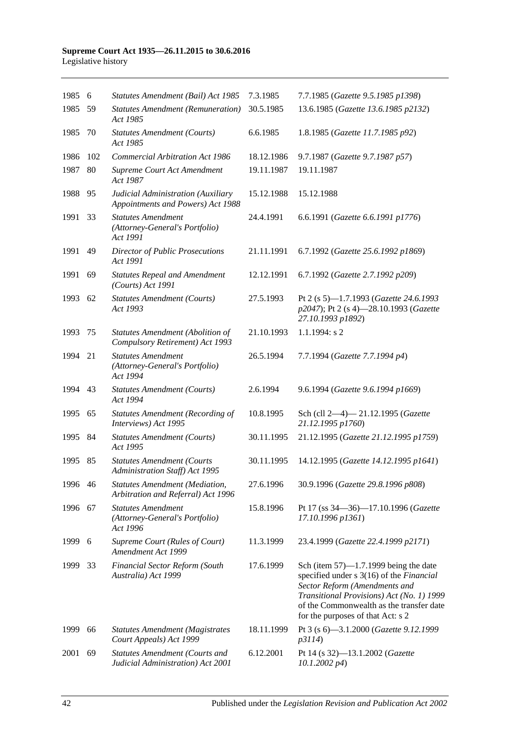| | | | | |
|---|---|---|---|---|
| 1985 | 6 | *Statutes Amendment (Bail) Act 1985* | 7.3.1985 | 7.7.1985 (*Gazette 9.5.1985 p1398*) |
| 1985 | 59 | *Statutes Amendment (Remuneration) Act 1985* | 30.5.1985 | 13.6.1985 (*Gazette 13.6.1985 p2132*) |
| 1985 | 70 | *Statutes Amendment (Courts) Act 1985* | 6.6.1985 | 1.8.1985 (*Gazette 11.7.1985 p92*) |
| 1986 | 102 | *Commercial Arbitration Act 1986* | 18.12.1986 | 9.7.1987 (*Gazette 9.7.1987 p57*) |
| 1987 | 80 | *Supreme Court Act Amendment Act 1987* | 19.11.1987 | 19.11.1987 |
| 1988 | 95 | *Judicial Administration (Auxiliary Appointments and Powers) Act 1988* | 15.12.1988 | 15.12.1988 |
| 1991 | 33 | *Statutes Amendment (Attorney-General's Portfolio) Act 1991* | 24.4.1991 | 6.6.1991 (*Gazette 6.6.1991 p1776*) |
| 1991 | 49 | *Director of Public Prosecutions Act 1991* | 21.11.1991 | 6.7.1992 (*Gazette 25.6.1992 p1869*) |
| 1991 | 69 | *Statutes Repeal and Amendment (Courts) Act 1991* | 12.12.1991 | 6.7.1992 (*Gazette 2.7.1992 p209*) |
| 1993 | 62 | *Statutes Amendment (Courts) Act 1993* | 27.5.1993 | Pt 2 (s 5)—1.7.1993 (*Gazette 24.6.1993 p2047*); Pt 2 (s 4)—28.10.1993 (*Gazette 27.10.1993 p1892*) |
| 1993 | 75 | *Statutes Amendment (Abolition of Compulsory Retirement) Act 1993* | 21.10.1993 | 1.1.1994: s 2 |
| 1994 | 21 | *Statutes Amendment (Attorney-General's Portfolio) Act 1994* | 26.5.1994 | 7.7.1994 (*Gazette 7.7.1994 p4*) |
| 1994 | 43 | *Statutes Amendment (Courts) Act 1994* | 2.6.1994 | 9.6.1994 (*Gazette 9.6.1994 p1669*) |
| 1995 | 65 | *Statutes Amendment (Recording of Interviews) Act 1995* | 10.8.1995 | Sch (cll 2—4)— 21.12.1995 (*Gazette 21.12.1995 p1760*) |
| 1995 | 84 | *Statutes Amendment (Courts) Act 1995* | 30.11.1995 | 21.12.1995 (*Gazette 21.12.1995 p1759*) |
| 1995 | 85 | *Statutes Amendment (Courts Administration Staff) Act 1995* | 30.11.1995 | 14.12.1995 (*Gazette 14.12.1995 p1641*) |
| 1996 | 46 | *Statutes Amendment (Mediation, Arbitration and Referral) Act 1996* | 27.6.1996 | 30.9.1996 (*Gazette 29.8.1996 p808*) |
| 1996 | 67 | *Statutes Amendment (Attorney-General's Portfolio) Act 1996* | 15.8.1996 | Pt 17 (ss 34—36)—17.10.1996 (*Gazette 17.10.1996 p1361*) |
| 1999 | 6 | *Supreme Court (Rules of Court) Amendment Act 1999* | 11.3.1999 | 23.4.1999 (*Gazette 22.4.1999 p2171*) |
| 1999 | 33 | *Financial Sector Reform (South Australia) Act 1999* | 17.6.1999 | Sch (item 57)—1.7.1999 being the date specified under s 3(16) of the *Financial Sector Reform (Amendments and Transitional Provisions) Act (No. 1) 1999* of the Commonwealth as the transfer date for the purposes of that Act: s 2 |
| 1999 | 66 | *Statutes Amendment (Magistrates Court Appeals) Act 1999* | 18.11.1999 | Pt 3 (s 6)—3.1.2000 (*Gazette 9.12.1999 p3114*) |
| 2001 | 69 | *Statutes Amendment (Courts and Judicial Administration) Act 2001* | 6.12.2001 | Pt 14 (s 32)—13.1.2002 (*Gazette 10.1.2002 p4*) |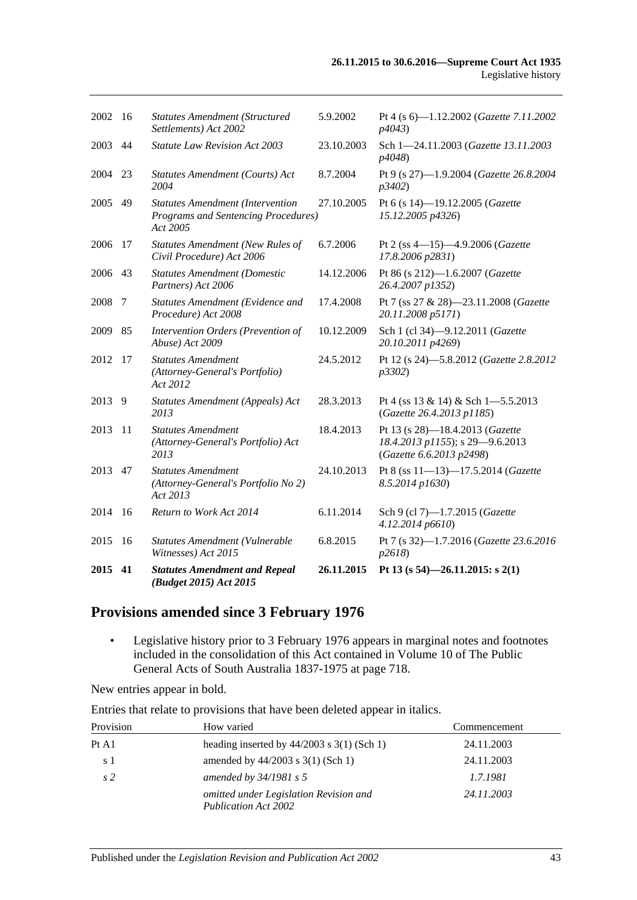| | | | | |
|---|---|---|---|---|
| 2002 | 16 | *Statutes Amendment (Structured Settlements) Act 2002* | 5.9.2002 | Pt 4 (s 6)—1.12.2002 (*Gazette 7.11.2002 p4043*) |
| 2003 | 44 | *Statute Law Revision Act 2003* | 23.10.2003 | Sch 1—24.11.2003 (*Gazette 13.11.2003 p4048*) |
| 2004 | 23 | *Statutes Amendment (Courts) Act 2004* | 8.7.2004 | Pt 9 (s 27)—1.9.2004 (*Gazette 26.8.2004 p3402*) |
| 2005 | 49 | *Statutes Amendment (Intervention Programs and Sentencing Procedures) Act 2005* | 27.10.2005 | Pt 6 (s 14)—19.12.2005 (*Gazette 15.12.2005 p4326*) |
| 2006 | 17 | *Statutes Amendment (New Rules of Civil Procedure) Act 2006* | 6.7.2006 | Pt 2 (ss 4—15)—4.9.2006 (*Gazette 17.8.2006 p2831*) |
| 2006 | 43 | *Statutes Amendment (Domestic Partners) Act 2006* | 14.12.2006 | Pt 86 (s 212)—1.6.2007 (*Gazette 26.4.2007 p1352*) |
| 2008 | 7 | *Statutes Amendment (Evidence and Procedure) Act 2008* | 17.4.2008 | Pt 7 (ss 27 & 28)—23.11.2008 (*Gazette 20.11.2008 p5171*) |
| 2009 | 85 | *Intervention Orders (Prevention of Abuse) Act 2009* | 10.12.2009 | Sch 1 (cl 34)—9.12.2011 (*Gazette 20.10.2011 p4269*) |
| 2012 | 17 | *Statutes Amendment (Attorney-General's Portfolio) Act 2012* | 24.5.2012 | Pt 12 (s 24)—5.8.2012 (*Gazette 2.8.2012 p3302*) |
| 2013 | 9 | *Statutes Amendment (Appeals) Act 2013* | 28.3.2013 | Pt 4 (ss 13 & 14) & Sch 1—5.5.2013 (*Gazette 26.4.2013 p1185*) |
| 2013 | 11 | *Statutes Amendment (Attorney-General's Portfolio) Act 2013* | 18.4.2013 | Pt 13 (s 28)—18.4.2013 (*Gazette 18.4.2013 p1155*); s 29—9.6.2013 (*Gazette 6.6.2013 p2498*) |
| 2013 | 47 | *Statutes Amendment (Attorney-General's Portfolio No 2) Act 2013* | 24.10.2013 | Pt 8 (ss 11—13)—17.5.2014 (*Gazette 8.5.2014 p1630*) |
| 2014 | 16 | *Return to Work Act 2014* | 6.11.2014 | Sch 9 (cl 7)—1.7.2015 (*Gazette 4.12.2014 p6610*) |
| 2015 | 16 | *Statutes Amendment (Vulnerable Witnesses) Act 2015* | 6.8.2015 | Pt 7 (s 32)—1.7.2016 (*Gazette 23.6.2016 p2618*) |
| **2015** | **41** | ***Statutes Amendment and Repeal (Budget 2015) Act 2015*** | **26.11.2015** | **Pt 13 (s 54)—26.11.2015: s 2(1)** |

## Provisions amended since 3 February 1976

- Legislative history prior to 3 February 1976 appears in marginal notes and footnotes included in the consolidation of this Act contained in Volume 10 of The Public General Acts of South Australia 1837-1975 at page 718.

New entries appear in bold.

Entries that relate to provisions that have been deleted appear in italics.

| Provision | How varied | Commencement |
|---|---|---|
| Pt A1 | heading inserted by 44/2003 s 3(1) (Sch 1) | 24.11.2003 |
| s 1 | amended by 44/2003 s 3(1) (Sch 1) | 24.11.2003 |
| *s 2* | *amended by 34/1981 s 5* | *1.7.1981* |
| | *omitted under Legislation Revision and Publication Act 2002* | *24.11.2003* |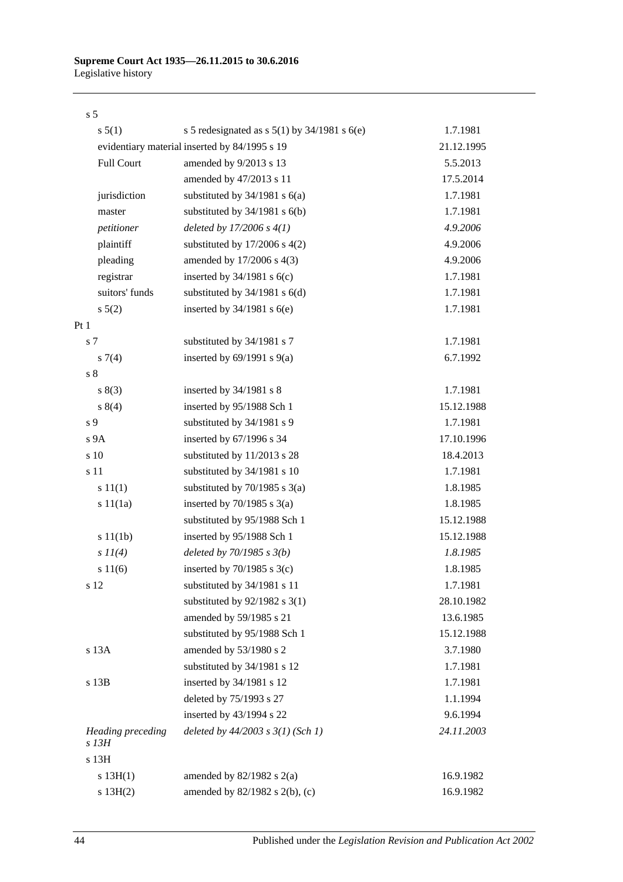| Provision | How varied | Commencement |
|---|---|---|
| s 5 | | |
| s 5(1) | s 5 redesignated as s 5(1) by 34/1981 s 6(e) | 1.7.1981 |
| evidentiary material | inserted by 84/1995 s 19 | 21.12.1995 |
| Full Court | amended by 9/2013 s 13 | 5.5.2013 |
| | amended by 47/2013 s 11 | 17.5.2014 |
| jurisdiction | substituted by 34/1981 s 6(a) | 1.7.1981 |
| master | substituted by 34/1981 s 6(b) | 1.7.1981 |
| *petitioner* | *deleted by 17/2006 s 4(1)* | *4.9.2006* |
| plaintiff | substituted by 17/2006 s 4(2) | 4.9.2006 |
| pleading | amended by 17/2006 s 4(3) | 4.9.2006 |
| registrar | inserted by 34/1981 s 6(c) | 1.7.1981 |
| suitors' funds | substituted by 34/1981 s 6(d) | 1.7.1981 |
| s 5(2) | inserted by 34/1981 s 6(e) | 1.7.1981 |
| Pt 1 | | |
| s 7 | substituted by 34/1981 s 7 | 1.7.1981 |
| s 7(4) | inserted by 69/1991 s 9(a) | 6.7.1992 |
| s 8 | | |
| s 8(3) | inserted by 34/1981 s 8 | 1.7.1981 |
| s 8(4) | inserted by 95/1988 Sch 1 | 15.12.1988 |
| s 9 | substituted by 34/1981 s 9 | 1.7.1981 |
| s 9A | inserted by 67/1996 s 34 | 17.10.1996 |
| s 10 | substituted by 11/2013 s 28 | 18.4.2013 |
| s 11 | substituted by 34/1981 s 10 | 1.7.1981 |
| s 11(1) | substituted by 70/1985 s 3(a) | 1.8.1985 |
| s 11(1a) | inserted by 70/1985 s 3(a) | 1.8.1985 |
| | substituted by 95/1988 Sch 1 | 15.12.1988 |
| s 11(1b) | inserted by 95/1988 Sch 1 | 15.12.1988 |
| *s 11(4)* | *deleted by 70/1985 s 3(b)* | *1.8.1985* |
| s 11(6) | inserted by 70/1985 s 3(c) | 1.8.1985 |
| s 12 | substituted by 34/1981 s 11 | 1.7.1981 |
| | substituted by 92/1982 s 3(1) | 28.10.1982 |
| | amended by 59/1985 s 21 | 13.6.1985 |
| | substituted by 95/1988 Sch 1 | 15.12.1988 |
| s 13A | amended by 53/1980 s 2 | 3.7.1980 |
| | substituted by 34/1981 s 12 | 1.7.1981 |
| s 13B | inserted by 34/1981 s 12 | 1.7.1981 |
| | deleted by 75/1993 s 27 | 1.1.1994 |
| | inserted by 43/1994 s 22 | 9.6.1994 |
| *Heading preceding s 13H* | *deleted by 44/2003 s 3(1) (Sch 1)* | *24.11.2003* |
| s 13H | | |
| s 13H(1) | amended by 82/1982 s 2(a) | 16.9.1982 |
| s 13H(2) | amended by 82/1982 s 2(b), (c) | 16.9.1982 |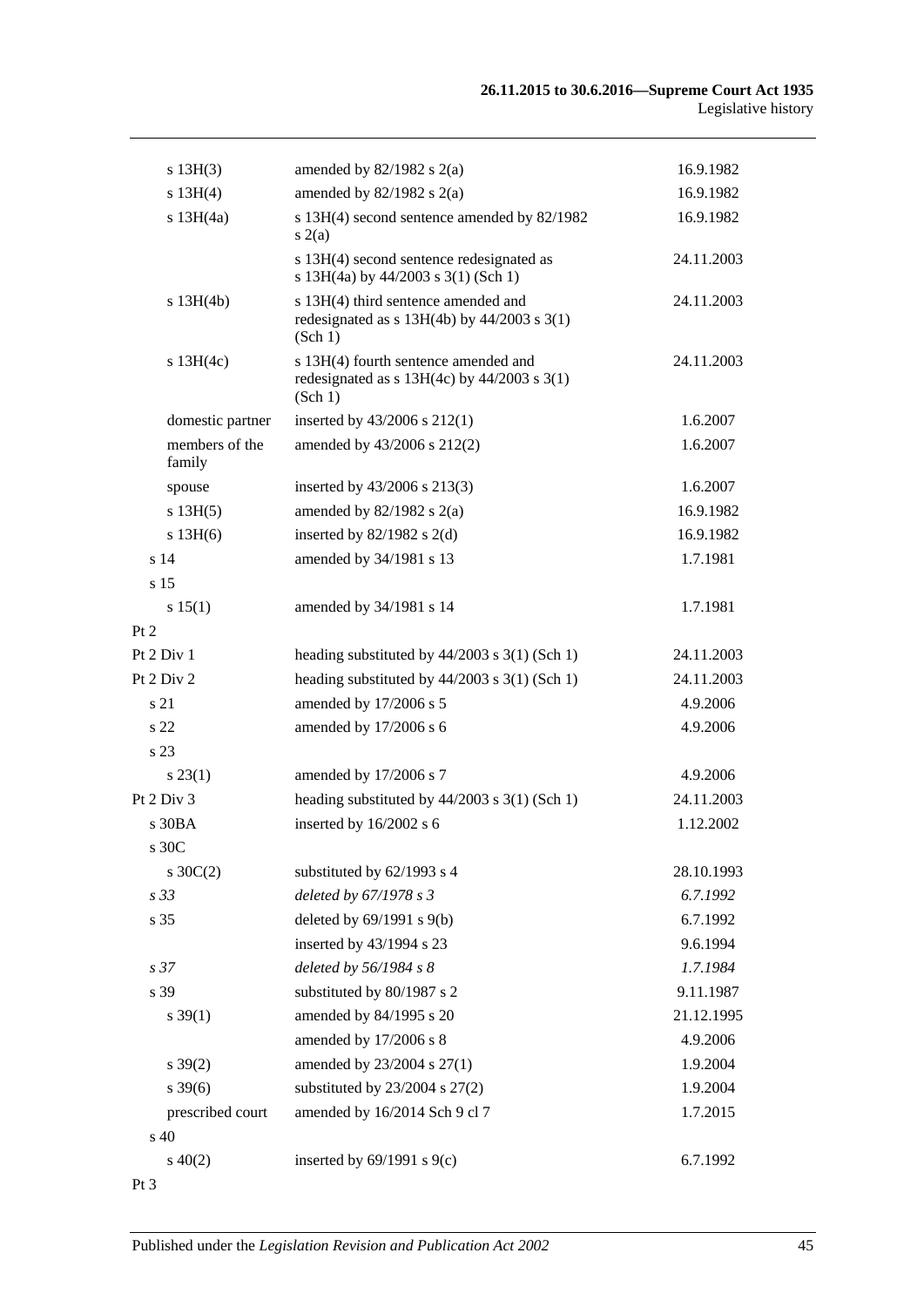| | | |
|---|---|---|
| s 13H(3) | amended by 82/1982 s 2(a) | 16.9.1982 |
| s 13H(4) | amended by 82/1982 s 2(a) | 16.9.1982 |
| s 13H(4a) | s 13H(4) second sentence amended by 82/1982 s 2(a) | 16.9.1982 |
| | s 13H(4) second sentence redesignated as s 13H(4a) by 44/2003 s 3(1) (Sch 1) | 24.11.2003 |
| s 13H(4b) | s 13H(4) third sentence amended and redesignated as s 13H(4b) by 44/2003 s 3(1) (Sch 1) | 24.11.2003 |
| s 13H(4c) | s 13H(4) fourth sentence amended and redesignated as s 13H(4c) by 44/2003 s 3(1) (Sch 1) | 24.11.2003 |
| domestic partner | inserted by 43/2006 s 212(1) | 1.6.2007 |
| members of the family | amended by 43/2006 s 212(2) | 1.6.2007 |
| spouse | inserted by 43/2006 s 213(3) | 1.6.2007 |
| s 13H(5) | amended by 82/1982 s 2(a) | 16.9.1982 |
| s 13H(6) | inserted by 82/1982 s 2(d) | 16.9.1982 |
| s 14 | amended by 34/1981 s 13 | 1.7.1981 |
| s 15 | | |
| s 15(1) | amended by 34/1981 s 14 | 1.7.1981 |
| Pt 2 | | |
| Pt 2 Div 1 | heading substituted by 44/2003 s 3(1) (Sch 1) | 24.11.2003 |
| Pt 2 Div 2 | heading substituted by 44/2003 s 3(1) (Sch 1) | 24.11.2003 |
| s 21 | amended by 17/2006 s 5 | 4.9.2006 |
| s 22 | amended by 17/2006 s 6 | 4.9.2006 |
| s 23 | | |
| s 23(1) | amended by 17/2006 s 7 | 4.9.2006 |
| Pt 2 Div 3 | heading substituted by 44/2003 s 3(1) (Sch 1) | 24.11.2003 |
| s 30BA | inserted by 16/2002 s 6 | 1.12.2002 |
| s 30C | | |
| s 30C(2) | substituted by 62/1993 s 4 | 28.10.1993 |
| *s 33* | *deleted by 67/1978 s 3* | *6.7.1992* |
| s 35 | deleted by 69/1991 s 9(b) | 6.7.1992 |
| | inserted by 43/1994 s 23 | 9.6.1994 |
| *s 37* | *deleted by 56/1984 s 8* | *1.7.1984* |
| s 39 | substituted by 80/1987 s 2 | 9.11.1987 |
| s 39(1) | amended by 84/1995 s 20 | 21.12.1995 |
| | amended by 17/2006 s 8 | 4.9.2006 |
| s 39(2) | amended by 23/2004 s 27(1) | 1.9.2004 |
| s 39(6) | substituted by 23/2004 s 27(2) | 1.9.2004 |
| prescribed court | amended by 16/2014 Sch 9 cl 7 | 1.7.2015 |
| s 40 | | |
| s 40(2) | inserted by 69/1991 s 9(c) | 6.7.1992 |
| Pt 3 | | |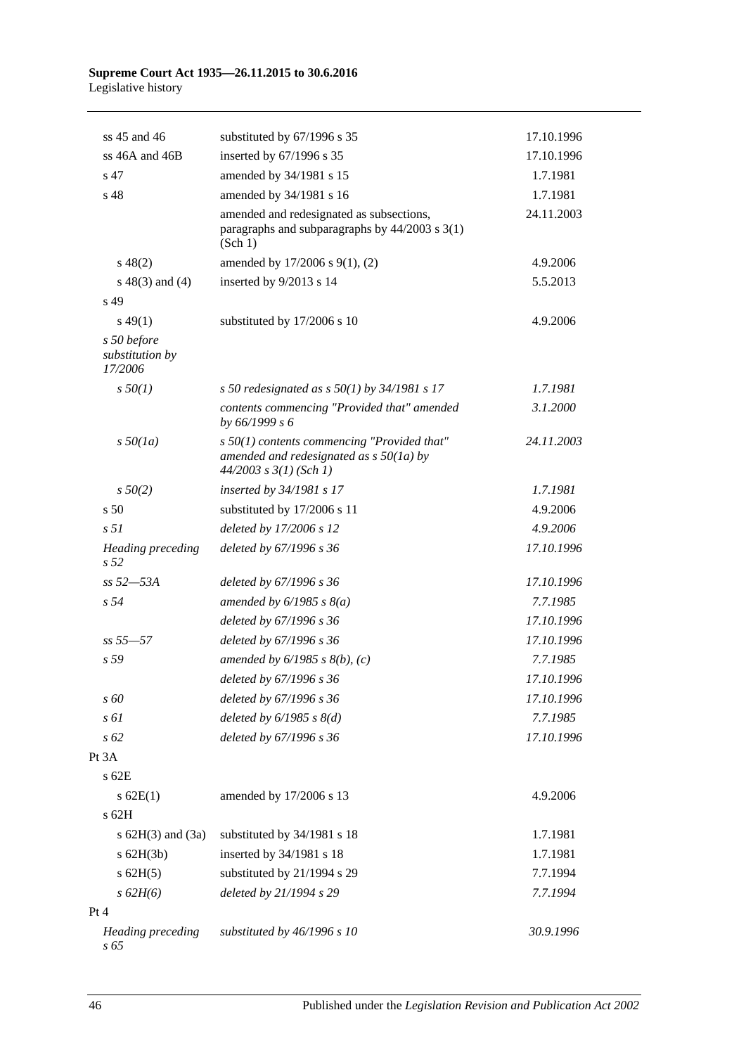| | | |
|---|---|---|
| ss 45 and 46 | substituted by 67/1996 s 35 | 17.10.1996 |
| ss 46A and 46B | inserted by 67/1996 s 35 | 17.10.1996 |
| s 47 | amended by 34/1981 s 15 | 1.7.1981 |
| s 48 | amended by 34/1981 s 16 | 1.7.1981 |
| | amended and redesignated as subsections, paragraphs and subparagraphs by 44/2003 s 3(1) (Sch 1) | 24.11.2003 |
| s 48(2) | amended by 17/2006 s 9(1), (2) | 4.9.2006 |
| s 48(3) and (4) | inserted by 9/2013 s 14 | 5.5.2013 |
| s 49 | | |
| s 49(1) | substituted by 17/2006 s 10 | 4.9.2006 |
| *s 50 before substitution by 17/2006* | | |
| *s 50(1)* | *s 50 redesignated as s 50(1) by 34/1981 s 17* | *1.7.1981* |
| | *contents commencing "Provided that" amended by 66/1999 s 6* | *3.1.2000* |
| *s 50(1a)* | *s 50(1) contents commencing "Provided that" amended and redesignated as s 50(1a) by 44/2003 s 3(1) (Sch 1)* | *24.11.2003* |
| *s 50(2)* | *inserted by 34/1981 s 17* | *1.7.1981* |
| s 50 | substituted by 17/2006 s 11 | 4.9.2006 |
| *s 51* | *deleted by 17/2006 s 12* | *4.9.2006* |
| *Heading preceding s 52* | *deleted by 67/1996 s 36* | *17.10.1996* |
| *ss 52—53A* | *deleted by 67/1996 s 36* | *17.10.1996* |
| *s 54* | *amended by 6/1985 s 8(a)* | *7.7.1985* |
| | *deleted by 67/1996 s 36* | *17.10.1996* |
| *ss 55—57* | *deleted by 67/1996 s 36* | *17.10.1996* |
| *s 59* | *amended by 6/1985 s 8(b), (c)* | *7.7.1985* |
| | *deleted by 67/1996 s 36* | *17.10.1996* |
| *s 60* | *deleted by 67/1996 s 36* | *17.10.1996* |
| *s 61* | *deleted by 6/1985 s 8(d)* | *7.7.1985* |
| *s 62* | *deleted by 67/1996 s 36* | *17.10.1996* |
| Pt 3A | | |
| s 62E | | |
| s 62E(1) | amended by 17/2006 s 13 | 4.9.2006 |
| s 62H | | |
| s 62H(3) and (3a) | substituted by 34/1981 s 18 | 1.7.1981 |
| s 62H(3b) | inserted by 34/1981 s 18 | 1.7.1981 |
| s 62H(5) | substituted by 21/1994 s 29 | 7.7.1994 |
| *s 62H(6)* | *deleted by 21/1994 s 29* | *7.7.1994* |
| Pt 4 | | |
| *Heading preceding s 65* | *substituted by 46/1996 s 10* | *30.9.1996* |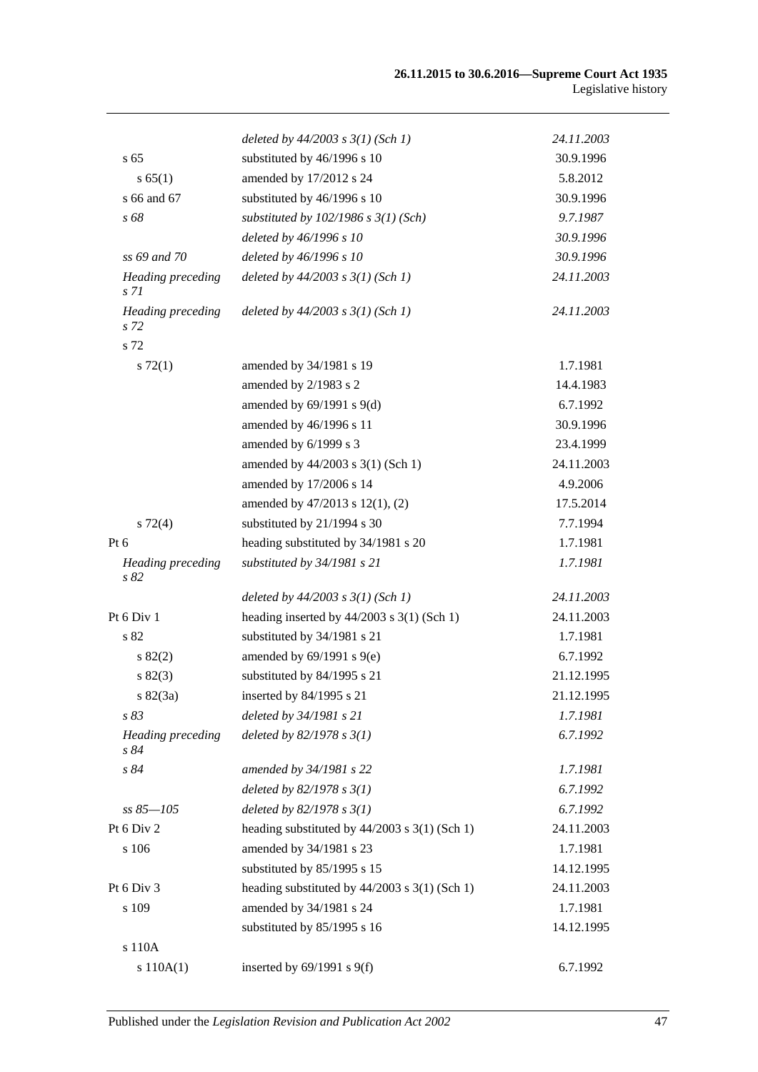| | | |
|---|---|---|
| | *deleted by 44/2003 s 3(1) (Sch 1)* | *24.11.2003* |
| s 65 | substituted by 46/1996 s 10 | 30.9.1996 |
| s 65(1) | amended by 17/2012 s 24 | 5.8.2012 |
| s 66 and 67 | substituted by 46/1996 s 10 | 30.9.1996 |
| *s 68* | *substituted by 102/1986 s 3(1) (Sch)* | *9.7.1987* |
| | *deleted by 46/1996 s 10* | *30.9.1996* |
| *ss 69 and 70* | *deleted by 46/1996 s 10* | *30.9.1996* |
| *Heading preceding s 71* | *deleted by 44/2003 s 3(1) (Sch 1)* | *24.11.2003* |
| *Heading preceding s 72* | *deleted by 44/2003 s 3(1) (Sch 1)* | *24.11.2003* |
| s 72 | | |
| s 72(1) | amended by 34/1981 s 19 | 1.7.1981 |
| | amended by 2/1983 s 2 | 14.4.1983 |
| | amended by 69/1991 s 9(d) | 6.7.1992 |
| | amended by 46/1996 s 11 | 30.9.1996 |
| | amended by 6/1999 s 3 | 23.4.1999 |
| | amended by 44/2003 s 3(1) (Sch 1) | 24.11.2003 |
| | amended by 17/2006 s 14 | 4.9.2006 |
| | amended by 47/2013 s 12(1), (2) | 17.5.2014 |
| s 72(4) | substituted by 21/1994 s 30 | 7.7.1994 |
| Pt 6 | heading substituted by 34/1981 s 20 | 1.7.1981 |
| *Heading preceding s 82* | *substituted by 34/1981 s 21* | *1.7.1981* |
| | *deleted by 44/2003 s 3(1) (Sch 1)* | *24.11.2003* |
| Pt 6 Div 1 | heading inserted by 44/2003 s 3(1) (Sch 1) | 24.11.2003 |
| s 82 | substituted by 34/1981 s 21 | 1.7.1981 |
| s 82(2) | amended by 69/1991 s 9(e) | 6.7.1992 |
| s 82(3) | substituted by 84/1995 s 21 | 21.12.1995 |
| s 82(3a) | inserted by 84/1995 s 21 | 21.12.1995 |
| *s 83* | *deleted by 34/1981 s 21* | *1.7.1981* |
| *Heading preceding s 84* | *deleted by 82/1978 s 3(1)* | *6.7.1992* |
| *s 84* | *amended by 34/1981 s 22* | *1.7.1981* |
| | *deleted by 82/1978 s 3(1)* | *6.7.1992* |
| *ss 85—105* | *deleted by 82/1978 s 3(1)* | *6.7.1992* |
| Pt 6 Div 2 | heading substituted by 44/2003 s 3(1) (Sch 1) | 24.11.2003 |
| s 106 | amended by 34/1981 s 23 | 1.7.1981 |
| | substituted by 85/1995 s 15 | 14.12.1995 |
| Pt 6 Div 3 | heading substituted by 44/2003 s 3(1) (Sch 1) | 24.11.2003 |
| s 109 | amended by 34/1981 s 24 | 1.7.1981 |
| | substituted by 85/1995 s 16 | 14.12.1995 |
| s 110A | | |
| s 110A(1) | inserted by 69/1991 s 9(f) | 6.7.1992 |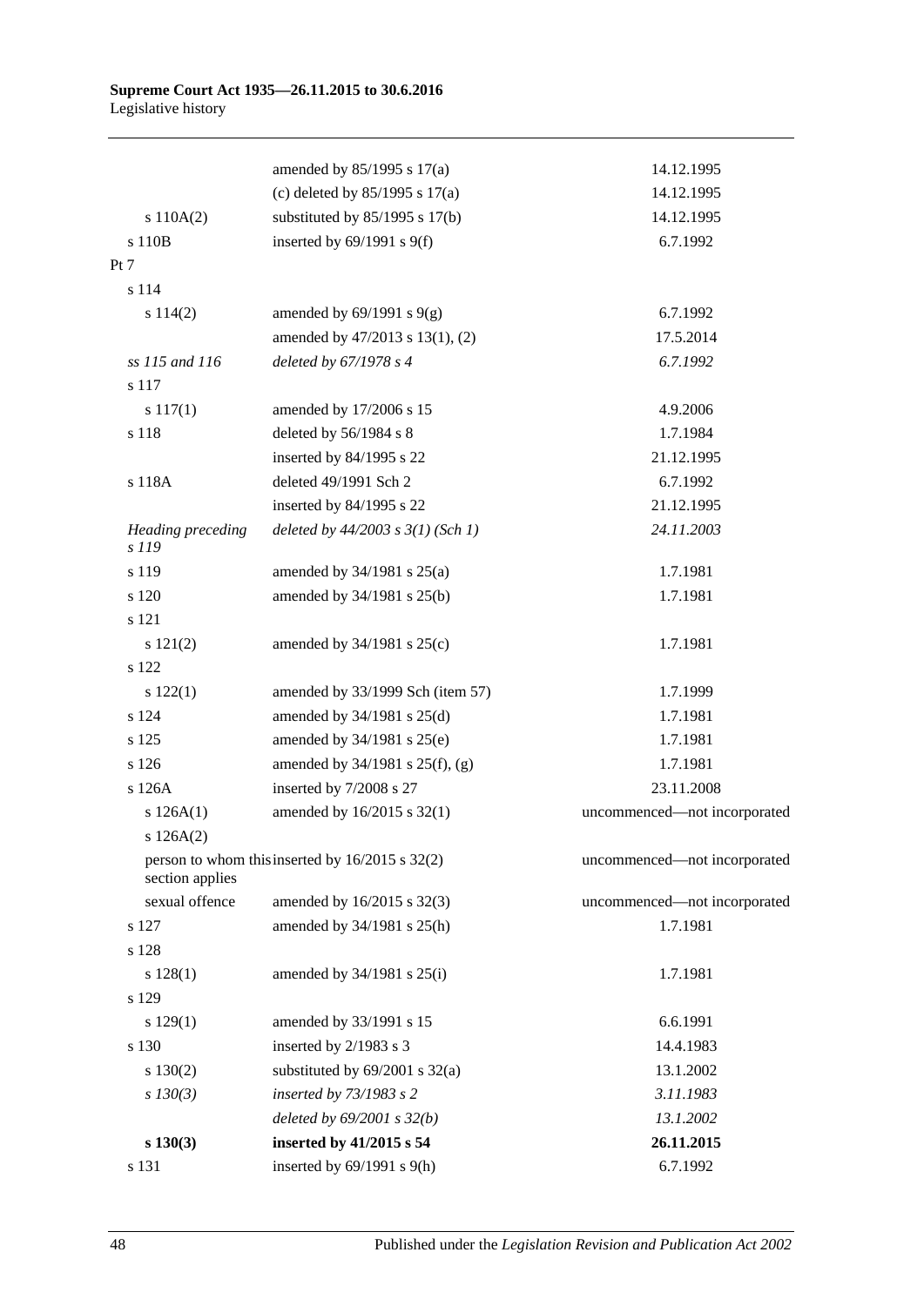| | | |
|---|---|---|
| | amended by 85/1995 s 17(a) | 14.12.1995 |
| | (c) deleted by 85/1995 s 17(a) | 14.12.1995 |
| s 110A(2) | substituted by 85/1995 s 17(b) | 14.12.1995 |
| s 110B | inserted by 69/1991 s 9(f) | 6.7.1992 |
| Pt 7 | | |
| s 114 | | |
| s 114(2) | amended by 69/1991 s 9(g) | 6.7.1992 |
| | amended by 47/2013 s 13(1), (2) | 17.5.2014 |
| *ss 115 and 116* | *deleted by 67/1978 s 4* | *6.7.1992* |
| s 117 | | |
| s 117(1) | amended by 17/2006 s 15 | 4.9.2006 |
| s 118 | deleted by 56/1984 s 8 | 1.7.1984 |
| | inserted by 84/1995 s 22 | 21.12.1995 |
| s 118A | deleted 49/1991 Sch 2 | 6.7.1992 |
| | inserted by 84/1995 s 22 | 21.12.1995 |
| *Heading preceding s 119* | *deleted by 44/2003 s 3(1) (Sch 1)* | *24.11.2003* |
| s 119 | amended by 34/1981 s 25(a) | 1.7.1981 |
| s 120 | amended by 34/1981 s 25(b) | 1.7.1981 |
| s 121 | | |
| s 121(2) | amended by 34/1981 s 25(c) | 1.7.1981 |
| s 122 | | |
| s 122(1) | amended by 33/1999 Sch (item 57) | 1.7.1999 |
| s 124 | amended by 34/1981 s 25(d) | 1.7.1981 |
| s 125 | amended by 34/1981 s 25(e) | 1.7.1981 |
| s 126 | amended by 34/1981 s 25(f), (g) | 1.7.1981 |
| s 126A | inserted by 7/2008 s 27 | 23.11.2008 |
| s 126A(1) | amended by 16/2015 s 32(1) | uncommenced—not incorporated |
| s 126A(2) | | |
| person to whom this section applies | inserted by 16/2015 s 32(2) | uncommenced—not incorporated |
| sexual offence | amended by 16/2015 s 32(3) | uncommenced—not incorporated |
| s 127 | amended by 34/1981 s 25(h) | 1.7.1981 |
| s 128 | | |
| s 128(1) | amended by 34/1981 s 25(i) | 1.7.1981 |
| s 129 | | |
| s 129(1) | amended by 33/1991 s 15 | 6.6.1991 |
| s 130 | inserted by 2/1983 s 3 | 14.4.1983 |
| s 130(2) | substituted by 69/2001 s 32(a) | 13.1.2002 |
| *s 130(3)* | *inserted by 73/1983 s 2* | *3.11.1983* |
| | *deleted by 69/2001 s 32(b)* | *13.1.2002* |
| **s 130(3)** | **inserted by 41/2015 s 54** | **26.11.2015** |
| s 131 | inserted by 69/1991 s 9(h) | 6.7.1992 |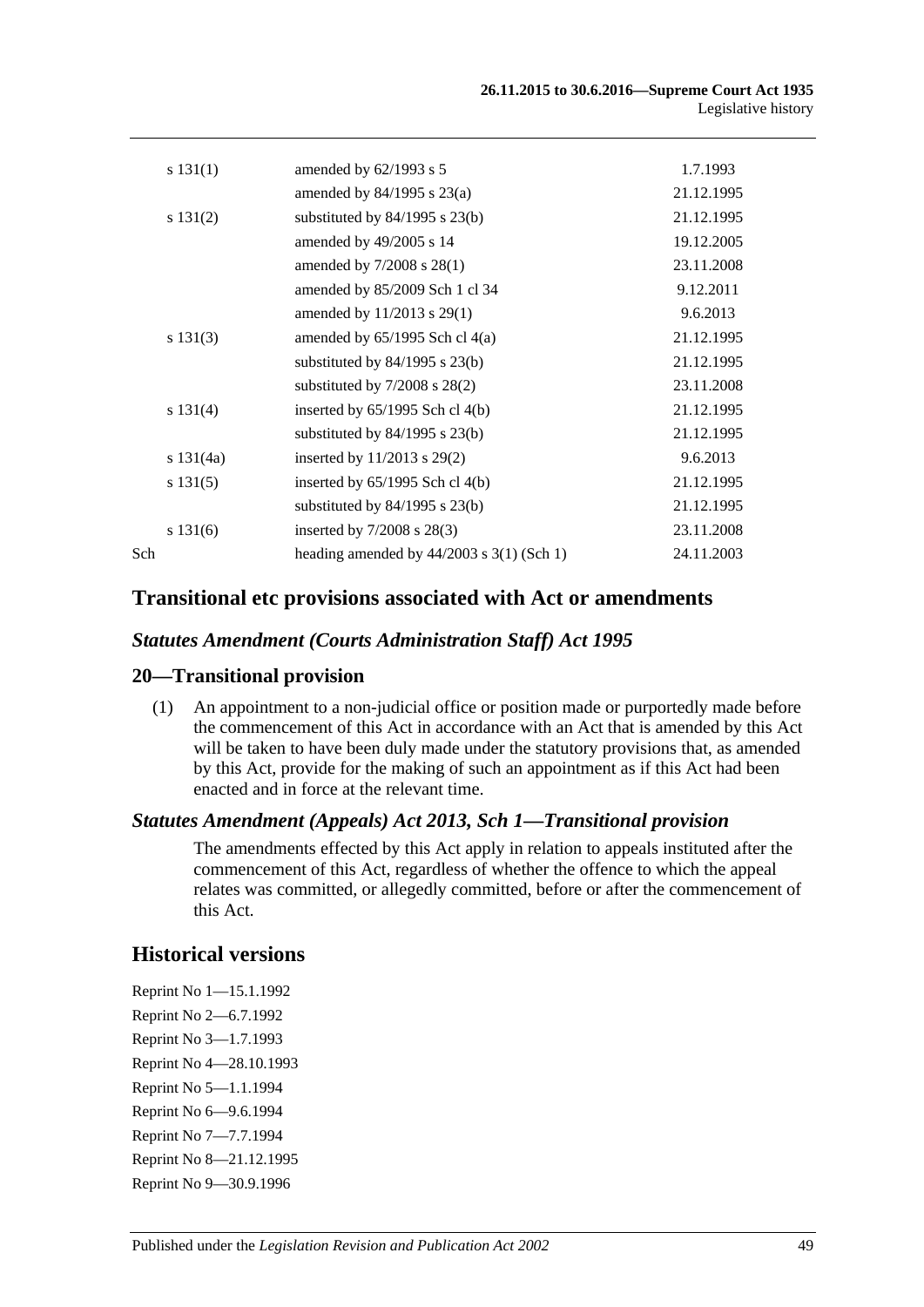| | | |
|---|---|---|
| s 131(1) | amended by 62/1993 s 5 | 1.7.1993 |
| | amended by 84/1995 s 23(a) | 21.12.1995 |
| s 131(2) | substituted by 84/1995 s 23(b) | 21.12.1995 |
| | amended by 49/2005 s 14 | 19.12.2005 |
| | amended by 7/2008 s 28(1) | 23.11.2008 |
| | amended by 85/2009 Sch 1 cl 34 | 9.12.2011 |
| | amended by 11/2013 s 29(1) | 9.6.2013 |
| s 131(3) | amended by 65/1995 Sch cl 4(a) | 21.12.1995 |
| | substituted by 84/1995 s 23(b) | 21.12.1995 |
| | substituted by 7/2008 s 28(2) | 23.11.2008 |
| s 131(4) | inserted by 65/1995 Sch cl 4(b) | 21.12.1995 |
| | substituted by 84/1995 s 23(b) | 21.12.1995 |
| s 131(4a) | inserted by 11/2013 s 29(2) | 9.6.2013 |
| s 131(5) | inserted by 65/1995 Sch cl 4(b) | 21.12.1995 |
| | substituted by 84/1995 s 23(b) | 21.12.1995 |
| s 131(6) | inserted by 7/2008 s 28(3) | 23.11.2008 |
| Sch | heading amended by 44/2003 s 3(1) (Sch 1) | 24.11.2003 |

## Transitional etc provisions associated with Act or amendments

### *Statutes Amendment (Courts Administration Staff) Act 1995*

### 20—Transitional provision

(1) An appointment to a non-judicial office or position made or purportedly made before the commencement of this Act in accordance with an Act that is amended by this Act will be taken to have been duly made under the statutory provisions that, as amended by this Act, provide for the making of such an appointment as if this Act had been enacted and in force at the relevant time.

### *Statutes Amendment (Appeals) Act 2013, Sch 1—Transitional provision*

The amendments effected by this Act apply in relation to appeals instituted after the commencement of this Act, regardless of whether the offence to which the appeal relates was committed, or allegedly committed, before or after the commencement of this Act.

## Historical versions

Reprint No 1—15.1.1992
Reprint No 2—6.7.1992
Reprint No 3—1.7.1993
Reprint No 4—28.10.1993
Reprint No 5—1.1.1994
Reprint No 6—9.6.1994
Reprint No 7—7.7.1994
Reprint No 8—21.12.1995
Reprint No 9—30.9.1996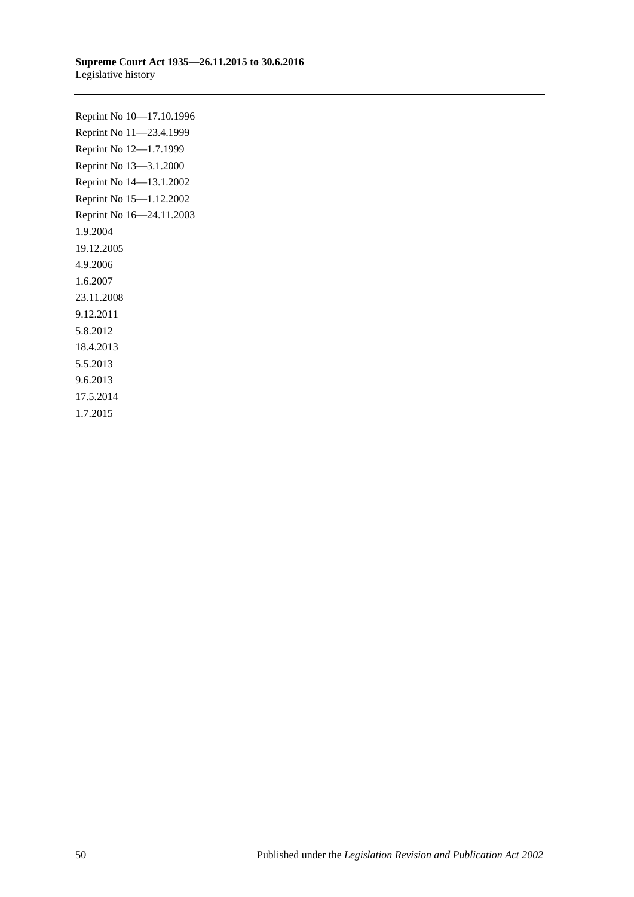Reprint No 10—17.10.1996

Reprint No 11—23.4.1999

Reprint No 12—1.7.1999

Reprint No 13—3.1.2000

Reprint No 14—13.1.2002

Reprint No 15—1.12.2002

Reprint No 16—24.11.2003

1.9.2004

19.12.2005

4.9.2006

1.6.2007

23.11.2008

9.12.2011

5.8.2012

18.4.2013

5.5.2013

9.6.2013

17.5.2014

1.7.2015